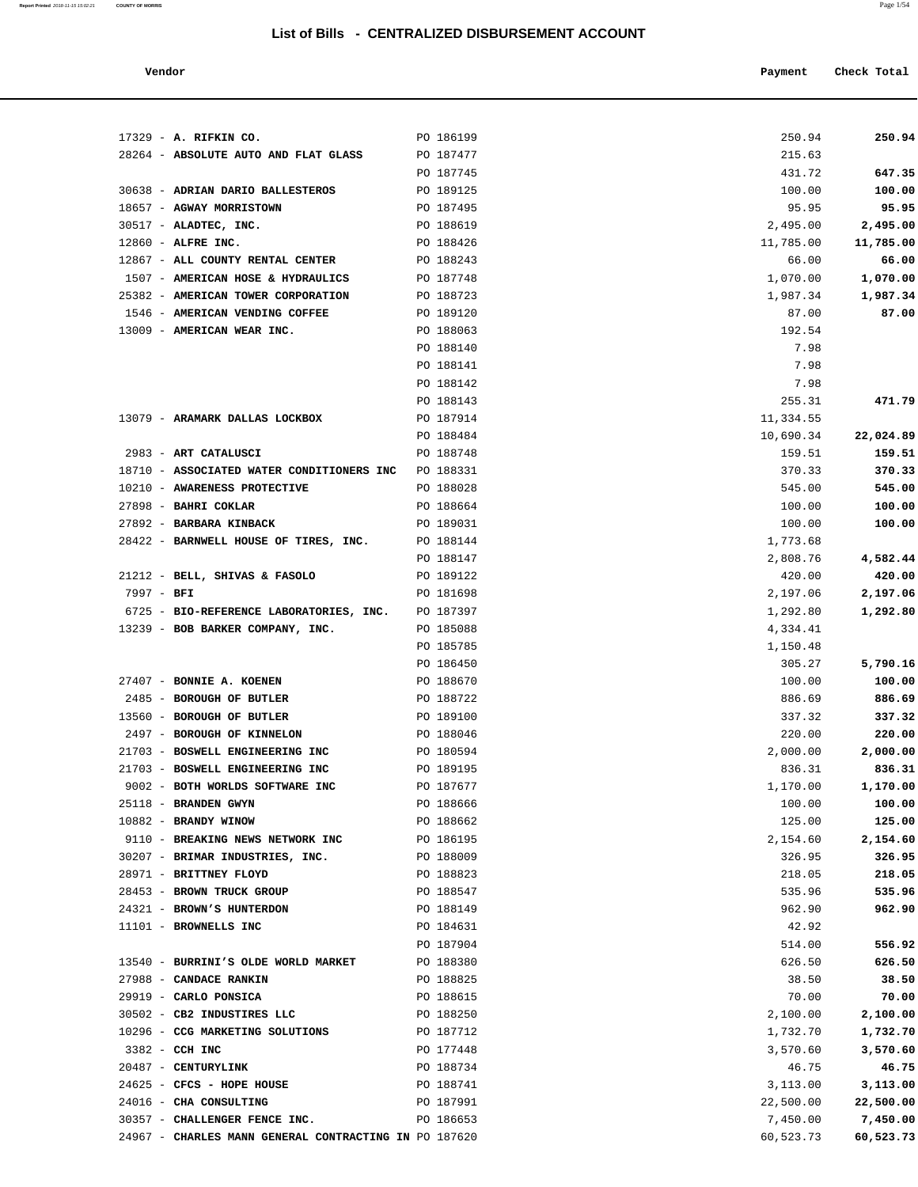# List of Bills - CENTRALIZED DISBURSEMENT ACCOUNT

| Vendor | | Payment | Check Total |
|---|---|---|---|
| 17329 - **A. RIFKIN CO.** | PO 186199 | 250.94 | **250.94** |
| 28264 - **ABSOLUTE AUTO AND FLAT GLASS** | PO 187477 | 215.63 | |
| | PO 187745 | 431.72 | **647.35** |
| 30638 - **ADRIAN DARIO BALLESTEROS** | PO 189125 | 100.00 | **100.00** |
| 18657 - **AGWAY MORRISTOWN** | PO 187495 | 95.95 | **95.95** |
| 30517 - **ALADTEC, INC.** | PO 188619 | 2,495.00 | **2,495.00** |
| 12860 - **ALFRE INC.** | PO 188426 | 11,785.00 | **11,785.00** |
| 12867 - **ALL COUNTY RENTAL CENTER** | PO 188243 | 66.00 | **66.00** |
| 1507 - **AMERICAN HOSE & HYDRAULICS** | PO 187748 | 1,070.00 | **1,070.00** |
| 25382 - **AMERICAN TOWER CORPORATION** | PO 188723 | 1,987.34 | **1,987.34** |
| 1546 - **AMERICAN VENDING COFFEE** | PO 189120 | 87.00 | **87.00** |
| 13009 - **AMERICAN WEAR INC.** | PO 188063 | 192.54 | |
| | PO 188140 | 7.98 | |
| | PO 188141 | 7.98 | |
| | PO 188142 | 7.98 | |
| | PO 188143 | 255.31 | **471.79** |
| 13079 - **ARAMARK DALLAS LOCKBOX** | PO 187914 | 11,334.55 | |
| | PO 188484 | 10,690.34 | **22,024.89** |
| 2983 - **ART CATALUSCI** | PO 188748 | 159.51 | **159.51** |
| 18710 - **ASSOCIATED WATER CONDITIONERS INC** | PO 188331 | 370.33 | **370.33** |
| 10210 - **AWARENESS PROTECTIVE** | PO 188028 | 545.00 | **545.00** |
| 27898 - **BAHRI COKLAR** | PO 188664 | 100.00 | **100.00** |
| 27892 - **BARBARA KINBACK** | PO 189031 | 100.00 | **100.00** |
| 28422 - **BARNWELL HOUSE OF TIRES, INC.** | PO 188144 | 1,773.68 | |
| | PO 188147 | 2,808.76 | **4,582.44** |
| 21212 - **BELL, SHIVAS & FASOLO** | PO 189122 | 420.00 | **420.00** |
| 7997 - **BFI** | PO 181698 | 2,197.06 | **2,197.06** |
| 6725 - **BIO-REFERENCE LABORATORIES, INC.** | PO 187397 | 1,292.80 | **1,292.80** |
| 13239 - **BOB BARKER COMPANY, INC.** | PO 185088 | 4,334.41 | |
| | PO 185785 | 1,150.48 | |
| | PO 186450 | 305.27 | **5,790.16** |
| 27407 - **BONNIE A. KOENEN** | PO 188670 | 100.00 | **100.00** |
| 2485 - **BOROUGH OF BUTLER** | PO 188722 | 886.69 | **886.69** |
| 13560 - **BOROUGH OF BUTLER** | PO 189100 | 337.32 | **337.32** |
| 2497 - **BOROUGH OF KINNELON** | PO 188046 | 220.00 | **220.00** |
| 21703 - **BOSWELL ENGINEERING INC** | PO 180594 | 2,000.00 | **2,000.00** |
| 21703 - **BOSWELL ENGINEERING INC** | PO 189195 | 836.31 | **836.31** |
| 9002 - **BOTH WORLDS SOFTWARE INC** | PO 187677 | 1,170.00 | **1,170.00** |
| 25118 - **BRANDEN GWYN** | PO 188666 | 100.00 | **100.00** |
| 10882 - **BRANDY WINOW** | PO 188662 | 125.00 | **125.00** |
| 9110 - **BREAKING NEWS NETWORK INC** | PO 186195 | 2,154.60 | **2,154.60** |
| 30207 - **BRIMAR INDUSTRIES, INC.** | PO 188009 | 326.95 | **326.95** |
| 28971 - **BRITTNEY FLOYD** | PO 188823 | 218.05 | **218.05** |
| 28453 - **BROWN TRUCK GROUP** | PO 188547 | 535.96 | **535.96** |
| 24321 - **BROWN'S HUNTERDON** | PO 188149 | 962.90 | **962.90** |
| 11101 - **BROWNELLS INC** | PO 184631 | 42.92 | |
| | PO 187904 | 514.00 | **556.92** |
| 13540 - **BURRINI'S OLDE WORLD MARKET** | PO 188380 | 626.50 | **626.50** |
| 27988 - **CANDACE RANKIN** | PO 188825 | 38.50 | **38.50** |
| 29919 - **CARLO PONSICA** | PO 188615 | 70.00 | **70.00** |
| 30502 - **CB2 INDUSTIRES LLC** | PO 188250 | 2,100.00 | **2,100.00** |
| 10296 - **CCG MARKETING SOLUTIONS** | PO 187712 | 1,732.70 | **1,732.70** |
| 3382 - **CCH INC** | PO 177448 | 3,570.60 | **3,570.60** |
| 20487 - **CENTURYLINK** | PO 188734 | 46.75 | **46.75** |
| 24625 - **CFCS - HOPE HOUSE** | PO 188741 | 3,113.00 | **3,113.00** |
| 24016 - **CHA CONSULTING** | PO 187991 | 22,500.00 | **22,500.00** |
| 30357 - **CHALLENGER FENCE INC.** | PO 186653 | 7,450.00 | **7,450.00** |
| 24967 - **CHARLES MANN GENERAL CONTRACTING IN** | PO 187620 | 60,523.73 | **60,523.73** |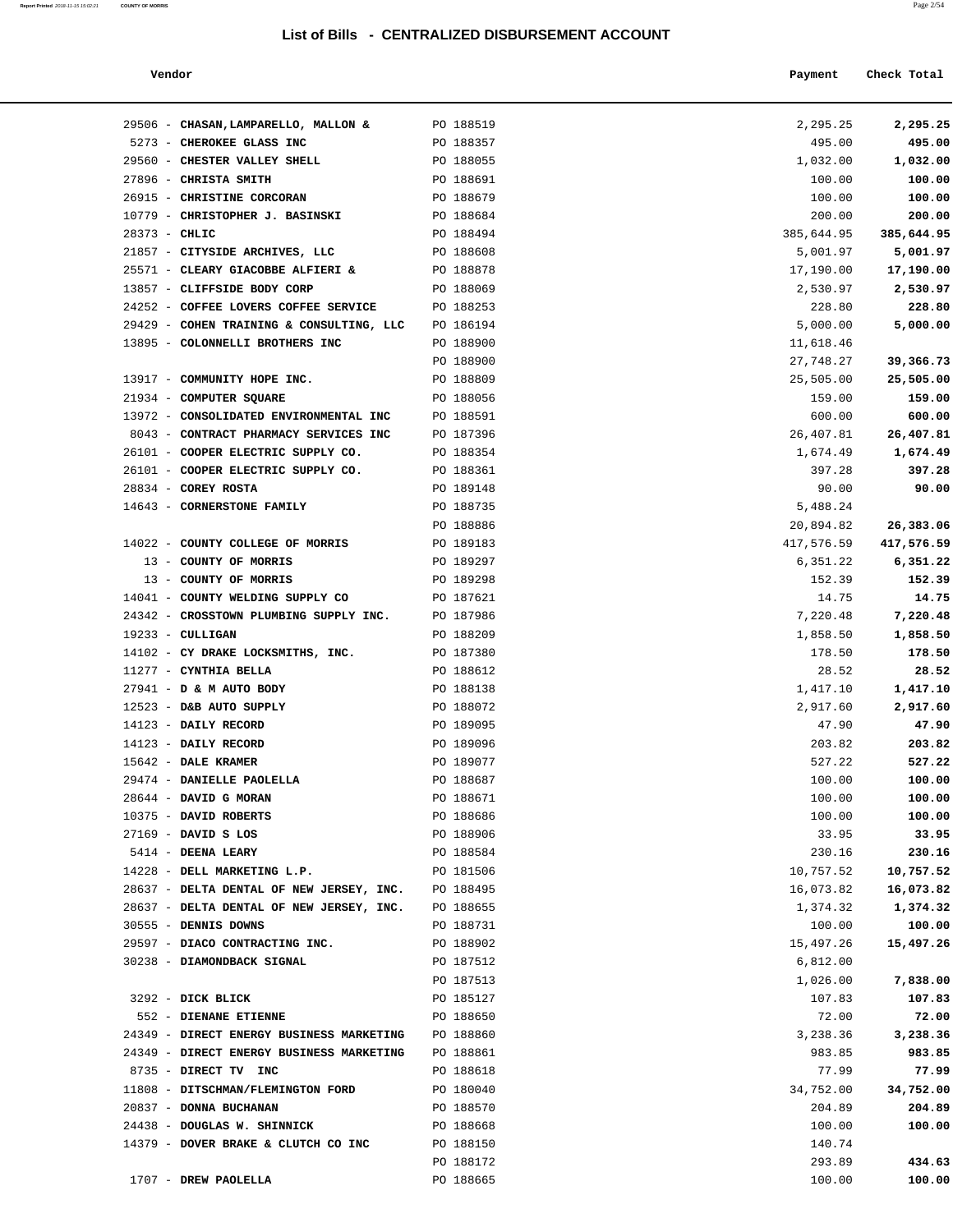## List of Bills - CENTRALIZED DISBURSEMENT ACCOUNT

| Vendor | | Payment | Check Total |
|---|---|---|---|
| 29506 - **CHASAN,LAMPARELLO, MALLON &** | PO 188519 | 2,295.25 | **2,295.25** |
| 5273 - **CHEROKEE GLASS INC** | PO 188357 | 495.00 | **495.00** |
| 29560 - **CHESTER VALLEY SHELL** | PO 188055 | 1,032.00 | **1,032.00** |
| 27896 - **CHRISTA SMITH** | PO 188691 | 100.00 | **100.00** |
| 26915 - **CHRISTINE CORCORAN** | PO 188679 | 100.00 | **100.00** |
| 10779 - **CHRISTOPHER J. BASINSKI** | PO 188684 | 200.00 | **200.00** |
| 28373 - **CHLIC** | PO 188494 | 385,644.95 | **385,644.95** |
| 21857 - **CITYSIDE ARCHIVES, LLC** | PO 188608 | 5,001.97 | **5,001.97** |
| 25571 - **CLEARY GIACOBBE ALFIERI &** | PO 188878 | 17,190.00 | **17,190.00** |
| 13857 - **CLIFFSIDE BODY CORP** | PO 188069 | 2,530.97 | **2,530.97** |
| 24252 - **COFFEE LOVERS COFFEE SERVICE** | PO 188253 | 228.80 | **228.80** |
| 29429 - **COHEN TRAINING & CONSULTING, LLC** | PO 186194 | 5,000.00 | **5,000.00** |
| 13895 - **COLONNELLI BROTHERS INC** | PO 188900 | 11,618.46 | |
| | PO 188900 | 27,748.27 | **39,366.73** |
| 13917 - **COMMUNITY HOPE INC.** | PO 188809 | 25,505.00 | **25,505.00** |
| 21934 - **COMPUTER SQUARE** | PO 188056 | 159.00 | **159.00** |
| 13972 - **CONSOLIDATED ENVIRONMENTAL INC** | PO 188591 | 600.00 | **600.00** |
| 8043 - **CONTRACT PHARMACY SERVICES INC** | PO 187396 | 26,407.81 | **26,407.81** |
| 26101 - **COOPER ELECTRIC SUPPLY CO.** | PO 188354 | 1,674.49 | **1,674.49** |
| 26101 - **COOPER ELECTRIC SUPPLY CO.** | PO 188361 | 397.28 | **397.28** |
| 28834 - **COREY ROSTA** | PO 189148 | 90.00 | **90.00** |
| 14643 - **CORNERSTONE FAMILY** | PO 188735 | 5,488.24 | |
| | PO 188886 | 20,894.82 | **26,383.06** |
| 14022 - **COUNTY COLLEGE OF MORRIS** | PO 189183 | 417,576.59 | **417,576.59** |
| 13 - **COUNTY OF MORRIS** | PO 189297 | 6,351.22 | **6,351.22** |
| 13 - **COUNTY OF MORRIS** | PO 189298 | 152.39 | **152.39** |
| 14041 - **COUNTY WELDING SUPPLY CO** | PO 187621 | 14.75 | **14.75** |
| 24342 - **CROSSTOWN PLUMBING SUPPLY INC.** | PO 187986 | 7,220.48 | **7,220.48** |
| 19233 - **CULLIGAN** | PO 188209 | 1,858.50 | **1,858.50** |
| 14102 - **CY DRAKE LOCKSMITHS, INC.** | PO 187380 | 178.50 | **178.50** |
| 11277 - **CYNTHIA BELLA** | PO 188612 | 28.52 | **28.52** |
| 27941 - **D & M AUTO BODY** | PO 188138 | 1,417.10 | **1,417.10** |
| 12523 - **D&B AUTO SUPPLY** | PO 188072 | 2,917.60 | **2,917.60** |
| 14123 - **DAILY RECORD** | PO 189095 | 47.90 | **47.90** |
| 14123 - **DAILY RECORD** | PO 189096 | 203.82 | **203.82** |
| 15642 - **DALE KRAMER** | PO 189077 | 527.22 | **527.22** |
| 29474 - **DANIELLE PAOLELLA** | PO 188687 | 100.00 | **100.00** |
| 28644 - **DAVID G MORAN** | PO 188671 | 100.00 | **100.00** |
| 10375 - **DAVID ROBERTS** | PO 188686 | 100.00 | **100.00** |
| 27169 - **DAVID S LOS** | PO 188906 | 33.95 | **33.95** |
| 5414 - **DEENA LEARY** | PO 188584 | 230.16 | **230.16** |
| 14228 - **DELL MARKETING L.P.** | PO 181506 | 10,757.52 | **10,757.52** |
| 28637 - **DELTA DENTAL OF NEW JERSEY, INC.** | PO 188495 | 16,073.82 | **16,073.82** |
| 28637 - **DELTA DENTAL OF NEW JERSEY, INC.** | PO 188655 | 1,374.32 | **1,374.32** |
| 30555 - **DENNIS DOWNS** | PO 188731 | 100.00 | **100.00** |
| 29597 - **DIACO CONTRACTING INC.** | PO 188902 | 15,497.26 | **15,497.26** |
| 30238 - **DIAMONDBACK SIGNAL** | PO 187512 | 6,812.00 | |
| | PO 187513 | 1,026.00 | **7,838.00** |
| 3292 - **DICK BLICK** | PO 185127 | 107.83 | **107.83** |
| 552 - **DIENANE ETIENNE** | PO 188650 | 72.00 | **72.00** |
| 24349 - **DIRECT ENERGY BUSINESS MARKETING** | PO 188860 | 3,238.36 | **3,238.36** |
| 24349 - **DIRECT ENERGY BUSINESS MARKETING** | PO 188861 | 983.85 | **983.85** |
| 8735 - **DIRECT TV INC** | PO 188618 | 77.99 | **77.99** |
| 11808 - **DITSCHMAN/FLEMINGTON FORD** | PO 180040 | 34,752.00 | **34,752.00** |
| 20837 - **DONNA BUCHANAN** | PO 188570 | 204.89 | **204.89** |
| 24438 - **DOUGLAS W. SHINNICK** | PO 188668 | 100.00 | **100.00** |
| 14379 - **DOVER BRAKE & CLUTCH CO INC** | PO 188150 | 140.74 | |
| | PO 188172 | 293.89 | **434.63** |
| 1707 - **DREW PAOLELLA** | PO 188665 | 100.00 | **100.00** |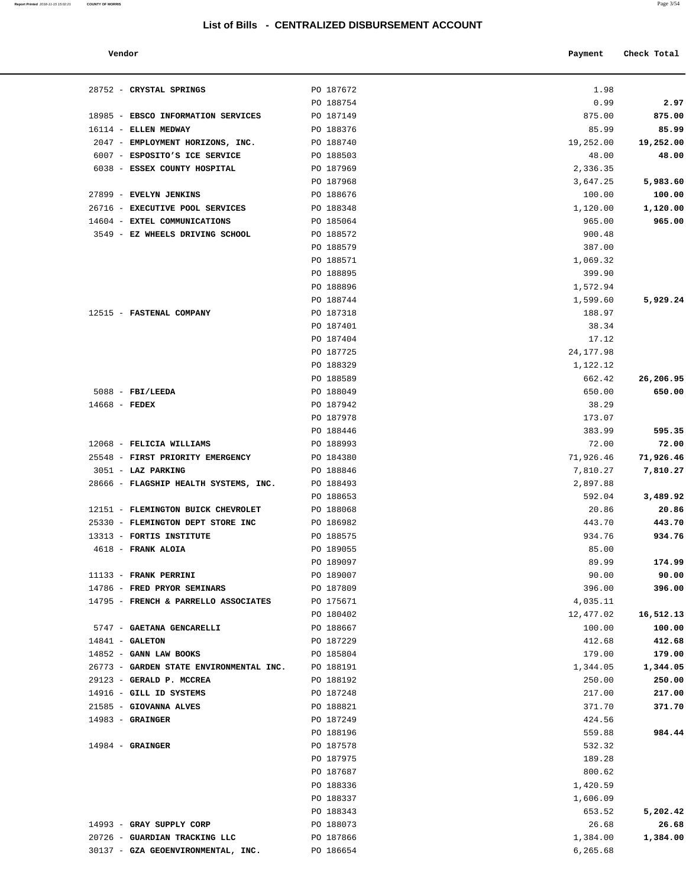## List of Bills - CENTRALIZED DISBURSEMENT ACCOUNT

| Vendor | | Payment | Check Total |
|---|---|---|---|
| 28752 - **CRYSTAL SPRINGS** | PO 187672 | 1.98 | |
| | PO 188754 | 0.99 | **2.97** |
| 18985 - **EBSCO INFORMATION SERVICES** | PO 187149 | 875.00 | **875.00** |
| 16114 - **ELLEN MEDWAY** | PO 188376 | 85.99 | **85.99** |
| 2047 - **EMPLOYMENT HORIZONS, INC.** | PO 188740 | 19,252.00 | **19,252.00** |
| 6007 - **ESPOSITO'S ICE SERVICE** | PO 188503 | 48.00 | **48.00** |
| 6038 - **ESSEX COUNTY HOSPITAL** | PO 187969 | 2,336.35 | |
| | PO 187968 | 3,647.25 | **5,983.60** |
| 27899 - **EVELYN JENKINS** | PO 188676 | 100.00 | **100.00** |
| 26716 - **EXECUTIVE POOL SERVICES** | PO 188348 | 1,120.00 | **1,120.00** |
| 14604 - **EXTEL COMMUNICATIONS** | PO 185064 | 965.00 | **965.00** |
| 3549 - **EZ WHEELS DRIVING SCHOOL** | PO 188572 | 900.48 | |
| | PO 188579 | 387.00 | |
| | PO 188571 | 1,069.32 | |
| | PO 188895 | 399.90 | |
| | PO 188896 | 1,572.94 | |
| | PO 188744 | 1,599.60 | **5,929.24** |
| 12515 - **FASTENAL COMPANY** | PO 187318 | 188.97 | |
| | PO 187401 | 38.34 | |
| | PO 187404 | 17.12 | |
| | PO 187725 | 24,177.98 | |
| | PO 188329 | 1,122.12 | |
| | PO 188589 | 662.42 | **26,206.95** |
| 5088 - **FBI/LEEDA** | PO 188049 | 650.00 | **650.00** |
| 14668 - **FEDEX** | PO 187942 | 38.29 | |
| | PO 187978 | 173.07 | |
| | PO 188446 | 383.99 | **595.35** |
| 12068 - **FELICIA WILLIAMS** | PO 188993 | 72.00 | **72.00** |
| 25548 - **FIRST PRIORITY EMERGENCY** | PO 184380 | 71,926.46 | **71,926.46** |
| 3051 - **LAZ PARKING** | PO 188846 | 7,810.27 | **7,810.27** |
| 28666 - **FLAGSHIP HEALTH SYSTEMS, INC.** | PO 188493 | 2,897.88 | |
| | PO 188653 | 592.04 | **3,489.92** |
| 12151 - **FLEMINGTON BUICK CHEVROLET** | PO 188068 | 20.86 | **20.86** |
| 25330 - **FLEMINGTON DEPT STORE INC** | PO 186982 | 443.70 | **443.70** |
| 13313 - **FORTIS INSTITUTE** | PO 188575 | 934.76 | **934.76** |
| 4618 - **FRANK ALOIA** | PO 189055 | 85.00 | |
| | PO 189097 | 89.99 | **174.99** |
| 11133 - **FRANK PERRINI** | PO 189007 | 90.00 | **90.00** |
| 14786 - **FRED PRYOR SEMINARS** | PO 187809 | 396.00 | **396.00** |
| 14795 - **FRENCH & PARRELLO ASSOCIATES** | PO 175671 | 4,035.11 | |
| | PO 180402 | 12,477.02 | **16,512.13** |
| 5747 - **GAETANA GENCARELLI** | PO 188667 | 100.00 | **100.00** |
| 14841 - **GALETON** | PO 187229 | 412.68 | **412.68** |
| 14852 - **GANN LAW BOOKS** | PO 185804 | 179.00 | **179.00** |
| 26773 - **GARDEN STATE ENVIRONMENTAL INC.** | PO 188191 | 1,344.05 | **1,344.05** |
| 29123 - **GERALD P. MCCREA** | PO 188192 | 250.00 | **250.00** |
| 14916 - **GILL ID SYSTEMS** | PO 187248 | 217.00 | **217.00** |
| 21585 - **GIOVANNA ALVES** | PO 188821 | 371.70 | **371.70** |
| 14983 - **GRAINGER** | PO 187249 | 424.56 | |
| | PO 188196 | 559.88 | **984.44** |
| 14984 - **GRAINGER** | PO 187578 | 532.32 | |
| | PO 187975 | 189.28 | |
| | PO 187687 | 800.62 | |
| | PO 188336 | 1,420.59 | |
| | PO 188337 | 1,606.09 | |
| | PO 188343 | 653.52 | **5,202.42** |
| 14993 - **GRAY SUPPLY CORP** | PO 188073 | 26.68 | **26.68** |
| 20726 - **GUARDIAN TRACKING LLC** | PO 187866 | 1,384.00 | **1,384.00** |
| 30137 - **GZA GEOENVIRONMENTAL, INC.** | PO 186654 | 6,265.68 | |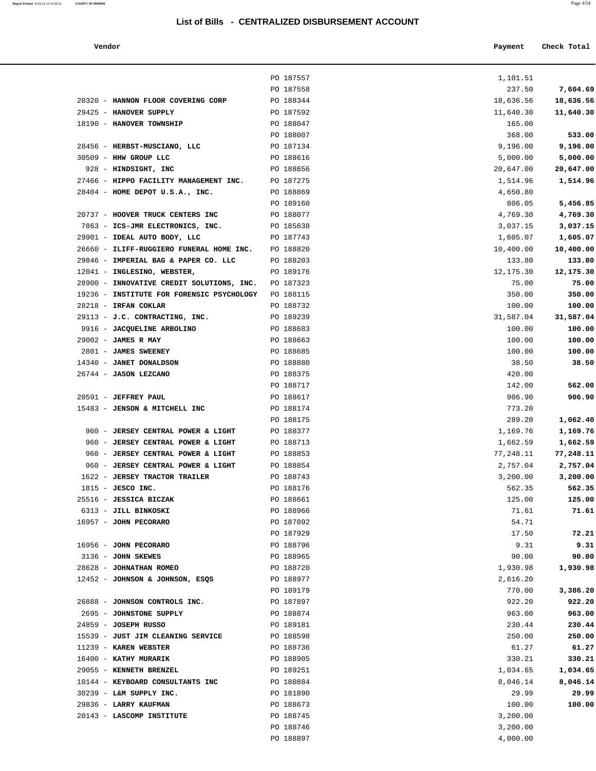## List of Bills - CENTRALIZED DISBURSEMENT ACCOUNT

| Vendor | | Payment | Check Total |
|---|---|---|---|
| | PO 187557 | 1,101.51 | |
| | PO 187558 | 237.50 | **7,604.69** |
| 20320 - **HANNON FLOOR COVERING CORP** | PO 188344 | 18,636.56 | **18,636.56** |
| 29425 - **HANOVER SUPPLY** | PO 187592 | 11,640.30 | **11,640.30** |
| 18190 - **HANOVER TOWNSHIP** | PO 188047 | 165.00 | |
| | PO 188007 | 368.00 | **533.00** |
| 28456 - **HERBST-MUSCIANO, LLC** | PO 187134 | 9,196.00 | **9,196.00** |
| 30509 - **HHW GROUP LLC** | PO 188616 | 5,000.00 | **5,000.00** |
| 928 - **HINDSIGHT, INC** | PO 188656 | 20,647.00 | **20,647.00** |
| 27466 - **HIPPO FACILITY MANAGEMENT INC.** | PO 187275 | 1,514.96 | **1,514.96** |
| 28404 - **HOME DEPOT U.S.A., INC.** | PO 188869 | 4,650.80 | |
| | PO 189160 | 806.05 | **5,456.85** |
| 20737 - **HOOVER TRUCK CENTERS INC** | PO 188077 | 4,769.30 | **4,769.30** |
| 7863 - **ICS-JMR ELECTRONICS, INC.** | PO 185638 | 3,037.15 | **3,037.15** |
| 29901 - **IDEAL AUTO BODY, LLC** | PO 187743 | 1,605.07 | **1,605.07** |
| 26660 - **ILIFF-RUGGIERO FUNERAL HOME INC.** | PO 188820 | 10,400.00 | **10,400.00** |
| 29846 - **IMPERIAL BAG & PAPER CO. LLC** | PO 188203 | 133.80 | **133.80** |
| 12041 - **INGLESINO, WEBSTER,** | PO 189176 | 12,175.30 | **12,175.30** |
| 28900 - **INNOVATIVE CREDIT SOLUTIONS, INC.** | PO 187323 | 75.00 | **75.00** |
| 19236 - **INSTITUTE FOR FORENSIC PSYCHOLOGY** | PO 188115 | 350.00 | **350.00** |
| 28218 - **IRFAN COKLAR** | PO 188732 | 100.00 | **100.00** |
| 29113 - **J.C. CONTRACTING, INC.** | PO 189239 | 31,587.04 | **31,587.04** |
| 9916 - **JACQUELINE ARBOLINO** | PO 188683 | 100.00 | **100.00** |
| 29002 - **JAMES R MAY** | PO 188663 | 100.00 | **100.00** |
| 2801 - **JAMES SWEENEY** | PO 188685 | 100.00 | **100.00** |
| 14340 - **JANET DONALDSON** | PO 188880 | 38.50 | **38.50** |
| 26744 - **JASON LEZCANO** | PO 188375 | 420.00 | |
| | PO 188717 | 142.00 | **562.00** |
| 20591 - **JEFFREY PAUL** | PO 188617 | 906.90 | **906.90** |
| 15483 - **JENSON & MITCHELL INC** | PO 188174 | 773.20 | |
| | PO 188175 | 289.20 | **1,062.40** |
| 960 - **JERSEY CENTRAL POWER & LIGHT** | PO 188377 | 1,169.76 | **1,169.76** |
| 960 - **JERSEY CENTRAL POWER & LIGHT** | PO 188713 | 1,662.59 | **1,662.59** |
| 960 - **JERSEY CENTRAL POWER & LIGHT** | PO 188853 | 77,248.11 | **77,248.11** |
| 960 - **JERSEY CENTRAL POWER & LIGHT** | PO 188854 | 2,757.04 | **2,757.04** |
| 1622 - **JERSEY TRACTOR TRAILER** | PO 188743 | 3,200.00 | **3,200.00** |
| 1815 - **JESCO INC.** | PO 188176 | 562.35 | **562.35** |
| 25516 - **JESSICA BICZAK** | PO 188661 | 125.00 | **125.00** |
| 6313 - **JILL BINKOSKI** | PO 188966 | 71.61 | **71.61** |
| 16957 - **JOHN PECORARO** | PO 187092 | 54.71 | |
| | PO 187929 | 17.50 | **72.21** |
| 16956 - **JOHN PECORARO** | PO 188796 | 9.31 | **9.31** |
| 3136 - **JOHN SKEWES** | PO 188965 | 90.00 | **90.00** |
| 28628 - **JOHNATHAN ROMEO** | PO 188720 | 1,930.98 | **1,930.98** |
| 12452 - **JOHNSON & JOHNSON, ESQS** | PO 188977 | 2,616.20 | |
| | PO 189179 | 770.00 | **3,386.20** |
| 26888 - **JOHNSON CONTROLS INC.** | PO 187897 | 922.20 | **922.20** |
| 2695 - **JOHNSTONE SUPPLY** | PO 188874 | 963.00 | **963.00** |
| 24859 - **JOSEPH RUSSO** | PO 189181 | 230.44 | **230.44** |
| 15539 - **JUST JIM CLEANING SERVICE** | PO 188598 | 250.00 | **250.00** |
| 11239 - **KAREN WEBSTER** | PO 188736 | 61.27 | **61.27** |
| 16400 - **KATHY MURARIK** | PO 188905 | 330.21 | **330.21** |
| 29055 - **KENNETH BRENZEL** | PO 189251 | 1,034.65 | **1,034.65** |
| 10144 - **KEYBOARD CONSULTANTS INC** | PO 180884 | 8,046.14 | **8,046.14** |
| 30239 - **L&M SUPPLY INC.** | PO 181890 | 29.99 | **29.99** |
| 29836 - **LARRY KAUFMAN** | PO 188673 | 100.00 | **100.00** |
| 20143 - **LASCOMP INSTITUTE** | PO 188745 | 3,200.00 | |
| | PO 188746 | 3,200.00 | |
| | PO 188897 | 4,000.00 | |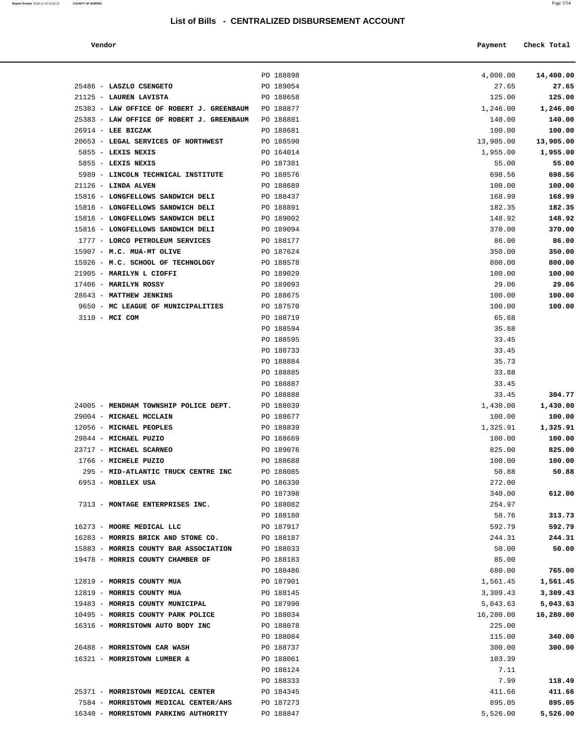## List of Bills - CENTRALIZED DISBURSEMENT ACCOUNT

| Vendor | | Payment | Check Total |
|---|---|---|---|
| | PO 188898 | 4,000.00 | **14,400.00** |
| 25486 - **LASZLO CSENGETO** | PO 189054 | 27.65 | **27.65** |
| 21125 - **LAUREN LAVISTA** | PO 188658 | 125.00 | **125.00** |
| 25383 - **LAW OFFICE OF ROBERT J. GREENBAUM** | PO 188877 | 1,246.00 | **1,246.00** |
| 25383 - **LAW OFFICE OF ROBERT J. GREENBAUM** | PO 188881 | 140.00 | **140.00** |
| 26914 - **LEE BICZAK** | PO 188681 | 100.00 | **100.00** |
| 20653 - **LEGAL SERVICES OF NORTHWEST** | PO 188590 | 13,905.00 | **13,905.00** |
| 5855 - **LEXIS NEXIS** | PO 164014 | 1,955.00 | **1,955.00** |
| 5855 - **LEXIS NEXIS** | PO 187381 | 55.00 | **55.00** |
| 5989 - **LINCOLN TECHNICAL INSTITUTE** | PO 188576 | 698.56 | **698.56** |
| 21126 - **LINDA ALVEN** | PO 188689 | 100.00 | **100.00** |
| 15816 - **LONGFELLOWS SANDWICH DELI** | PO 188437 | 168.99 | **168.99** |
| 15816 - **LONGFELLOWS SANDWICH DELI** | PO 188891 | 182.35 | **182.35** |
| 15816 - **LONGFELLOWS SANDWICH DELI** | PO 189002 | 148.92 | **148.92** |
| 15816 - **LONGFELLOWS SANDWICH DELI** | PO 189094 | 370.00 | **370.00** |
| 1777 - **LORCO PETROLEUM SERVICES** | PO 188177 | 86.00 | **86.00** |
| 15907 - **M.C. MUA-MT OLIVE** | PO 187624 | 350.00 | **350.00** |
| 15926 - **M.C. SCHOOL OF TECHNOLOGY** | PO 188578 | 800.00 | **800.00** |
| 21905 - **MARILYN L CIOFFI** | PO 189029 | 100.00 | **100.00** |
| 17406 - **MARILYN ROSSY** | PO 189093 | 29.06 | **29.06** |
| 28643 - **MATTHEW JENKINS** | PO 188675 | 100.00 | **100.00** |
| 9650 - **MC LEAGUE OF MUNICIPALITIES** | PO 187570 | 100.00 | **100.00** |
| 3110 - **MCI COM** | PO 188719 | 65.68 | |
| | PO 188594 | 35.68 | |
| | PO 188595 | 33.45 | |
| | PO 188733 | 33.45 | |
| | PO 188884 | 35.73 | |
| | PO 188885 | 33.88 | |
| | PO 188887 | 33.45 | |
| | PO 188888 | 33.45 | **304.77** |
| 24005 - **MENDHAM TOWNSHIP POLICE DEPT.** | PO 188039 | 1,430.00 | **1,430.00** |
| 29004 - **MICHAEL MCCLAIN** | PO 188677 | 100.00 | **100.00** |
| 12056 - **MICHAEL PEOPLES** | PO 188839 | 1,325.91 | **1,325.91** |
| 29844 - **MICHAEL PUZIO** | PO 188669 | 100.00 | **100.00** |
| 23717 - **MICHAEL SCARNEO** | PO 189076 | 825.00 | **825.00** |
| 1766 - **MICHELE PUZIO** | PO 188688 | 100.00 | **100.00** |
| 295 - **MID-ATLANTIC TRUCK CENTRE INC** | PO 188085 | 50.88 | **50.88** |
| 6953 - **MOBILEX USA** | PO 186330 | 272.00 | |
| | PO 187398 | 340.00 | **612.00** |
| 7313 - **MONTAGE ENTERPRISES INC.** | PO 188082 | 254.97 | |
| | PO 188180 | 58.76 | **313.73** |
| 16273 - **MOORE MEDICAL LLC** | PO 187917 | 592.79 | **592.79** |
| 16283 - **MORRIS BRICK AND STONE CO.** | PO 188187 | 244.31 | **244.31** |
| 15883 - **MORRIS COUNTY BAR ASSOCIATION** | PO 188033 | 50.00 | **50.00** |
| 19478 - **MORRIS COUNTY CHAMBER OF** | PO 188183 | 85.00 | |
| | PO 188486 | 680.00 | **765.00** |
| 12819 - **MORRIS COUNTY MUA** | PO 187901 | 1,561.45 | **1,561.45** |
| 12819 - **MORRIS COUNTY MUA** | PO 188145 | 3,309.43 | **3,309.43** |
| 19483 - **MORRIS COUNTY MUNICIPAL** | PO 187990 | 5,043.63 | **5,043.63** |
| 10495 - **MORRIS COUNTY PARK POLICE** | PO 188034 | 16,280.00 | **16,280.00** |
| 16316 - **MORRISTOWN AUTO BODY INC** | PO 188078 | 225.00 | |
| | PO 188084 | 115.00 | **340.00** |
| 26488 - **MORRISTOWN CAR WASH** | PO 188737 | 300.00 | **300.00** |
| 16321 - **MORRISTOWN LUMBER &** | PO 188061 | 103.39 | |
| | PO 188124 | 7.11 | |
| | PO 188333 | 7.99 | **118.49** |
| 25371 - **MORRISTOWN MEDICAL CENTER** | PO 184345 | 411.66 | **411.66** |
| 7584 - **MORRISTOWN MEDICAL CENTER/AHS** | PO 187273 | 895.05 | **895.05** |
| 16340 - **MORRISTOWN PARKING AUTHORITY** | PO 188847 | 5,526.00 | **5,526.00** |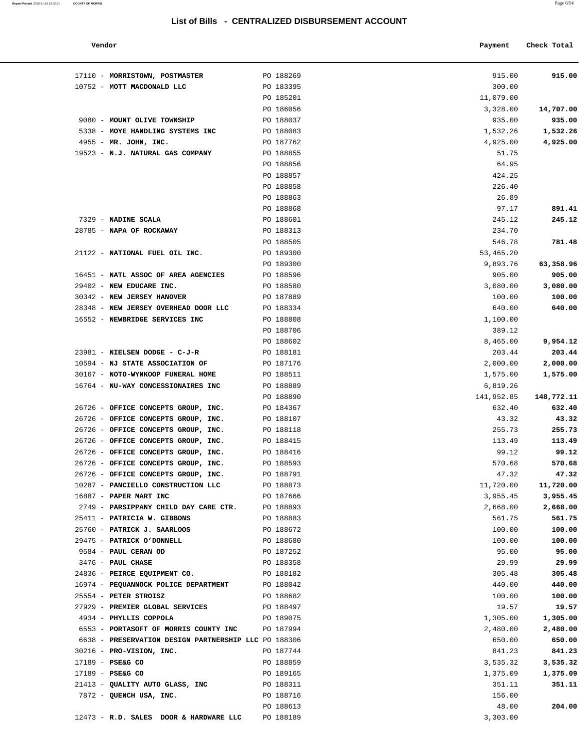## List of Bills - CENTRALIZED DISBURSEMENT ACCOUNT

| Vendor | | Payment | Check Total |
|---|---|---|---|
| 17110 - **MORRISTOWN, POSTMASTER** | PO 188269 | 915.00 | **915.00** |
| 10752 - **MOTT MACDONALD LLC** | PO 183395 | 300.00 | |
| | PO 185201 | 11,079.00 | |
| | PO 186056 | 3,328.00 | **14,707.00** |
| 9080 - **MOUNT OLIVE TOWNSHIP** | PO 188037 | 935.00 | **935.00** |
| 5338 - **MOYE HANDLING SYSTEMS INC** | PO 188083 | 1,532.26 | **1,532.26** |
| 4955 - **MR. JOHN, INC.** | PO 187762 | 4,925.00 | **4,925.00** |
| 19523 - **N.J. NATURAL GAS COMPANY** | PO 188855 | 51.75 | |
| | PO 188856 | 64.95 | |
| | PO 188857 | 424.25 | |
| | PO 188858 | 226.40 | |
| | PO 188863 | 26.89 | |
| | PO 188868 | 97.17 | **891.41** |
| 7329 - **NADINE SCALA** | PO 188601 | 245.12 | **245.12** |
| 28785 - **NAPA OF ROCKAWAY** | PO 188313 | 234.70 | |
| | PO 188505 | 546.78 | **781.48** |
| 21122 - **NATIONAL FUEL OIL INC.** | PO 189300 | 53,465.20 | |
| | PO 189300 | 9,893.76 | **63,358.96** |
| 16451 - **NATL ASSOC OF AREA AGENCIES** | PO 188596 | 905.00 | **905.00** |
| 29402 - **NEW EDUCARE INC.** | PO 188580 | 3,080.00 | **3,080.00** |
| 30342 - **NEW JERSEY HANOVER** | PO 187889 | 100.00 | **100.00** |
| 28348 - **NEW JERSEY OVERHEAD DOOR LLC** | PO 188334 | 640.00 | **640.00** |
| 16552 - **NEWBRIDGE SERVICES INC** | PO 188808 | 1,100.00 | |
| | PO 188706 | 389.12 | |
| | PO 188602 | 8,465.00 | **9,954.12** |
| 23981 - **NIELSEN DODGE - C-J-R** | PO 188181 | 203.44 | **203.44** |
| 10594 - **NJ STATE ASSOCIATION OF** | PO 187176 | 2,000.00 | **2,000.00** |
| 30167 - **NOTO-WYNKOOP FUNERAL HOME** | PO 188511 | 1,575.00 | **1,575.00** |
| 16764 - **NU-WAY CONCESSIONAIRES INC** | PO 188889 | 6,819.26 | |
| | PO 188890 | 141,952.85 | **148,772.11** |
| 26726 - **OFFICE CONCEPTS GROUP, INC.** | PO 184367 | 632.40 | **632.40** |
| 26726 - **OFFICE CONCEPTS GROUP, INC.** | PO 188107 | 43.32 | **43.32** |
| 26726 - **OFFICE CONCEPTS GROUP, INC.** | PO 188118 | 255.73 | **255.73** |
| 26726 - **OFFICE CONCEPTS GROUP, INC.** | PO 188415 | 113.49 | **113.49** |
| 26726 - **OFFICE CONCEPTS GROUP, INC.** | PO 188416 | 99.12 | **99.12** |
| 26726 - **OFFICE CONCEPTS GROUP, INC.** | PO 188593 | 570.68 | **570.68** |
| 26726 - **OFFICE CONCEPTS GROUP, INC.** | PO 188791 | 47.32 | **47.32** |
| 10287 - **PANCIELLO CONSTRUCTION LLC** | PO 188873 | 11,720.00 | **11,720.00** |
| 16887 - **PAPER MART INC** | PO 187666 | 3,955.45 | **3,955.45** |
| 2749 - **PARSIPPANY CHILD DAY CARE CTR.** | PO 188893 | 2,668.00 | **2,668.00** |
| 25411 - **PATRICIA W. GIBBONS** | PO 188883 | 561.75 | **561.75** |
| 25760 - **PATRICK J. SAARLOOS** | PO 188672 | 100.00 | **100.00** |
| 29475 - **PATRICK O'DONNELL** | PO 188680 | 100.00 | **100.00** |
| 9584 - **PAUL CERAN OD** | PO 187252 | 95.00 | **95.00** |
| 3476 - **PAUL CHASE** | PO 188358 | 29.99 | **29.99** |
| 24836 - **PEIRCE EQUIPMENT CO.** | PO 188182 | 305.48 | **305.48** |
| 16974 - **PEQUANNOCK POLICE DEPARTMENT** | PO 188042 | 440.00 | **440.00** |
| 25554 - **PETER STROISZ** | PO 188682 | 100.00 | **100.00** |
| 27929 - **PREMIER GLOBAL SERVICES** | PO 188497 | 19.57 | **19.57** |
| 4934 - **PHYLLIS COPPOLA** | PO 189075 | 1,305.00 | **1,305.00** |
| 6553 - **PORTASOFT OF MORRIS COUNTY INC** | PO 187994 | 2,480.00 | **2,480.00** |
| 6638 - **PRESERVATION DESIGN PARTNERSHIP LLC** | PO 188306 | 650.00 | **650.00** |
| 30216 - **PRO-VISION, INC.** | PO 187744 | 841.23 | **841.23** |
| 17189 - **PSE&G CO** | PO 188859 | 3,535.32 | **3,535.32** |
| 17189 - **PSE&G CO** | PO 189165 | 1,375.09 | **1,375.09** |
| 21413 - **QUALITY AUTO GLASS, INC** | PO 188311 | 351.11 | **351.11** |
| 7872 - **QUENCH USA, INC.** | PO 188716 | 156.00 | |
| | PO 188613 | 48.00 | **204.00** |
| 12473 - **R.D. SALES DOOR & HARDWARE LLC** | PO 188189 | 3,303.00 | |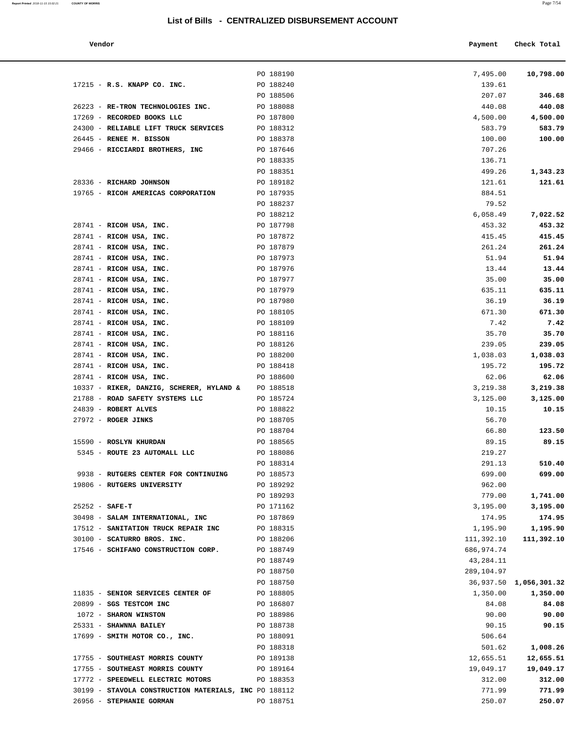## List of Bills - CENTRALIZED DISBURSEMENT ACCOUNT

| Vendor | | Payment | Check Total |
|---|---|---|---|
| | PO 188190 | 7,495.00 | **10,798.00** |
| 17215 - **R.S. KNAPP CO. INC.** | PO 188240 | 139.61 | |
| | PO 188506 | 207.07 | **346.68** |
| 26223 - **RE-TRON TECHNOLOGIES INC.** | PO 188088 | 440.08 | **440.08** |
| 17269 - **RECORDED BOOKS LLC** | PO 187800 | 4,500.00 | **4,500.00** |
| 24300 - **RELIABLE LIFT TRUCK SERVICES** | PO 188312 | 583.79 | **583.79** |
| 26445 - **RENEE M. BISSON** | PO 188378 | 100.00 | **100.00** |
| 29466 - **RICCIARDI BROTHERS, INC** | PO 187646 | 707.26 | |
| | PO 188335 | 136.71 | |
| | PO 188351 | 499.26 | **1,343.23** |
| 28336 - **RICHARD JOHNSON** | PO 189182 | 121.61 | **121.61** |
| 19765 - **RICOH AMERICAS CORPORATION** | PO 187935 | 884.51 | |
| | PO 188237 | 79.52 | |
| | PO 188212 | 6,058.49 | **7,022.52** |
| 28741 - **RICOH USA, INC.** | PO 187798 | 453.32 | **453.32** |
| 28741 - **RICOH USA, INC.** | PO 187872 | 415.45 | **415.45** |
| 28741 - **RICOH USA, INC.** | PO 187879 | 261.24 | **261.24** |
| 28741 - **RICOH USA, INC.** | PO 187973 | 51.94 | **51.94** |
| 28741 - **RICOH USA, INC.** | PO 187976 | 13.44 | **13.44** |
| 28741 - **RICOH USA, INC.** | PO 187977 | 35.00 | **35.00** |
| 28741 - **RICOH USA, INC.** | PO 187979 | 635.11 | **635.11** |
| 28741 - **RICOH USA, INC.** | PO 187980 | 36.19 | **36.19** |
| 28741 - **RICOH USA, INC.** | PO 188105 | 671.30 | **671.30** |
| 28741 - **RICOH USA, INC.** | PO 188109 | 7.42 | **7.42** |
| 28741 - **RICOH USA, INC.** | PO 188116 | 35.70 | **35.70** |
| 28741 - **RICOH USA, INC.** | PO 188126 | 239.05 | **239.05** |
| 28741 - **RICOH USA, INC.** | PO 188200 | 1,038.03 | **1,038.03** |
| 28741 - **RICOH USA, INC.** | PO 188418 | 195.72 | **195.72** |
| 28741 - **RICOH USA, INC.** | PO 188600 | 62.06 | **62.06** |
| 10337 - **RIKER, DANZIG, SCHERER, HYLAND &** | PO 188518 | 3,219.38 | **3,219.38** |
| 21788 - **ROAD SAFETY SYSTEMS LLC** | PO 185724 | 3,125.00 | **3,125.00** |
| 24839 - **ROBERT ALVES** | PO 188822 | 10.15 | **10.15** |
| 27972 - **ROGER JINKS** | PO 188705 | 56.70 | |
| | PO 188704 | 66.80 | **123.50** |
| 15590 - **ROSLYN KHURDAN** | PO 188565 | 89.15 | **89.15** |
| 5345 - **ROUTE 23 AUTOMALL LLC** | PO 188086 | 219.27 | |
| | PO 188314 | 291.13 | **510.40** |
| 9938 - **RUTGERS CENTER FOR CONTINUING** | PO 188573 | 699.00 | **699.00** |
| 19806 - **RUTGERS UNIVERSITY** | PO 189292 | 962.00 | |
| | PO 189293 | 779.00 | **1,741.00** |
| 25252 - **SAFE-T** | PO 171162 | 3,195.00 | **3,195.00** |
| 30498 - **SALAM INTERNATIONAL, INC** | PO 187869 | 174.95 | **174.95** |
| 17512 - **SANITATION TRUCK REPAIR INC** | PO 188315 | 1,195.90 | **1,195.90** |
| 30100 - **SCATURRO BROS. INC.** | PO 188206 | 111,392.10 | **111,392.10** |
| 17546 - **SCHIFANO CONSTRUCTION CORP.** | PO 188749 | 686,974.74 | |
| | PO 188749 | 43,284.11 | |
| | PO 188750 | 289,104.97 | |
| | PO 188750 | 36,937.50 | **1,056,301.32** |
| 11835 - **SENIOR SERVICES CENTER OF** | PO 188805 | 1,350.00 | **1,350.00** |
| 20899 - **SGS TESTCOM INC** | PO 186807 | 84.08 | **84.08** |
| 1072 - **SHARON WINSTON** | PO 188986 | 90.00 | **90.00** |
| 25331 - **SHAWNNA BAILEY** | PO 188738 | 90.15 | **90.15** |
| 17699 - **SMITH MOTOR CO., INC.** | PO 188091 | 506.64 | |
| | PO 188318 | 501.62 | **1,008.26** |
| 17755 - **SOUTHEAST MORRIS COUNTY** | PO 189138 | 12,655.51 | **12,655.51** |
| 17755 - **SOUTHEAST MORRIS COUNTY** | PO 189164 | 19,049.17 | **19,049.17** |
| 17772 - **SPEEDWELL ELECTRIC MOTORS** | PO 188353 | 312.00 | **312.00** |
| 30199 - **STAVOLA CONSTRUCTION MATERIALS, INC** | PO 188112 | 771.99 | **771.99** |
| 26956 - **STEPHANIE GORMAN** | PO 188751 | 250.07 | **250.07** |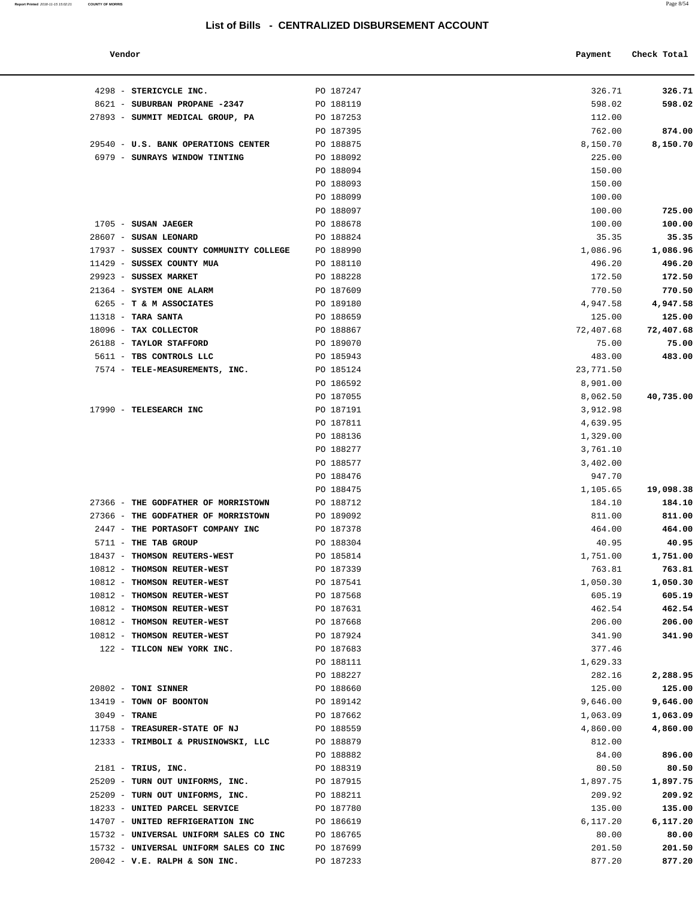# List of Bills - CENTRALIZED DISBURSEMENT ACCOUNT

| Vendor | | Payment | Check Total |
|---|---|---|---|
| 4298 - **STERICYCLE INC.** | PO 187247 | 326.71 | **326.71** |
| 8621 - **SUBURBAN PROPANE -2347** | PO 188119 | 598.02 | **598.02** |
| 27893 - **SUMMIT MEDICAL GROUP, PA** | PO 187253 | 112.00 | |
| | PO 187395 | 762.00 | **874.00** |
| 29540 - **U.S. BANK OPERATIONS CENTER** | PO 188875 | 8,150.70 | **8,150.70** |
| 6979 - **SUNRAYS WINDOW TINTING** | PO 188092 | 225.00 | |
| | PO 188094 | 150.00 | |
| | PO 188093 | 150.00 | |
| | PO 188099 | 100.00 | |
| | PO 188097 | 100.00 | **725.00** |
| 1705 - **SUSAN JAEGER** | PO 188678 | 100.00 | **100.00** |
| 28607 - **SUSAN LEONARD** | PO 188824 | 35.35 | **35.35** |
| 17937 - **SUSSEX COUNTY COMMUNITY COLLEGE** | PO 188990 | 1,086.96 | **1,086.96** |
| 11429 - **SUSSEX COUNTY MUA** | PO 188110 | 496.20 | **496.20** |
| 29923 - **SUSSEX MARKET** | PO 188228 | 172.50 | **172.50** |
| 21364 - **SYSTEM ONE ALARM** | PO 187609 | 770.50 | **770.50** |
| 6265 - **T & M ASSOCIATES** | PO 189180 | 4,947.58 | **4,947.58** |
| 11318 - **TARA SANTA** | PO 188659 | 125.00 | **125.00** |
| 18096 - **TAX COLLECTOR** | PO 188867 | 72,407.68 | **72,407.68** |
| 26188 - **TAYLOR STAFFORD** | PO 189070 | 75.00 | **75.00** |
| 5611 - **TBS CONTROLS LLC** | PO 185943 | 483.00 | **483.00** |
| 7574 - **TELE-MEASUREMENTS, INC.** | PO 185124 | 23,771.50 | |
| | PO 186592 | 8,901.00 | |
| | PO 187055 | 8,062.50 | **40,735.00** |
| 17990 - **TELESEARCH INC** | PO 187191 | 3,912.98 | |
| | PO 187811 | 4,639.95 | |
| | PO 188136 | 1,329.00 | |
| | PO 188277 | 3,761.10 | |
| | PO 188577 | 3,402.00 | |
| | PO 188476 | 947.70 | |
| | PO 188475 | 1,105.65 | **19,098.38** |
| 27366 - **THE GODFATHER OF MORRISTOWN** | PO 188712 | 184.10 | **184.10** |
| 27366 - **THE GODFATHER OF MORRISTOWN** | PO 189092 | 811.00 | **811.00** |
| 2447 - **THE PORTASOFT COMPANY INC** | PO 187378 | 464.00 | **464.00** |
| 5711 - **THE TAB GROUP** | PO 188304 | 40.95 | **40.95** |
| 18437 - **THOMSON REUTERS-WEST** | PO 185814 | 1,751.00 | **1,751.00** |
| 10812 - **THOMSON REUTER-WEST** | PO 187339 | 763.81 | **763.81** |
| 10812 - **THOMSON REUTER-WEST** | PO 187541 | 1,050.30 | **1,050.30** |
| 10812 - **THOMSON REUTER-WEST** | PO 187568 | 605.19 | **605.19** |
| 10812 - **THOMSON REUTER-WEST** | PO 187631 | 462.54 | **462.54** |
| 10812 - **THOMSON REUTER-WEST** | PO 187668 | 206.00 | **206.00** |
| 10812 - **THOMSON REUTER-WEST** | PO 187924 | 341.90 | **341.90** |
| 122 - **TILCON NEW YORK INC.** | PO 187683 | 377.46 | |
| | PO 188111 | 1,629.33 | |
| | PO 188227 | 282.16 | **2,288.95** |
| 20802 - **TONI SINNER** | PO 188660 | 125.00 | **125.00** |
| 13419 - **TOWN OF BOONTON** | PO 189142 | 9,646.00 | **9,646.00** |
| 3049 - **TRANE** | PO 187662 | 1,063.09 | **1,063.09** |
| 11758 - **TREASURER-STATE OF NJ** | PO 188559 | 4,860.00 | **4,860.00** |
| 12333 - **TRIMBOLI & PRUSINOWSKI, LLC** | PO 188879 | 812.00 | |
| | PO 188882 | 84.00 | **896.00** |
| 2181 - **TRIUS, INC.** | PO 188319 | 80.50 | **80.50** |
| 25209 - **TURN OUT UNIFORMS, INC.** | PO 187915 | 1,897.75 | **1,897.75** |
| 25209 - **TURN OUT UNIFORMS, INC.** | PO 188211 | 209.92 | **209.92** |
| 18233 - **UNITED PARCEL SERVICE** | PO 187780 | 135.00 | **135.00** |
| 14707 - **UNITED REFRIGERATION INC** | PO 186619 | 6,117.20 | **6,117.20** |
| 15732 - **UNIVERSAL UNIFORM SALES CO INC** | PO 186765 | 80.00 | **80.00** |
| 15732 - **UNIVERSAL UNIFORM SALES CO INC** | PO 187699 | 201.50 | **201.50** |
| 20042 - **V.E. RALPH & SON INC.** | PO 187233 | 877.20 | **877.20** |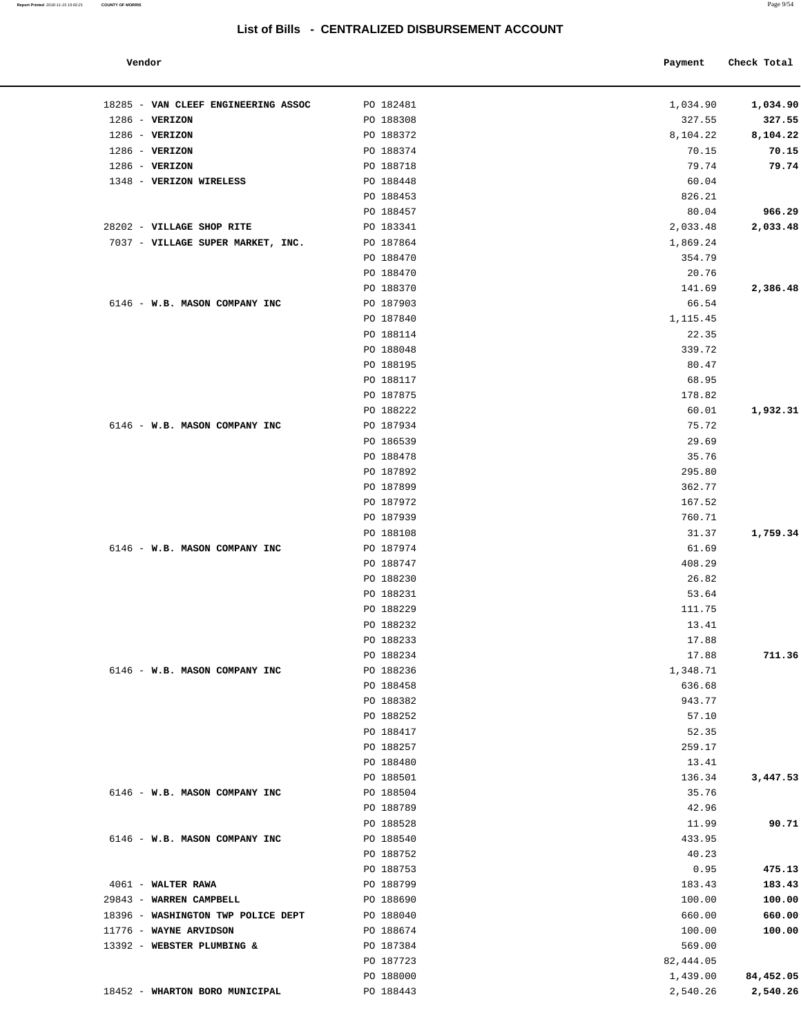## List of Bills - CENTRALIZED DISBURSEMENT ACCOUNT

| Vendor | | Payment | Check Total |
|---|---|---|---|
| 18285 - **VAN CLEEF ENGINEERING ASSOC** | PO 182481 | 1,034.90 | **1,034.90** |
| 1286 - **VERIZON** | PO 188308 | 327.55 | **327.55** |
| 1286 - **VERIZON** | PO 188372 | 8,104.22 | **8,104.22** |
| 1286 - **VERIZON** | PO 188374 | 70.15 | **70.15** |
| 1286 - **VERIZON** | PO 188718 | 79.74 | **79.74** |
| 1348 - **VERIZON WIRELESS** | PO 188448 | 60.04 | |
| | PO 188453 | 826.21 | |
| | PO 188457 | 80.04 | **966.29** |
| 28202 - **VILLAGE SHOP RITE** | PO 183341 | 2,033.48 | **2,033.48** |
| 7037 - **VILLAGE SUPER MARKET, INC.** | PO 187864 | 1,869.24 | |
| | PO 188470 | 354.79 | |
| | PO 188470 | 20.76 | |
| | PO 188370 | 141.69 | **2,386.48** |
| 6146 - **W.B. MASON COMPANY INC** | PO 187903 | 66.54 | |
| | PO 187840 | 1,115.45 | |
| | PO 188114 | 22.35 | |
| | PO 188048 | 339.72 | |
| | PO 188195 | 80.47 | |
| | PO 188117 | 68.95 | |
| | PO 187875 | 178.82 | |
| | PO 188222 | 60.01 | **1,932.31** |
| 6146 - **W.B. MASON COMPANY INC** | PO 187934 | 75.72 | |
| | PO 186539 | 29.69 | |
| | PO 188478 | 35.76 | |
| | PO 187892 | 295.80 | |
| | PO 187899 | 362.77 | |
| | PO 187972 | 167.52 | |
| | PO 187939 | 760.71 | |
| | PO 188108 | 31.37 | **1,759.34** |
| 6146 - **W.B. MASON COMPANY INC** | PO 187974 | 61.69 | |
| | PO 188747 | 408.29 | |
| | PO 188230 | 26.82 | |
| | PO 188231 | 53.64 | |
| | PO 188229 | 111.75 | |
| | PO 188232 | 13.41 | |
| | PO 188233 | 17.88 | |
| | PO 188234 | 17.88 | **711.36** |
| 6146 - **W.B. MASON COMPANY INC** | PO 188236 | 1,348.71 | |
| | PO 188458 | 636.68 | |
| | PO 188382 | 943.77 | |
| | PO 188252 | 57.10 | |
| | PO 188417 | 52.35 | |
| | PO 188257 | 259.17 | |
| | PO 188480 | 13.41 | |
| | PO 188501 | 136.34 | **3,447.53** |
| 6146 - **W.B. MASON COMPANY INC** | PO 188504 | 35.76 | |
| | PO 188789 | 42.96 | |
| | PO 188528 | 11.99 | **90.71** |
| 6146 - **W.B. MASON COMPANY INC** | PO 188540 | 433.95 | |
| | PO 188752 | 40.23 | |
| | PO 188753 | 0.95 | **475.13** |
| 4061 - **WALTER RAWA** | PO 188799 | 183.43 | **183.43** |
| 29843 - **WARREN CAMPBELL** | PO 188690 | 100.00 | **100.00** |
| 18396 - **WASHINGTON TWP POLICE DEPT** | PO 188040 | 660.00 | **660.00** |
| 11776 - **WAYNE ARVIDSON** | PO 188674 | 100.00 | **100.00** |
| 13392 - **WEBSTER PLUMBING &** | PO 187384 | 569.00 | |
| | PO 187723 | 82,444.05 | |
| | PO 188000 | 1,439.00 | **84,452.05** |
| 18452 - **WHARTON BORO MUNICIPAL** | PO 188443 | 2,540.26 | **2,540.26** |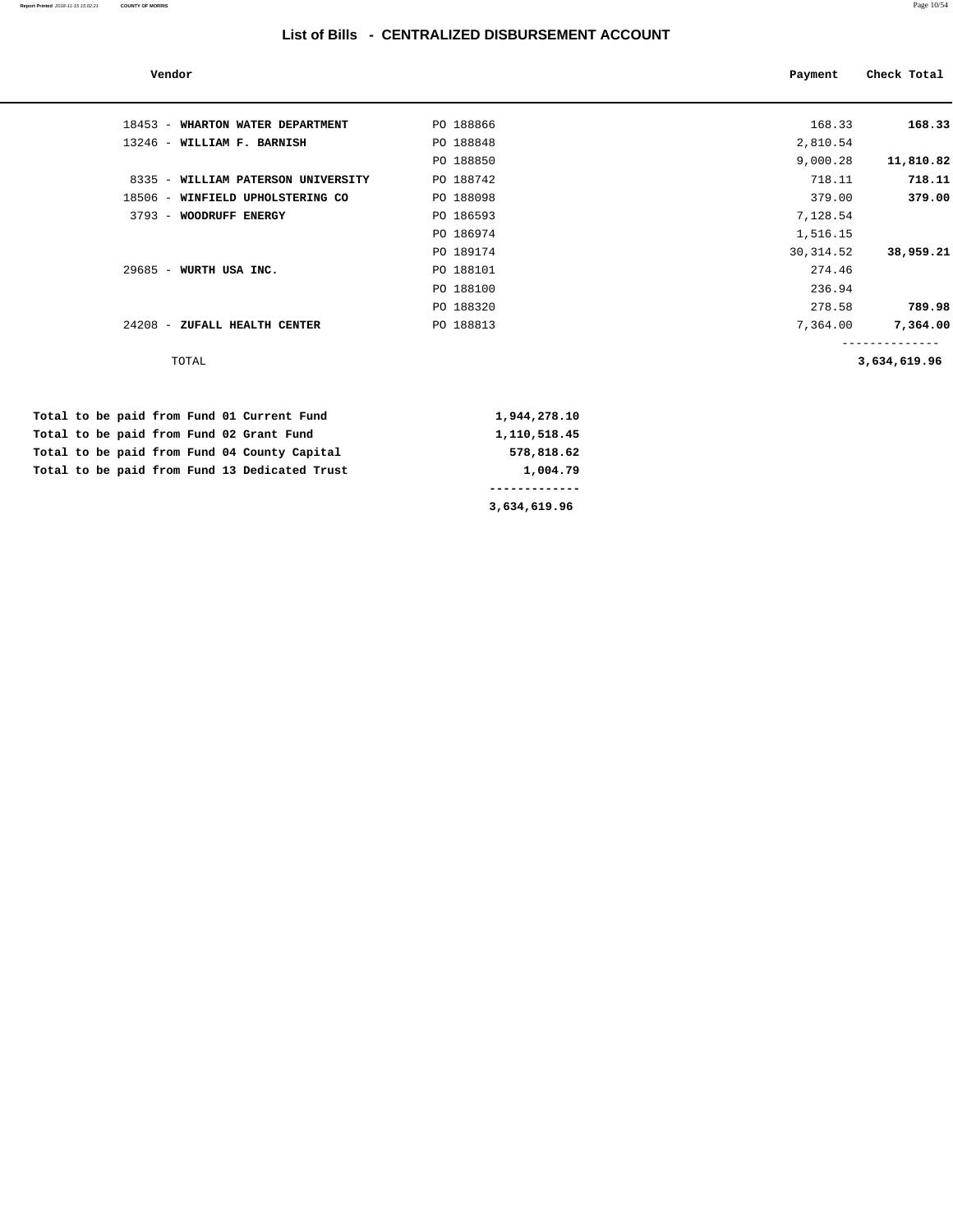## List of Bills - CENTRALIZED DISBURSEMENT ACCOUNT

| Vendor | | Payment | Check Total |
|---|---|---|---|
| 18453 - **WHARTON WATER DEPARTMENT** | PO 188866 | 168.33 | **168.33** |
| 13246 - **WILLIAM F. BARNISH** | PO 188848 | 2,810.54 | |
| | PO 188850 | 9,000.28 | **11,810.82** |
| 8335 - **WILLIAM PATERSON UNIVERSITY** | PO 188742 | 718.11 | **718.11** |
| 18506 - **WINFIELD UPHOLSTERING CO** | PO 188098 | 379.00 | **379.00** |
| 3793 - **WOODRUFF ENERGY** | PO 186593 | 7,128.54 | |
| | PO 186974 | 1,516.15 | |
| | PO 189174 | 30,314.52 | **38,959.21** |
| 29685 - **WURTH USA INC.** | PO 188101 | 274.46 | |
| | PO 188100 | 236.94 | |
| | PO 188320 | 278.58 | **789.98** |
| 24208 - **ZUFALL HEALTH CENTER** | PO 188813 | 7,364.00 | **7,364.00** |
| TOTAL | | | **3,634,619.96** |

| | |
|---|---|
| **Total to be paid from Fund 01 Current Fund** | **1,944,278.10** |
| **Total to be paid from Fund 02 Grant Fund** | **1,110,518.45** |
| **Total to be paid from Fund 04 County Capital** | **578,818.62** |
| **Total to be paid from Fund 13 Dedicated Trust** | **1,004.79** |
| | **3,634,619.96** |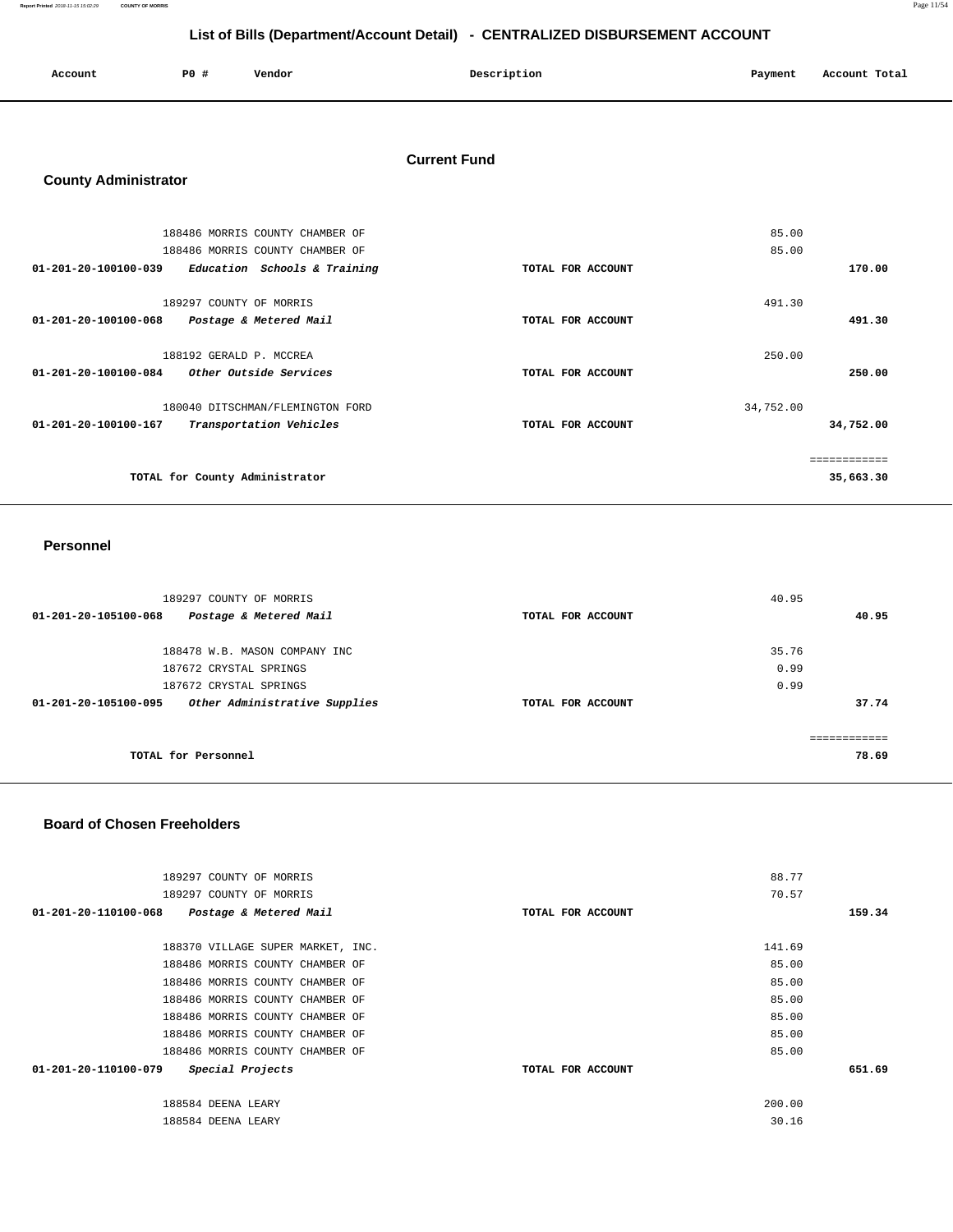## List of Bills (Department/Account Detail) - CENTRALIZED DISBURSEMENT ACCOUNT

| Account | PO # | Vendor | Description | Payment | Account Total |
|---|---|---|---|---|---|

### Current Fund

## County Administrator

| Account | PO # | Vendor | Description | Payment | Account Total |
|---|---|---|---|---|---|
| | 188486 | MORRIS COUNTY CHAMBER OF | | 85.00 | |
| | 188486 | MORRIS COUNTY CHAMBER OF | | 85.00 | |
| 01-201-20-100100-039 | | *Education Schools & Training* | TOTAL FOR ACCOUNT | | 170.00 |
| | 189297 | COUNTY OF MORRIS | | 491.30 | |
| 01-201-20-100100-068 | | *Postage & Metered Mail* | TOTAL FOR ACCOUNT | | 491.30 |
| | 188192 | GERALD P. MCCREA | | 250.00 | |
| 01-201-20-100100-084 | | *Other Outside Services* | TOTAL FOR ACCOUNT | | 250.00 |
| | 180040 | DITSCHMAN/FLEMINGTON FORD | | 34,752.00 | |
| 01-201-20-100100-167 | | *Transportation Vehicles* | TOTAL FOR ACCOUNT | | 34,752.00 |
| | | | | | ============ |
| | | TOTAL for County Administrator | | | 35,663.30 |

## Personnel

| Account | PO # | Vendor | Description | Payment | Account Total |
|---|---|---|---|---|---|
| | 189297 | COUNTY OF MORRIS | | 40.95 | |
| 01-201-20-105100-068 | | *Postage & Metered Mail* | TOTAL FOR ACCOUNT | | 40.95 |
| | 188478 | W.B. MASON COMPANY INC | | 35.76 | |
| | 187672 | CRYSTAL SPRINGS | | 0.99 | |
| | 187672 | CRYSTAL SPRINGS | | 0.99 | |
| 01-201-20-105100-095 | | *Other Administrative Supplies* | TOTAL FOR ACCOUNT | | 37.74 |
| | | | | | ============ |
| | | TOTAL for Personnel | | | 78.69 |

## Board of Chosen Freeholders

| Account | PO # | Vendor | Description | Payment | Account Total |
|---|---|---|---|---|---|
| | 189297 | COUNTY OF MORRIS | | 88.77 | |
| | 189297 | COUNTY OF MORRIS | | 70.57 | |
| 01-201-20-110100-068 | | *Postage & Metered Mail* | TOTAL FOR ACCOUNT | | 159.34 |
| | 188370 | VILLAGE SUPER MARKET, INC. | | 141.69 | |
| | 188486 | MORRIS COUNTY CHAMBER OF | | 85.00 | |
| | 188486 | MORRIS COUNTY CHAMBER OF | | 85.00 | |
| | 188486 | MORRIS COUNTY CHAMBER OF | | 85.00 | |
| | 188486 | MORRIS COUNTY CHAMBER OF | | 85.00 | |
| | 188486 | MORRIS COUNTY CHAMBER OF | | 85.00 | |
| | 188486 | MORRIS COUNTY CHAMBER OF | | 85.00 | |
| 01-201-20-110100-079 | | *Special Projects* | TOTAL FOR ACCOUNT | | 651.69 |
| | 188584 | DEENA LEARY | | 200.00 | |
| | 188584 | DEENA LEARY | | 30.16 | |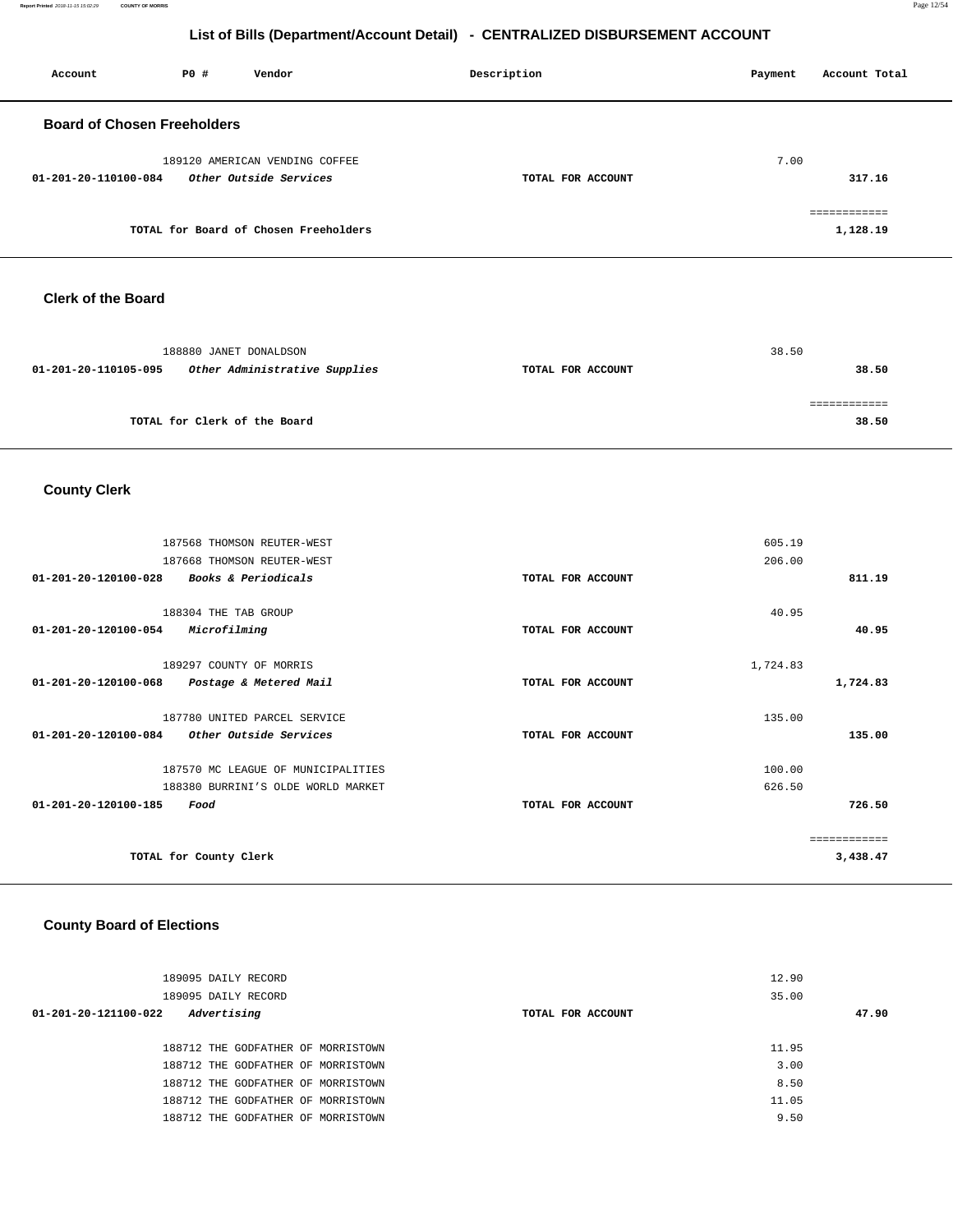## List of Bills (Department/Account Detail) - CENTRALIZED DISBURSEMENT ACCOUNT

| Account | PO # | Vendor | Description | Payment | Account Total |
|---|---|---|---|---|---|

### Board of Chosen Freeholders

| Account | PO # | Vendor | Description | Payment | Account Total |
|---|---|---|---|---|---|
| | 189120 | AMERICAN VENDING COFFEE | | 7.00 | |
| 01-201-20-110100-084 | | *Other Outside Services* | TOTAL FOR ACCOUNT | | 317.16 |
| | | | | | ============ |
| | | TOTAL for Board of Chosen Freeholders | | | 1,128.19 |

### Clerk of the Board

| Account | PO # | Vendor | Description | Payment | Account Total |
|---|---|---|---|---|---|
| | 188880 | JANET DONALDSON | | 38.50 | |
| 01-201-20-110105-095 | | *Other Administrative Supplies* | TOTAL FOR ACCOUNT | | 38.50 |
| | | | | | ============ |
| | | TOTAL for Clerk of the Board | | | 38.50 |

### County Clerk

| Account | PO # | Vendor | Description | Payment | Account Total |
|---|---|---|---|---|---|
| | 187568 | THOMSON REUTER-WEST | | 605.19 | |
| | 187668 | THOMSON REUTER-WEST | | 206.00 | |
| 01-201-20-120100-028 | | *Books & Periodicals* | TOTAL FOR ACCOUNT | | 811.19 |
| | 188304 | THE TAB GROUP | | 40.95 | |
| 01-201-20-120100-054 | | *Microfilming* | TOTAL FOR ACCOUNT | | 40.95 |
| | 189297 | COUNTY OF MORRIS | | 1,724.83 | |
| 01-201-20-120100-068 | | *Postage & Metered Mail* | TOTAL FOR ACCOUNT | | 1,724.83 |
| | 187780 | UNITED PARCEL SERVICE | | 135.00 | |
| 01-201-20-120100-084 | | *Other Outside Services* | TOTAL FOR ACCOUNT | | 135.00 |
| | 187570 | MC LEAGUE OF MUNICIPALITIES | | 100.00 | |
| | 188380 | BURRINI'S OLDE WORLD MARKET | | 626.50 | |
| 01-201-20-120100-185 | | *Food* | TOTAL FOR ACCOUNT | | 726.50 |
| | | | | | ============ |
| | | TOTAL for County Clerk | | | 3,438.47 |

### County Board of Elections

| Account | PO # | Vendor | Description | Payment | Account Total |
|---|---|---|---|---|---|
| | 189095 | DAILY RECORD | | 12.90 | |
| | 189095 | DAILY RECORD | | 35.00 | |
| 01-201-20-121100-022 | | *Advertising* | TOTAL FOR ACCOUNT | | 47.90 |
| | 188712 | THE GODFATHER OF MORRISTOWN | | 11.95 | |
| | 188712 | THE GODFATHER OF MORRISTOWN | | 3.00 | |
| | 188712 | THE GODFATHER OF MORRISTOWN | | 8.50 | |
| | 188712 | THE GODFATHER OF MORRISTOWN | | 11.05 | |
| | 188712 | THE GODFATHER OF MORRISTOWN | | 9.50 | |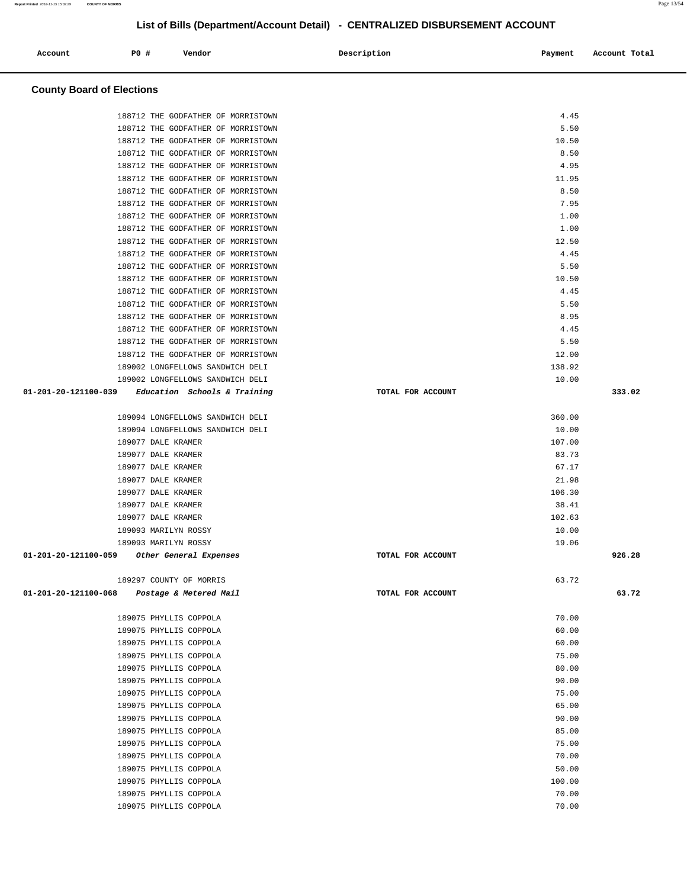## List of Bills (Department/Account Detail) - CENTRALIZED DISBURSEMENT ACCOUNT

| Account | PO # | Vendor | Description | Payment | Account Total |
|---|---|---|---|---|---|

### County Board of Elections

| Account | PO # | Vendor | Description | Payment | Account Total |
|---|---|---|---|---|---|
| | 188712 | THE GODFATHER OF MORRISTOWN | | 4.45 | |
| | 188712 | THE GODFATHER OF MORRISTOWN | | 5.50 | |
| | 188712 | THE GODFATHER OF MORRISTOWN | | 10.50 | |
| | 188712 | THE GODFATHER OF MORRISTOWN | | 8.50 | |
| | 188712 | THE GODFATHER OF MORRISTOWN | | 4.95 | |
| | 188712 | THE GODFATHER OF MORRISTOWN | | 11.95 | |
| | 188712 | THE GODFATHER OF MORRISTOWN | | 8.50 | |
| | 188712 | THE GODFATHER OF MORRISTOWN | | 7.95 | |
| | 188712 | THE GODFATHER OF MORRISTOWN | | 1.00 | |
| | 188712 | THE GODFATHER OF MORRISTOWN | | 1.00 | |
| | 188712 | THE GODFATHER OF MORRISTOWN | | 12.50 | |
| | 188712 | THE GODFATHER OF MORRISTOWN | | 4.45 | |
| | 188712 | THE GODFATHER OF MORRISTOWN | | 5.50 | |
| | 188712 | THE GODFATHER OF MORRISTOWN | | 10.50 | |
| | 188712 | THE GODFATHER OF MORRISTOWN | | 4.45 | |
| | 188712 | THE GODFATHER OF MORRISTOWN | | 5.50 | |
| | 188712 | THE GODFATHER OF MORRISTOWN | | 8.95 | |
| | 188712 | THE GODFATHER OF MORRISTOWN | | 4.45 | |
| | 188712 | THE GODFATHER OF MORRISTOWN | | 5.50 | |
| | 188712 | THE GODFATHER OF MORRISTOWN | | 12.00 | |
| | 189002 | LONGFELLOWS SANDWICH DELI | | 138.92 | |
| | 189002 | LONGFELLOWS SANDWICH DELI | | 10.00 | |
| **01-201-20-121100-039** | | ***Education Schools & Training*** | **TOTAL FOR ACCOUNT** | | **333.02** |
| | 189094 | LONGFELLOWS SANDWICH DELI | | 360.00 | |
| | 189094 | LONGFELLOWS SANDWICH DELI | | 10.00 | |
| | 189077 | DALE KRAMER | | 107.00 | |
| | 189077 | DALE KRAMER | | 83.73 | |
| | 189077 | DALE KRAMER | | 67.17 | |
| | 189077 | DALE KRAMER | | 21.98 | |
| | 189077 | DALE KRAMER | | 106.30 | |
| | 189077 | DALE KRAMER | | 38.41 | |
| | 189077 | DALE KRAMER | | 102.63 | |
| | 189093 | MARILYN ROSSY | | 10.00 | |
| | 189093 | MARILYN ROSSY | | 19.06 | |
| **01-201-20-121100-059** | | ***Other General Expenses*** | **TOTAL FOR ACCOUNT** | | **926.28** |
| | 189297 | COUNTY OF MORRIS | | 63.72 | |
| **01-201-20-121100-068** | | ***Postage & Metered Mail*** | **TOTAL FOR ACCOUNT** | | **63.72** |
| | 189075 | PHYLLIS COPPOLA | | 70.00 | |
| | 189075 | PHYLLIS COPPOLA | | 60.00 | |
| | 189075 | PHYLLIS COPPOLA | | 60.00 | |
| | 189075 | PHYLLIS COPPOLA | | 75.00 | |
| | 189075 | PHYLLIS COPPOLA | | 80.00 | |
| | 189075 | PHYLLIS COPPOLA | | 90.00 | |
| | 189075 | PHYLLIS COPPOLA | | 75.00 | |
| | 189075 | PHYLLIS COPPOLA | | 65.00 | |
| | 189075 | PHYLLIS COPPOLA | | 90.00 | |
| | 189075 | PHYLLIS COPPOLA | | 85.00 | |
| | 189075 | PHYLLIS COPPOLA | | 75.00 | |
| | 189075 | PHYLLIS COPPOLA | | 70.00 | |
| | 189075 | PHYLLIS COPPOLA | | 50.00 | |
| | 189075 | PHYLLIS COPPOLA | | 100.00 | |
| | 189075 | PHYLLIS COPPOLA | | 70.00 | |
| | 189075 | PHYLLIS COPPOLA | | 70.00 | |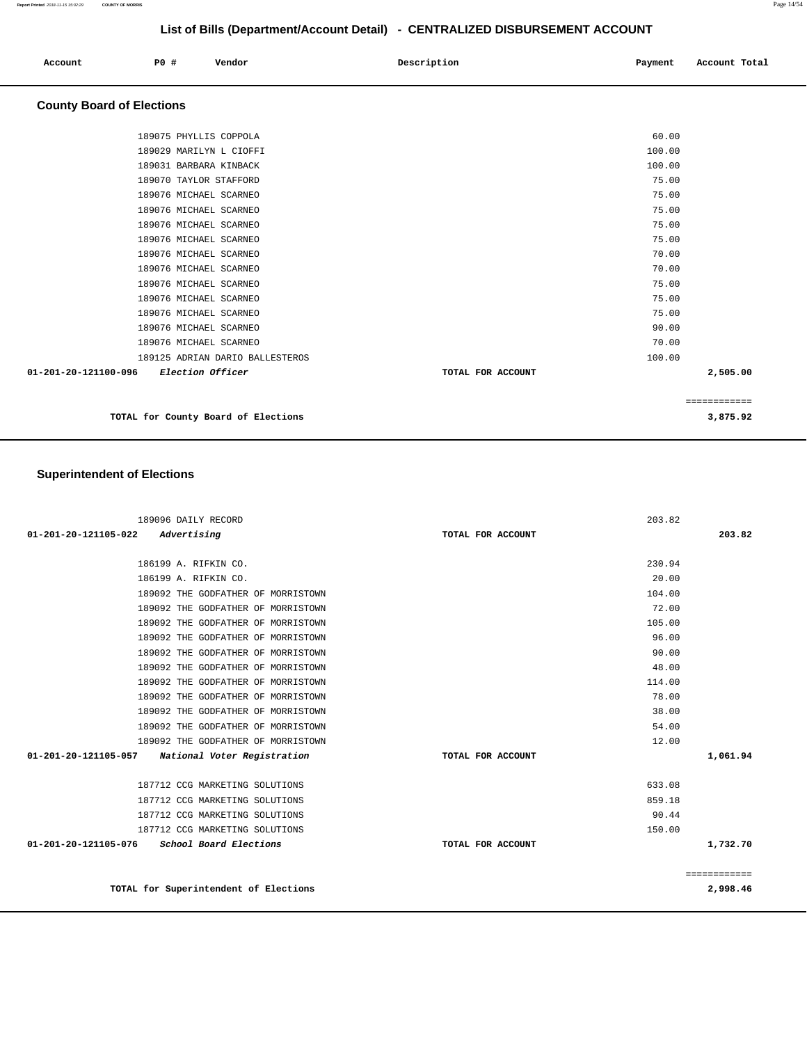# List of Bills (Department/Account Detail) - CENTRALIZED DISBURSEMENT ACCOUNT

| Account | PO # | Vendor | Description | Payment | Account Total |
|---|---|---|---|---|---|

## County Board of Elections

| Account | PO # | Vendor | Description | Payment | Account Total |
|---|---|---|---|---|---|
| | 189075 | PHYLLIS COPPOLA | | 60.00 | |
| | 189029 | MARILYN L CIOFFI | | 100.00 | |
| | 189031 | BARBARA KINBACK | | 100.00 | |
| | 189070 | TAYLOR STAFFORD | | 75.00 | |
| | 189076 | MICHAEL SCARNEO | | 75.00 | |
| | 189076 | MICHAEL SCARNEO | | 75.00 | |
| | 189076 | MICHAEL SCARNEO | | 75.00 | |
| | 189076 | MICHAEL SCARNEO | | 75.00 | |
| | 189076 | MICHAEL SCARNEO | | 70.00 | |
| | 189076 | MICHAEL SCARNEO | | 70.00 | |
| | 189076 | MICHAEL SCARNEO | | 75.00 | |
| | 189076 | MICHAEL SCARNEO | | 75.00 | |
| | 189076 | MICHAEL SCARNEO | | 75.00 | |
| | 189076 | MICHAEL SCARNEO | | 90.00 | |
| | 189076 | MICHAEL SCARNEO | | 70.00 | |
| | 189125 | ADRIAN DARIO BALLESTEROS | | 100.00 | |
| 01-201-20-121100-096 | | *Election Officer* | TOTAL FOR ACCOUNT | | 2,505.00 |
| | | | | | ============ |
| | | TOTAL for County Board of Elections | | | 3,875.92 |

## Superintendent of Elections

| Account | PO # | Vendor | Description | Payment | Account Total |
|---|---|---|---|---|---|
| | 189096 | DAILY RECORD | | 203.82 | |
| 01-201-20-121105-022 | | *Advertising* | TOTAL FOR ACCOUNT | | 203.82 |
| | 186199 | A. RIFKIN CO. | | 230.94 | |
| | 186199 | A. RIFKIN CO. | | 20.00 | |
| | 189092 | THE GODFATHER OF MORRISTOWN | | 104.00 | |
| | 189092 | THE GODFATHER OF MORRISTOWN | | 72.00 | |
| | 189092 | THE GODFATHER OF MORRISTOWN | | 105.00 | |
| | 189092 | THE GODFATHER OF MORRISTOWN | | 96.00 | |
| | 189092 | THE GODFATHER OF MORRISTOWN | | 90.00 | |
| | 189092 | THE GODFATHER OF MORRISTOWN | | 48.00 | |
| | 189092 | THE GODFATHER OF MORRISTOWN | | 114.00 | |
| | 189092 | THE GODFATHER OF MORRISTOWN | | 78.00 | |
| | 189092 | THE GODFATHER OF MORRISTOWN | | 38.00 | |
| | 189092 | THE GODFATHER OF MORRISTOWN | | 54.00 | |
| | 189092 | THE GODFATHER OF MORRISTOWN | | 12.00 | |
| 01-201-20-121105-057 | | *National Voter Registration* | TOTAL FOR ACCOUNT | | 1,061.94 |
| | 187712 | CCG MARKETING SOLUTIONS | | 633.08 | |
| | 187712 | CCG MARKETING SOLUTIONS | | 859.18 | |
| | 187712 | CCG MARKETING SOLUTIONS | | 90.44 | |
| | 187712 | CCG MARKETING SOLUTIONS | | 150.00 | |
| 01-201-20-121105-076 | | *School Board Elections* | TOTAL FOR ACCOUNT | | 1,732.70 |
| | | | | | ============ |
| | | TOTAL for Superintendent of Elections | | | 2,998.46 |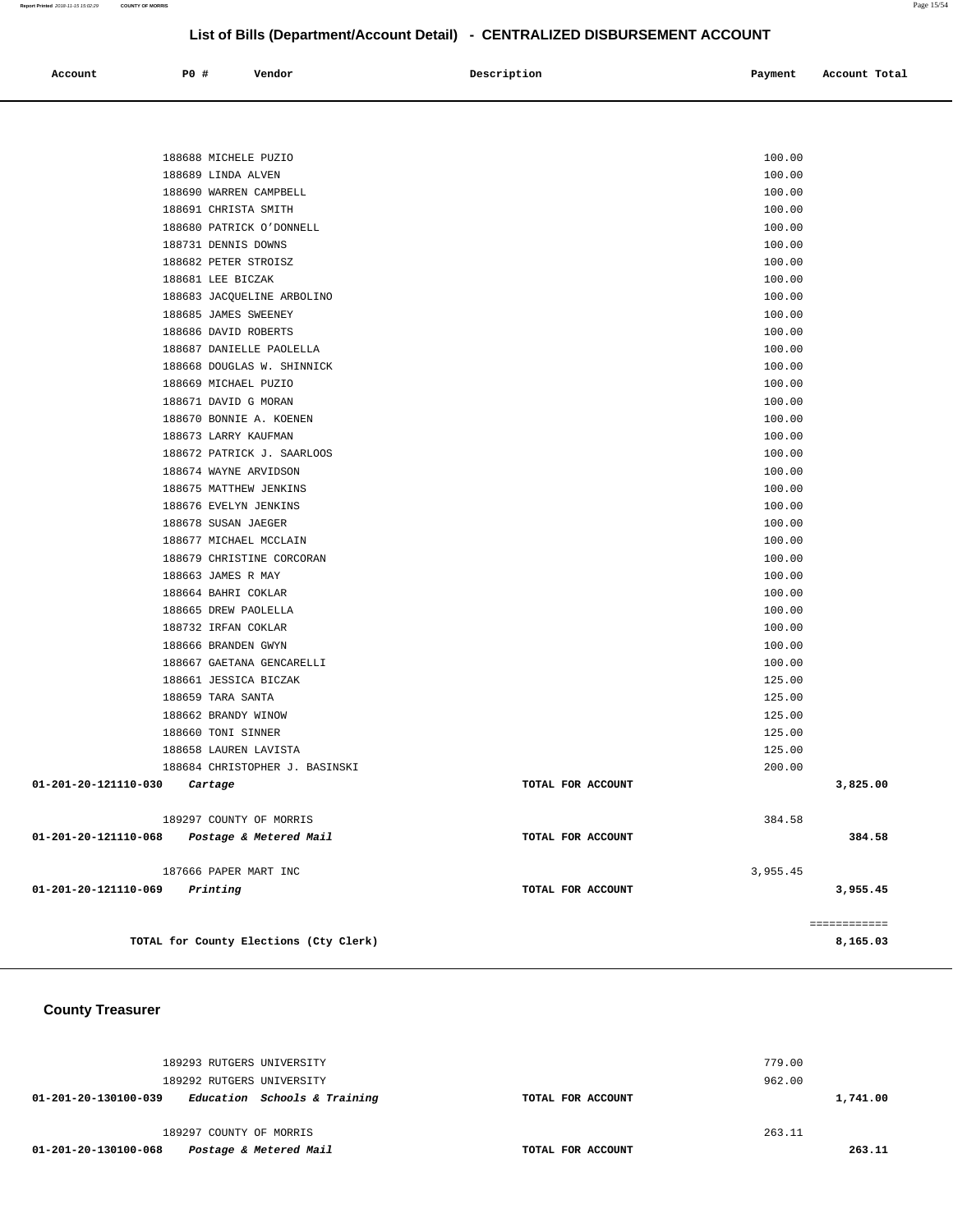## List of Bills (Department/Account Detail) - CENTRALIZED DISBURSEMENT ACCOUNT

| Account | PO # | Vendor | Description | Payment | Account Total |
|---|---|---|---|---|---|
| | 188688 | MICHELE PUZIO | | 100.00 | |
| | 188689 | LINDA ALVEN | | 100.00 | |
| | 188690 | WARREN CAMPBELL | | 100.00 | |
| | 188691 | CHRISTA SMITH | | 100.00 | |
| | 188680 | PATRICK O'DONNELL | | 100.00 | |
| | 188731 | DENNIS DOWNS | | 100.00 | |
| | 188682 | PETER STROISZ | | 100.00 | |
| | 188681 | LEE BICZAK | | 100.00 | |
| | 188683 | JACQUELINE ARBOLINO | | 100.00 | |
| | 188685 | JAMES SWEENEY | | 100.00 | |
| | 188686 | DAVID ROBERTS | | 100.00 | |
| | 188687 | DANIELLE PAOLELLA | | 100.00 | |
| | 188668 | DOUGLAS W. SHINNICK | | 100.00 | |
| | 188669 | MICHAEL PUZIO | | 100.00 | |
| | 188671 | DAVID G MORAN | | 100.00 | |
| | 188670 | BONNIE A. KOENEN | | 100.00 | |
| | 188673 | LARRY KAUFMAN | | 100.00 | |
| | 188672 | PATRICK J. SAARLOOS | | 100.00 | |
| | 188674 | WAYNE ARVIDSON | | 100.00 | |
| | 188675 | MATTHEW JENKINS | | 100.00 | |
| | 188676 | EVELYN JENKINS | | 100.00 | |
| | 188678 | SUSAN JAEGER | | 100.00 | |
| | 188677 | MICHAEL MCCLAIN | | 100.00 | |
| | 188679 | CHRISTINE CORCORAN | | 100.00 | |
| | 188663 | JAMES R MAY | | 100.00 | |
| | 188664 | BAHRI COKLAR | | 100.00 | |
| | 188665 | DREW PAOLELLA | | 100.00 | |
| | 188732 | IRFAN COKLAR | | 100.00 | |
| | 188666 | BRANDEN GWYN | | 100.00 | |
| | 188667 | GAETANA GENCARELLI | | 100.00 | |
| | 188661 | JESSICA BICZAK | | 125.00 | |
| | 188659 | TARA SANTA | | 125.00 | |
| | 188662 | BRANDY WINOW | | 125.00 | |
| | 188660 | TONI SINNER | | 125.00 | |
| | 188658 | LAUREN LAVISTA | | 125.00 | |
| | 188684 | CHRISTOPHER J. BASINSKI | | 200.00 | |
| **01-201-20-121110-030** | *Cartage* | | TOTAL FOR ACCOUNT | | **3,825.00** |
| | 189297 | COUNTY OF MORRIS | | 384.58 | |
| **01-201-20-121110-068** | *Postage & Metered Mail* | | TOTAL FOR ACCOUNT | | **384.58** |
| | 187666 | PAPER MART INC | | 3,955.45 | |
| **01-201-20-121110-069** | *Printing* | | TOTAL FOR ACCOUNT | | **3,955.45** |
| | | | | | ============ |
| | **TOTAL for County Elections (Cty Clerk)** | | | | **8,165.03** |

### County Treasurer

| Account | PO # | Vendor | Description | Payment | Account Total |
|---|---|---|---|---|---|
| | 189293 | RUTGERS UNIVERSITY | | 779.00 | |
| | 189292 | RUTGERS UNIVERSITY | | 962.00 | |
| **01-201-20-130100-039** | *Education Schools & Training* | | TOTAL FOR ACCOUNT | | **1,741.00** |
| | 189297 | COUNTY OF MORRIS | | 263.11 | |
| **01-201-20-130100-068** | *Postage & Metered Mail* | | TOTAL FOR ACCOUNT | | **263.11** |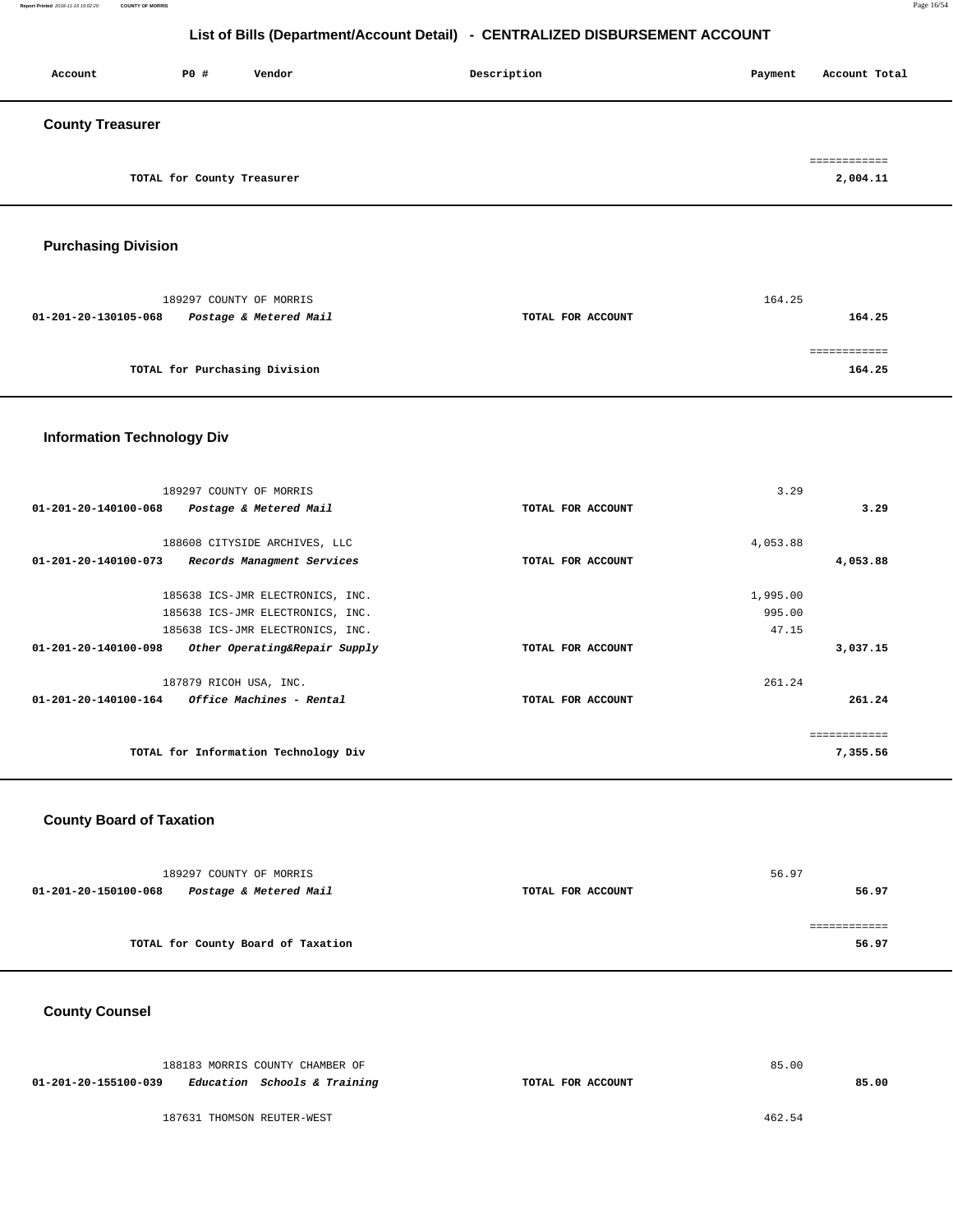# List of Bills (Department/Account Detail) - CENTRALIZED DISBURSEMENT ACCOUNT

| Account | PO # | Vendor | Description | Payment | Account Total |
|---|---|---|---|---|---|

## County Treasurer

| | | | | | |
|---|---|---|---|---|---|
| | | TOTAL for County Treasurer | | | ============ 2,004.11 |

## Purchasing Division

| Account | PO # | Vendor | Description | Payment | Account Total |
|---|---|---|---|---|---|
| | 189297 | COUNTY OF MORRIS | | 164.25 | |
| 01-201-20-130105-068 | | *Postage & Metered Mail* | TOTAL FOR ACCOUNT | | 164.25 |
| | | TOTAL for Purchasing Division | | | ============ 164.25 |

## Information Technology Div

| Account | PO # | Vendor | Description | Payment | Account Total |
|---|---|---|---|---|---|
| | 189297 | COUNTY OF MORRIS | | 3.29 | |
| 01-201-20-140100-068 | | *Postage & Metered Mail* | TOTAL FOR ACCOUNT | | 3.29 |
| | 188608 | CITYSIDE ARCHIVES, LLC | | 4,053.88 | |
| 01-201-20-140100-073 | | *Records Managment Services* | TOTAL FOR ACCOUNT | | 4,053.88 |
| | 185638 | ICS-JMR ELECTRONICS, INC. | | 1,995.00 | |
| | 185638 | ICS-JMR ELECTRONICS, INC. | | 995.00 | |
| | 185638 | ICS-JMR ELECTRONICS, INC. | | 47.15 | |
| 01-201-20-140100-098 | | *Other Operating&Repair Supply* | TOTAL FOR ACCOUNT | | 3,037.15 |
| | 187879 | RICOH USA, INC. | | 261.24 | |
| 01-201-20-140100-164 | | *Office Machines - Rental* | TOTAL FOR ACCOUNT | | 261.24 |
| | | TOTAL for Information Technology Div | | | ============ 7,355.56 |

## County Board of Taxation

| Account | PO # | Vendor | Description | Payment | Account Total |
|---|---|---|---|---|---|
| | 189297 | COUNTY OF MORRIS | | 56.97 | |
| 01-201-20-150100-068 | | *Postage & Metered Mail* | TOTAL FOR ACCOUNT | | 56.97 |
| | | TOTAL for County Board of Taxation | | | ============ 56.97 |

## County Counsel

| Account | PO # | Vendor | Description | Payment | Account Total |
|---|---|---|---|---|---|
| | 188183 | MORRIS COUNTY CHAMBER OF | | 85.00 | |
| 01-201-20-155100-039 | | *Education Schools & Training* | TOTAL FOR ACCOUNT | | 85.00 |
| | 187631 | THOMSON REUTER-WEST | | 462.54 | |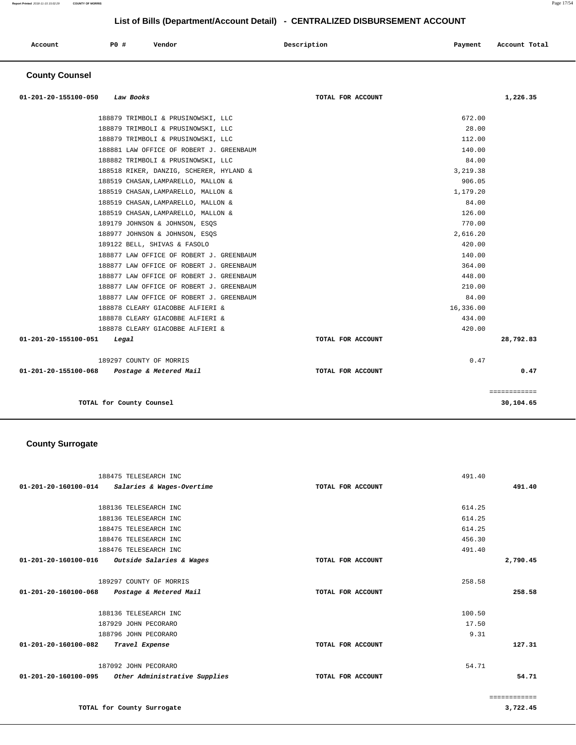# List of Bills (Department/Account Detail) - CENTRALIZED DISBURSEMENT ACCOUNT

| Account | PO # | Vendor | Description | Payment | Account Total |
|---|---|---|---|---|---|

## County Counsel

| Account | PO # | Vendor | Description | Payment | Account Total |
|---|---|---|---|---|---|
| 01-201-20-155100-050 *Law Books* | | | TOTAL FOR ACCOUNT | | 1,226.35 |
| | 188879 | TRIMBOLI & PRUSINOWSKI, LLC | | 672.00 | |
| | 188879 | TRIMBOLI & PRUSINOWSKI, LLC | | 28.00 | |
| | 188879 | TRIMBOLI & PRUSINOWSKI, LLC | | 112.00 | |
| | 188881 | LAW OFFICE OF ROBERT J. GREENBAUM | | 140.00 | |
| | 188882 | TRIMBOLI & PRUSINOWSKI, LLC | | 84.00 | |
| | 188518 | RIKER, DANZIG, SCHERER, HYLAND & | | 3,219.38 | |
| | 188519 | CHASAN,LAMPARELLO, MALLON & | | 906.05 | |
| | 188519 | CHASAN,LAMPARELLO, MALLON & | | 1,179.20 | |
| | 188519 | CHASAN,LAMPARELLO, MALLON & | | 84.00 | |
| | 188519 | CHASAN,LAMPARELLO, MALLON & | | 126.00 | |
| | 189179 | JOHNSON & JOHNSON, ESQS | | 770.00 | |
| | 188977 | JOHNSON & JOHNSON, ESQS | | 2,616.20 | |
| | 189122 | BELL, SHIVAS & FASOLO | | 420.00 | |
| | 188877 | LAW OFFICE OF ROBERT J. GREENBAUM | | 140.00 | |
| | 188877 | LAW OFFICE OF ROBERT J. GREENBAUM | | 364.00 | |
| | 188877 | LAW OFFICE OF ROBERT J. GREENBAUM | | 448.00 | |
| | 188877 | LAW OFFICE OF ROBERT J. GREENBAUM | | 210.00 | |
| | 188877 | LAW OFFICE OF ROBERT J. GREENBAUM | | 84.00 | |
| | 188878 | CLEARY GIACOBBE ALFIERI & | | 16,336.00 | |
| | 188878 | CLEARY GIACOBBE ALFIERI & | | 434.00 | |
| | 188878 | CLEARY GIACOBBE ALFIERI & | | 420.00 | |
| 01-201-20-155100-051 *Legal* | | | TOTAL FOR ACCOUNT | | 28,792.83 |
| | 189297 | COUNTY OF MORRIS | | 0.47 | |
| 01-201-20-155100-068 *Postage & Metered Mail* | | | TOTAL FOR ACCOUNT | | 0.47 |
| | | | | | ============ |
| | | **TOTAL for County Counsel** | | | 30,104.65 |

## County Surrogate

| Account | PO # | Vendor | Description | Payment | Account Total |
|---|---|---|---|---|---|
| | 188475 | TELESEARCH INC | | 491.40 | |
| 01-201-20-160100-014 *Salaries & Wages-Overtime* | | | TOTAL FOR ACCOUNT | | 491.40 |
| | 188136 | TELESEARCH INC | | 614.25 | |
| | 188136 | TELESEARCH INC | | 614.25 | |
| | 188475 | TELESEARCH INC | | 614.25 | |
| | 188476 | TELESEARCH INC | | 456.30 | |
| | 188476 | TELESEARCH INC | | 491.40 | |
| 01-201-20-160100-016 *Outside Salaries & Wages* | | | TOTAL FOR ACCOUNT | | 2,790.45 |
| | 189297 | COUNTY OF MORRIS | | 258.58 | |
| 01-201-20-160100-068 *Postage & Metered Mail* | | | TOTAL FOR ACCOUNT | | 258.58 |
| | 188136 | TELESEARCH INC | | 100.50 | |
| | 187929 | JOHN PECORARO | | 17.50 | |
| | 188796 | JOHN PECORARO | | 9.31 | |
| 01-201-20-160100-082 *Travel Expense* | | | TOTAL FOR ACCOUNT | | 127.31 |
| | 187092 | JOHN PECORARO | | 54.71 | |
| 01-201-20-160100-095 *Other Administrative Supplies* | | | TOTAL FOR ACCOUNT | | 54.71 |
| | | | | | ============ |
| | | **TOTAL for County Surrogate** | | | 3,722.45 |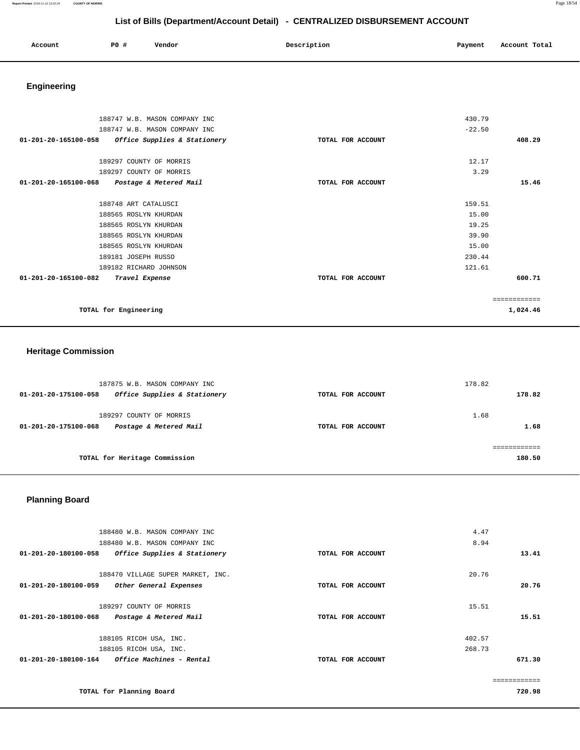# List of Bills (Department/Account Detail) - CENTRALIZED DISBURSEMENT ACCOUNT

| Account | PO # | Vendor | Description | Payment | Account Total |
|---|---|---|---|---|---|

## Engineering

| Account | PO # | Vendor | Description | Payment | Account Total |
|---|---|---|---|---|---|
| | 188747 | W.B. MASON COMPANY INC | | 430.79 | |
| | 188747 | W.B. MASON COMPANY INC | | -22.50 | |
| **01-201-20-165100-058** | | ***Office Supplies & Stationery*** | **TOTAL FOR ACCOUNT** | | **408.29** |
| | 189297 | COUNTY OF MORRIS | | 12.17 | |
| | 189297 | COUNTY OF MORRIS | | 3.29 | |
| **01-201-20-165100-068** | | ***Postage & Metered Mail*** | **TOTAL FOR ACCOUNT** | | **15.46** |
| | 188748 | ART CATALUSCI | | 159.51 | |
| | 188565 | ROSLYN KHURDAN | | 15.00 | |
| | 188565 | ROSLYN KHURDAN | | 19.25 | |
| | 188565 | ROSLYN KHURDAN | | 39.90 | |
| | 188565 | ROSLYN KHURDAN | | 15.00 | |
| | 189181 | JOSEPH RUSSO | | 230.44 | |
| | 189182 | RICHARD JOHNSON | | 121.61 | |
| **01-201-20-165100-082** | | ***Travel Expense*** | **TOTAL FOR ACCOUNT** | | **600.71** |
| | | | | | ============ |
| | **TOTAL for Engineering** | | | | **1,024.46** |

## Heritage Commission

| Account | PO # | Vendor | Description | Payment | Account Total |
|---|---|---|---|---|---|
| | 187875 | W.B. MASON COMPANY INC | | 178.82 | |
| **01-201-20-175100-058** | | ***Office Supplies & Stationery*** | **TOTAL FOR ACCOUNT** | | **178.82** |
| | 189297 | COUNTY OF MORRIS | | 1.68 | |
| **01-201-20-175100-068** | | ***Postage & Metered Mail*** | **TOTAL FOR ACCOUNT** | | **1.68** |
| | | | | | ============ |
| | **TOTAL for Heritage Commission** | | | | **180.50** |

## Planning Board

| Account | PO # | Vendor | Description | Payment | Account Total |
|---|---|---|---|---|---|
| | 188480 | W.B. MASON COMPANY INC | | 4.47 | |
| | 188480 | W.B. MASON COMPANY INC | | 8.94 | |
| **01-201-20-180100-058** | | ***Office Supplies & Stationery*** | **TOTAL FOR ACCOUNT** | | **13.41** |
| | 188470 | VILLAGE SUPER MARKET, INC. | | 20.76 | |
| **01-201-20-180100-059** | | ***Other General Expenses*** | **TOTAL FOR ACCOUNT** | | **20.76** |
| | 189297 | COUNTY OF MORRIS | | 15.51 | |
| **01-201-20-180100-068** | | ***Postage & Metered Mail*** | **TOTAL FOR ACCOUNT** | | **15.51** |
| | 188105 | RICOH USA, INC. | | 402.57 | |
| | 188105 | RICOH USA, INC. | | 268.73 | |
| **01-201-20-180100-164** | | ***Office Machines - Rental*** | **TOTAL FOR ACCOUNT** | | **671.30** |
| | | | | | ============ |
| | **TOTAL for Planning Board** | | | | **720.98** |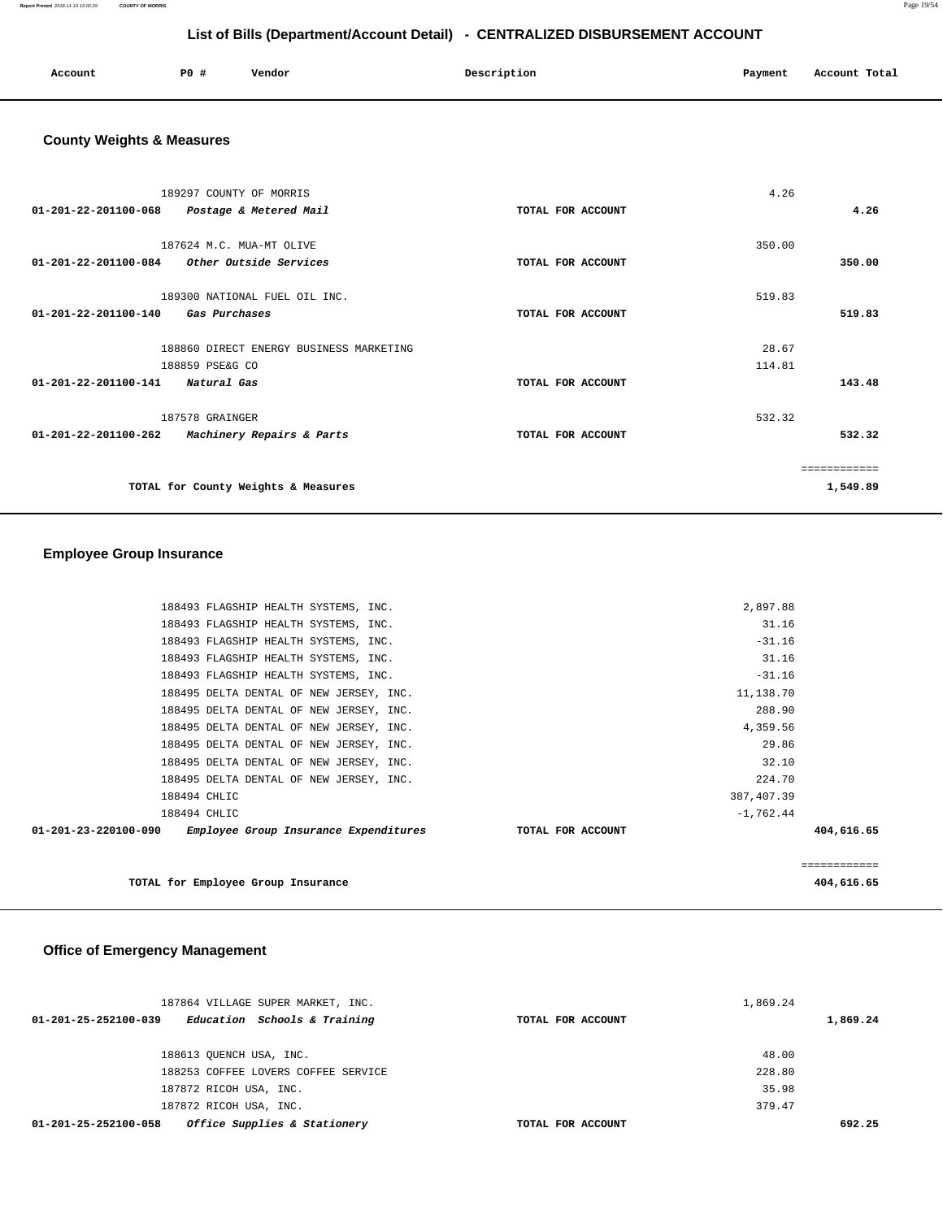# List of Bills (Department/Account Detail) - CENTRALIZED DISBURSEMENT ACCOUNT

| Account | P0 # | Vendor | Description | Payment | Account Total |
|---|---|---|---|---|---|

## County Weights & Measures

| Account | P0 # | Vendor | Description | Payment | Account Total |
|---|---|---|---|---|---|
| | 189297 | COUNTY OF MORRIS | | 4.26 | |
| 01-201-22-201100-068 | | *Postage & Metered Mail* | TOTAL FOR ACCOUNT | | 4.26 |
| | 187624 | M.C. MUA-MT OLIVE | | 350.00 | |
| 01-201-22-201100-084 | | *Other Outside Services* | TOTAL FOR ACCOUNT | | 350.00 |
| | 189300 | NATIONAL FUEL OIL INC. | | 519.83 | |
| 01-201-22-201100-140 | | *Gas Purchases* | TOTAL FOR ACCOUNT | | 519.83 |
| | 188860 | DIRECT ENERGY BUSINESS MARKETING | | 28.67 | |
| | 188859 | PSE&G CO | | 114.81 | |
| 01-201-22-201100-141 | | *Natural Gas* | TOTAL FOR ACCOUNT | | 143.48 |
| | 187578 | GRAINGER | | 532.32 | |
| 01-201-22-201100-262 | | *Machinery Repairs & Parts* | TOTAL FOR ACCOUNT | | 532.32 |
| | | | | | ============ |
| | | TOTAL for County Weights & Measures | | | 1,549.89 |

## Employee Group Insurance

| Account | P0 # | Vendor | Description | Payment | Account Total |
|---|---|---|---|---|---|
| | 188493 | FLAGSHIP HEALTH SYSTEMS, INC. | | 2,897.88 | |
| | 188493 | FLAGSHIP HEALTH SYSTEMS, INC. | | 31.16 | |
| | 188493 | FLAGSHIP HEALTH SYSTEMS, INC. | | -31.16 | |
| | 188493 | FLAGSHIP HEALTH SYSTEMS, INC. | | 31.16 | |
| | 188493 | FLAGSHIP HEALTH SYSTEMS, INC. | | -31.16 | |
| | 188495 | DELTA DENTAL OF NEW JERSEY, INC. | | 11,138.70 | |
| | 188495 | DELTA DENTAL OF NEW JERSEY, INC. | | 288.90 | |
| | 188495 | DELTA DENTAL OF NEW JERSEY, INC. | | 4,359.56 | |
| | 188495 | DELTA DENTAL OF NEW JERSEY, INC. | | 29.86 | |
| | 188495 | DELTA DENTAL OF NEW JERSEY, INC. | | 32.10 | |
| | 188495 | DELTA DENTAL OF NEW JERSEY, INC. | | 224.70 | |
| | 188494 | CHLIC | | 387,407.39 | |
| | 188494 | CHLIC | | -1,762.44 | |
| 01-201-23-220100-090 | | *Employee Group Insurance Expenditures* | TOTAL FOR ACCOUNT | | 404,616.65 |
| | | | | | ============ |
| | | TOTAL for Employee Group Insurance | | | 404,616.65 |

## Office of Emergency Management

| Account | P0 # | Vendor | Description | Payment | Account Total |
|---|---|---|---|---|---|
| | 187864 | VILLAGE SUPER MARKET, INC. | | 1,869.24 | |
| 01-201-25-252100-039 | | *Education Schools & Training* | TOTAL FOR ACCOUNT | | 1,869.24 |
| | 188613 | QUENCH USA, INC. | | 48.00 | |
| | 188253 | COFFEE LOVERS COFFEE SERVICE | | 228.80 | |
| | 187872 | RICOH USA, INC. | | 35.98 | |
| | 187872 | RICOH USA, INC. | | 379.47 | |
| 01-201-25-252100-058 | | *Office Supplies & Stationery* | TOTAL FOR ACCOUNT | | 692.25 |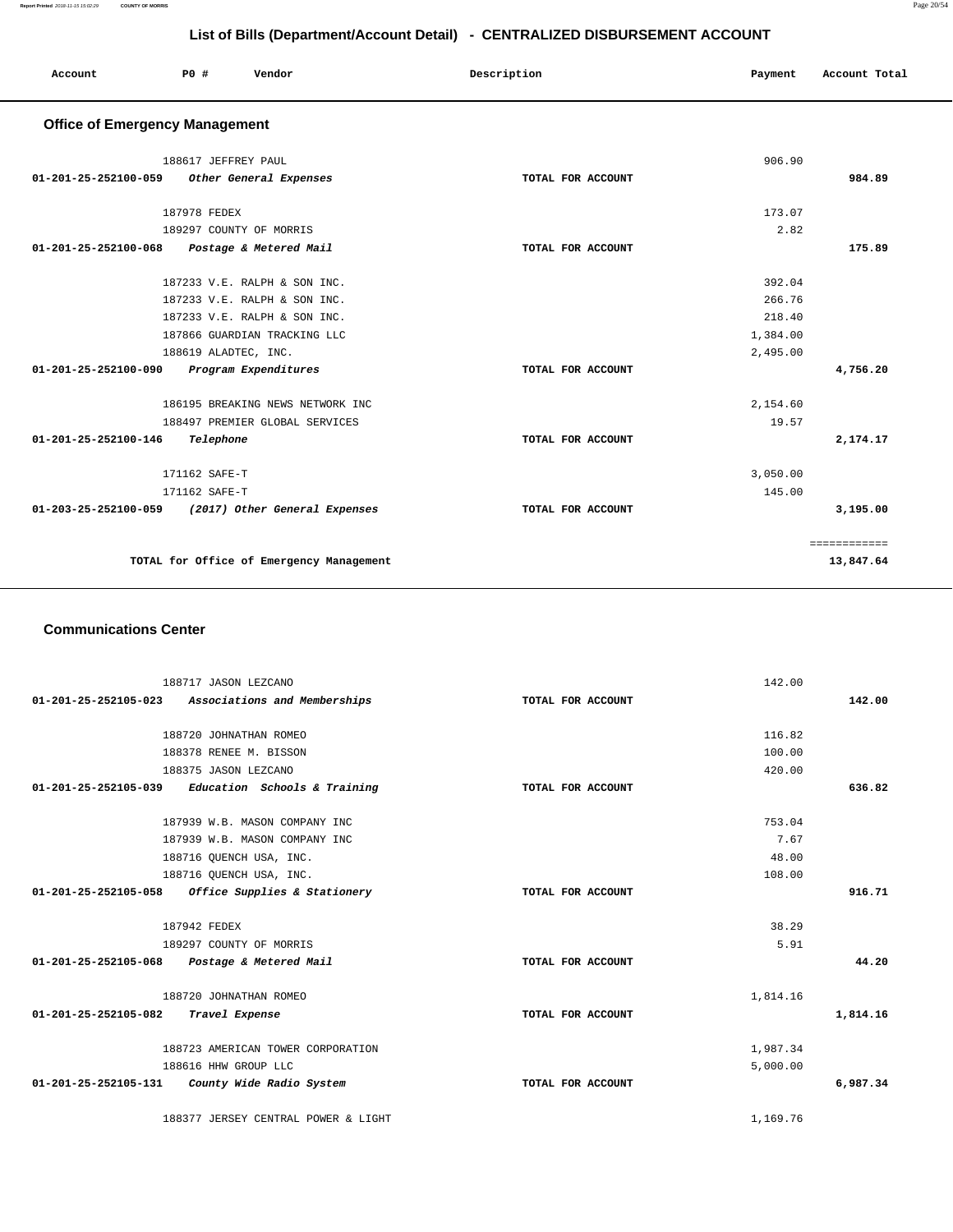## List of Bills (Department/Account Detail) - CENTRALIZED DISBURSEMENT ACCOUNT

| Account | PO # | Vendor | Description | Payment | Account Total |
|---|---|---|---|---|---|

### Office of Emergency Management

| Account | PO # | Vendor | Description | Payment | Account Total |
|---|---|---|---|---|---|
| | 188617 | JEFFREY PAUL | | 906.90 | |
| 01-201-25-252100-059 | | *Other General Expenses* | TOTAL FOR ACCOUNT | | 984.89 |
| | 187978 | FEDEX | | 173.07 | |
| | 189297 | COUNTY OF MORRIS | | 2.82 | |
| 01-201-25-252100-068 | | *Postage & Metered Mail* | TOTAL FOR ACCOUNT | | 175.89 |
| | 187233 | V.E. RALPH & SON INC. | | 392.04 | |
| | 187233 | V.E. RALPH & SON INC. | | 266.76 | |
| | 187233 | V.E. RALPH & SON INC. | | 218.40 | |
| | 187866 | GUARDIAN TRACKING LLC | | 1,384.00 | |
| | 188619 | ALADTEC, INC. | | 2,495.00 | |
| 01-201-25-252100-090 | | *Program Expenditures* | TOTAL FOR ACCOUNT | | 4,756.20 |
| | 186195 | BREAKING NEWS NETWORK INC | | 2,154.60 | |
| | 188497 | PREMIER GLOBAL SERVICES | | 19.57 | |
| 01-201-25-252100-146 | | *Telephone* | TOTAL FOR ACCOUNT | | 2,174.17 |
| | 171162 | SAFE-T | | 3,050.00 | |
| | 171162 | SAFE-T | | 145.00 | |
| 01-203-25-252100-059 | | *(2017) Other General Expenses* | TOTAL FOR ACCOUNT | | 3,195.00 |
| | | | | | ============ |
| | | TOTAL for Office of Emergency Management | | | 13,847.64 |

### Communications Center

| Account | PO # | Vendor | Description | Payment | Account Total |
|---|---|---|---|---|---|
| | 188717 | JASON LEZCANO | | 142.00 | |
| 01-201-25-252105-023 | | *Associations and Memberships* | TOTAL FOR ACCOUNT | | 142.00 |
| | 188720 | JOHNATHAN ROMEO | | 116.82 | |
| | 188378 | RENEE M. BISSON | | 100.00 | |
| | 188375 | JASON LEZCANO | | 420.00 | |
| 01-201-25-252105-039 | | *Education Schools & Training* | TOTAL FOR ACCOUNT | | 636.82 |
| | 187939 | W.B. MASON COMPANY INC | | 753.04 | |
| | 187939 | W.B. MASON COMPANY INC | | 7.67 | |
| | 188716 | QUENCH USA, INC. | | 48.00 | |
| | 188716 | QUENCH USA, INC. | | 108.00 | |
| 01-201-25-252105-058 | | *Office Supplies & Stationery* | TOTAL FOR ACCOUNT | | 916.71 |
| | 187942 | FEDEX | | 38.29 | |
| | 189297 | COUNTY OF MORRIS | | 5.91 | |
| 01-201-25-252105-068 | | *Postage & Metered Mail* | TOTAL FOR ACCOUNT | | 44.20 |
| | 188720 | JOHNATHAN ROMEO | | 1,814.16 | |
| 01-201-25-252105-082 | | *Travel Expense* | TOTAL FOR ACCOUNT | | 1,814.16 |
| | 188723 | AMERICAN TOWER CORPORATION | | 1,987.34 | |
| | 188616 | HHW GROUP LLC | | 5,000.00 | |
| 01-201-25-252105-131 | | *County Wide Radio System* | TOTAL FOR ACCOUNT | | 6,987.34 |
| | 188377 | JERSEY CENTRAL POWER & LIGHT | | 1,169.76 | |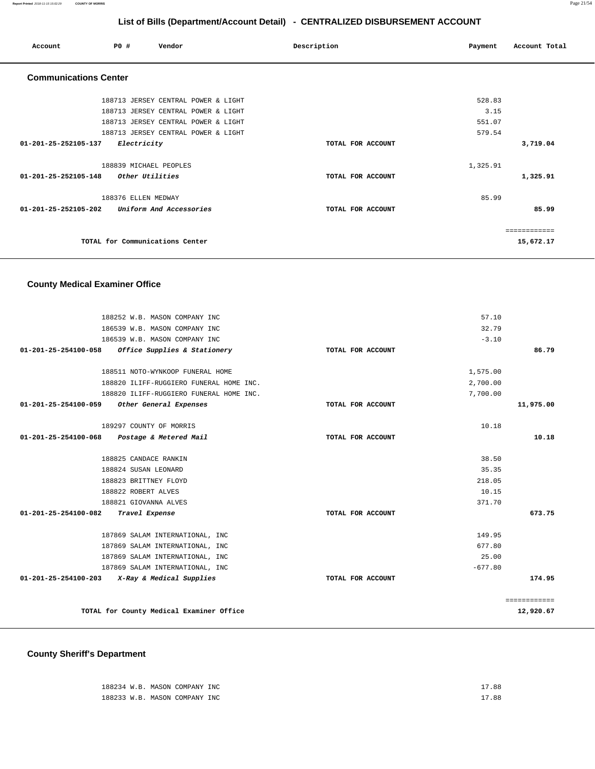# List of Bills (Department/Account Detail) - CENTRALIZED DISBURSEMENT ACCOUNT

| Account | PO # | Vendor | Description | Payment | Account Total |
|---|---|---|---|---|---|

## Communications Center

| Account | PO # | Vendor | Description | Payment | Account Total |
|---|---|---|---|---|---|
| | 188713 | JERSEY CENTRAL POWER & LIGHT | | 528.83 | |
| | 188713 | JERSEY CENTRAL POWER & LIGHT | | 3.15 | |
| | 188713 | JERSEY CENTRAL POWER & LIGHT | | 551.07 | |
| | 188713 | JERSEY CENTRAL POWER & LIGHT | | 579.54 | |
| **01-201-25-252105-137** | *Electricity* | | TOTAL FOR ACCOUNT | | **3,719.04** |
| | 188839 | MICHAEL PEOPLES | | 1,325.91 | |
| **01-201-25-252105-148** | *Other Utilities* | | TOTAL FOR ACCOUNT | | **1,325.91** |
| | 188376 | ELLEN MEDWAY | | 85.99 | |
| **01-201-25-252105-202** | *Uniform And Accessories* | | TOTAL FOR ACCOUNT | | **85.99** |
| | | | | | ============ |
| | TOTAL for Communications Center | | | | **15,672.17** |

## County Medical Examiner Office

| Account | PO # | Vendor | Description | Payment | Account Total |
|---|---|---|---|---|---|
| | 188252 | W.B. MASON COMPANY INC | | 57.10 | |
| | 186539 | W.B. MASON COMPANY INC | | 32.79 | |
| | 186539 | W.B. MASON COMPANY INC | | -3.10 | |
| **01-201-25-254100-058** | *Office Supplies & Stationery* | | TOTAL FOR ACCOUNT | | **86.79** |
| | 188511 | NOTO-WYNKOOP FUNERAL HOME | | 1,575.00 | |
| | 188820 | ILIFF-RUGGIERO FUNERAL HOME INC. | | 2,700.00 | |
| | 188820 | ILIFF-RUGGIERO FUNERAL HOME INC. | | 7,700.00 | |
| **01-201-25-254100-059** | *Other General Expenses* | | TOTAL FOR ACCOUNT | | **11,975.00** |
| | 189297 | COUNTY OF MORRIS | | 10.18 | |
| **01-201-25-254100-068** | *Postage & Metered Mail* | | TOTAL FOR ACCOUNT | | **10.18** |
| | 188825 | CANDACE RANKIN | | 38.50 | |
| | 188824 | SUSAN LEONARD | | 35.35 | |
| | 188823 | BRITTNEY FLOYD | | 218.05 | |
| | 188822 | ROBERT ALVES | | 10.15 | |
| | 188821 | GIOVANNA ALVES | | 371.70 | |
| **01-201-25-254100-082** | *Travel Expense* | | TOTAL FOR ACCOUNT | | **673.75** |
| | 187869 | SALAM INTERNATIONAL, INC | | 149.95 | |
| | 187869 | SALAM INTERNATIONAL, INC | | 677.80 | |
| | 187869 | SALAM INTERNATIONAL, INC | | 25.00 | |
| | 187869 | SALAM INTERNATIONAL, INC | | -677.80 | |
| **01-201-25-254100-203** | *X-Ray & Medical Supplies* | | TOTAL FOR ACCOUNT | | **174.95** |
| | | | | | ============ |
| | TOTAL for County Medical Examiner Office | | | | **12,920.67** |

## County Sheriff's Department

| Account | PO # | Vendor | Description | Payment | Account Total |
|---|---|---|---|---|---|
| | 188234 | W.B. MASON COMPANY INC | | 17.88 | |
| | 188233 | W.B. MASON COMPANY INC | | 17.88 | |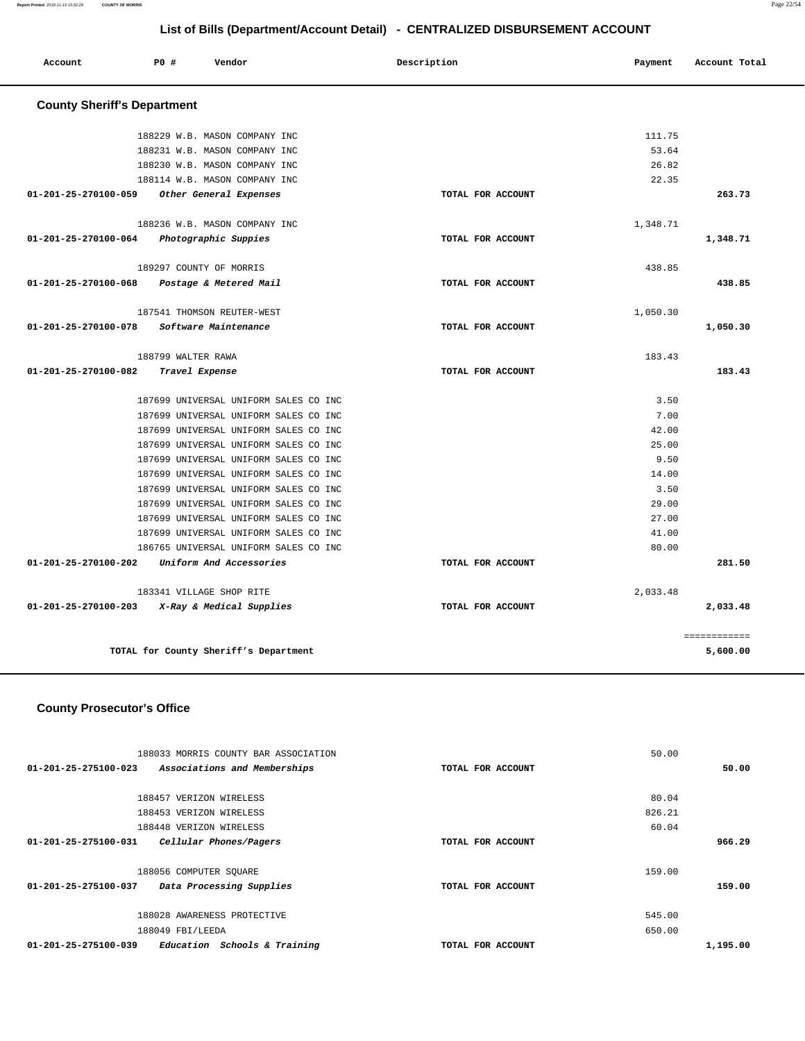## List of Bills (Department/Account Detail) - CENTRALIZED DISBURSEMENT ACCOUNT

| Account | PO # | Vendor | Description | Payment | Account Total |
|---|---|---|---|---|---|

### County Sheriff's Department

| Account | PO # | Vendor | Description | Payment | Account Total |
|---|---|---|---|---|---|
| | 188229 | W.B. MASON COMPANY INC | | 111.75 | |
| | 188231 | W.B. MASON COMPANY INC | | 53.64 | |
| | 188230 | W.B. MASON COMPANY INC | | 26.82 | |
| | 188114 | W.B. MASON COMPANY INC | | 22.35 | |
| 01-201-25-270100-059 | | *Other General Expenses* | TOTAL FOR ACCOUNT | | 263.73 |
| | 188236 | W.B. MASON COMPANY INC | | 1,348.71 | |
| 01-201-25-270100-064 | | *Photographic Suppies* | TOTAL FOR ACCOUNT | | 1,348.71 |
| | 189297 | COUNTY OF MORRIS | | 438.85 | |
| 01-201-25-270100-068 | | *Postage & Metered Mail* | TOTAL FOR ACCOUNT | | 438.85 |
| | 187541 | THOMSON REUTER-WEST | | 1,050.30 | |
| 01-201-25-270100-078 | | *Software Maintenance* | TOTAL FOR ACCOUNT | | 1,050.30 |
| | 188799 | WALTER RAWA | | 183.43 | |
| 01-201-25-270100-082 | | *Travel Expense* | TOTAL FOR ACCOUNT | | 183.43 |
| | 187699 | UNIVERSAL UNIFORM SALES CO INC | | 3.50 | |
| | 187699 | UNIVERSAL UNIFORM SALES CO INC | | 7.00 | |
| | 187699 | UNIVERSAL UNIFORM SALES CO INC | | 42.00 | |
| | 187699 | UNIVERSAL UNIFORM SALES CO INC | | 25.00 | |
| | 187699 | UNIVERSAL UNIFORM SALES CO INC | | 9.50 | |
| | 187699 | UNIVERSAL UNIFORM SALES CO INC | | 14.00 | |
| | 187699 | UNIVERSAL UNIFORM SALES CO INC | | 3.50 | |
| | 187699 | UNIVERSAL UNIFORM SALES CO INC | | 29.00 | |
| | 187699 | UNIVERSAL UNIFORM SALES CO INC | | 27.00 | |
| | 187699 | UNIVERSAL UNIFORM SALES CO INC | | 41.00 | |
| | 186765 | UNIVERSAL UNIFORM SALES CO INC | | 80.00 | |
| 01-201-25-270100-202 | | *Uniform And Accessories* | TOTAL FOR ACCOUNT | | 281.50 |
| | 183341 | VILLAGE SHOP RITE | | 2,033.48 | |
| 01-201-25-270100-203 | | *X-Ray & Medical Supplies* | TOTAL FOR ACCOUNT | | 2,033.48 |
| | | TOTAL for County Sheriff's Department | | | 5,600.00 |

### County Prosecutor's Office

| Account | PO # | Vendor | Description | Payment | Account Total |
|---|---|---|---|---|---|
| | 188033 | MORRIS COUNTY BAR ASSOCIATION | | 50.00 | |
| 01-201-25-275100-023 | | *Associations and Memberships* | TOTAL FOR ACCOUNT | | 50.00 |
| | 188457 | VERIZON WIRELESS | | 80.04 | |
| | 188453 | VERIZON WIRELESS | | 826.21 | |
| | 188448 | VERIZON WIRELESS | | 60.04 | |
| 01-201-25-275100-031 | | *Cellular Phones/Pagers* | TOTAL FOR ACCOUNT | | 966.29 |
| | 188056 | COMPUTER SQUARE | | 159.00 | |
| 01-201-25-275100-037 | | *Data Processing Supplies* | TOTAL FOR ACCOUNT | | 159.00 |
| | 188028 | AWARENESS PROTECTIVE | | 545.00 | |
| | 188049 | FBI/LEEDA | | 650.00 | |
| 01-201-25-275100-039 | | *Education Schools & Training* | TOTAL FOR ACCOUNT | | 1,195.00 |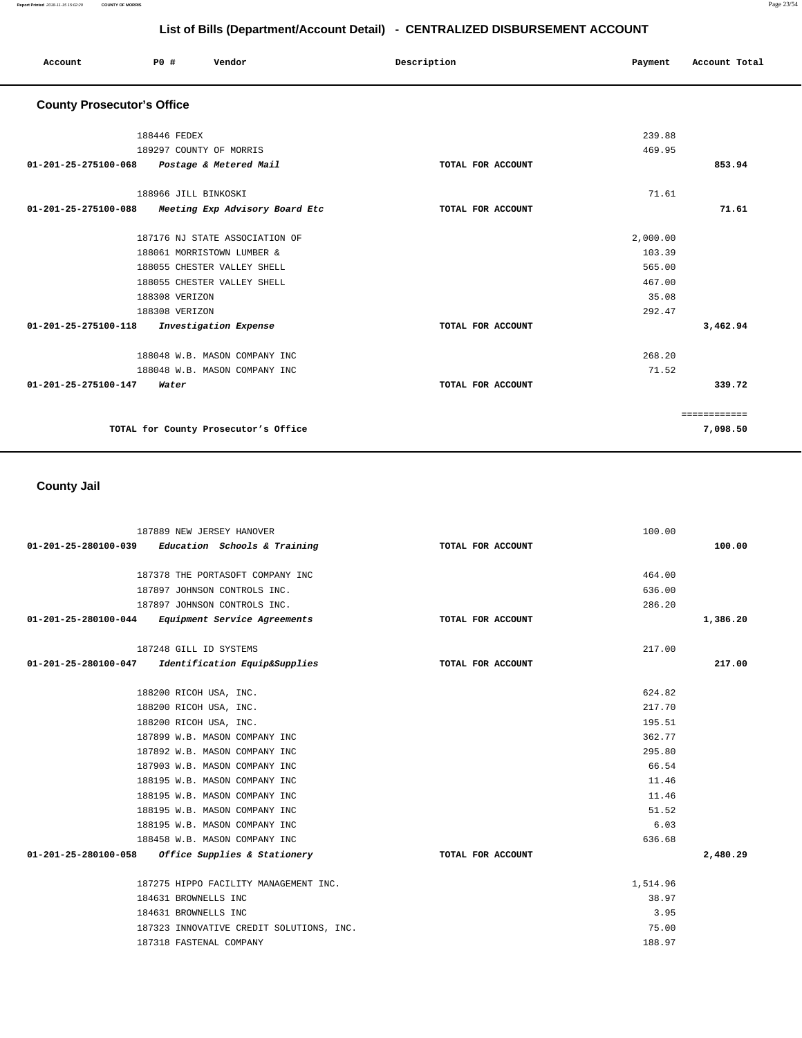## List of Bills (Department/Account Detail) - CENTRALIZED DISBURSEMENT ACCOUNT

| Account | PO # | Vendor | Description | Payment | Account Total |
|---|---|---|---|---|---|

### County Prosecutor's Office

| Account | PO # | Vendor | Description | Payment | Account Total |
|---|---|---|---|---|---|
| | 188446 | FEDEX | | 239.88 | |
| | 189297 | COUNTY OF MORRIS | | 469.95 | |
| 01-201-25-275100-068 | | *Postage & Metered Mail* | TOTAL FOR ACCOUNT | | 853.94 |
| | 188966 | JILL BINKOSKI | | 71.61 | |
| 01-201-25-275100-088 | | *Meeting Exp Advisory Board Etc* | TOTAL FOR ACCOUNT | | 71.61 |
| | 187176 | NJ STATE ASSOCIATION OF | | 2,000.00 | |
| | 188061 | MORRISTOWN LUMBER & | | 103.39 | |
| | 188055 | CHESTER VALLEY SHELL | | 565.00 | |
| | 188055 | CHESTER VALLEY SHELL | | 467.00 | |
| | 188308 | VERIZON | | 35.08 | |
| | 188308 | VERIZON | | 292.47 | |
| 01-201-25-275100-118 | | *Investigation Expense* | TOTAL FOR ACCOUNT | | 3,462.94 |
| | 188048 | W.B. MASON COMPANY INC | | 268.20 | |
| | 188048 | W.B. MASON COMPANY INC | | 71.52 | |
| 01-201-25-275100-147 | | *Water* | TOTAL FOR ACCOUNT | | 339.72 |
| | | TOTAL for County Prosecutor's Office | | | 7,098.50 |

### County Jail

| Account | PO # | Vendor | Description | Payment | Account Total |
|---|---|---|---|---|---|
| | 187889 | NEW JERSEY HANOVER | | 100.00 | |
| 01-201-25-280100-039 | | *Education Schools & Training* | TOTAL FOR ACCOUNT | | 100.00 |
| | 187378 | THE PORTASOFT COMPANY INC | | 464.00 | |
| | 187897 | JOHNSON CONTROLS INC. | | 636.00 | |
| | 187897 | JOHNSON CONTROLS INC. | | 286.20 | |
| 01-201-25-280100-044 | | *Equipment Service Agreements* | TOTAL FOR ACCOUNT | | 1,386.20 |
| | 187248 | GILL ID SYSTEMS | | 217.00 | |
| 01-201-25-280100-047 | | *Identification Equip&Supplies* | TOTAL FOR ACCOUNT | | 217.00 |
| | 188200 | RICOH USA, INC. | | 624.82 | |
| | 188200 | RICOH USA, INC. | | 217.70 | |
| | 188200 | RICOH USA, INC. | | 195.51 | |
| | 187899 | W.B. MASON COMPANY INC | | 362.77 | |
| | 187892 | W.B. MASON COMPANY INC | | 295.80 | |
| | 187903 | W.B. MASON COMPANY INC | | 66.54 | |
| | 188195 | W.B. MASON COMPANY INC | | 11.46 | |
| | 188195 | W.B. MASON COMPANY INC | | 11.46 | |
| | 188195 | W.B. MASON COMPANY INC | | 51.52 | |
| | 188195 | W.B. MASON COMPANY INC | | 6.03 | |
| | 188458 | W.B. MASON COMPANY INC | | 636.68 | |
| 01-201-25-280100-058 | | *Office Supplies & Stationery* | TOTAL FOR ACCOUNT | | 2,480.29 |
| | 187275 | HIPPO FACILITY MANAGEMENT INC. | | 1,514.96 | |
| | 184631 | BROWNELLS INC | | 38.97 | |
| | 184631 | BROWNELLS INC | | 3.95 | |
| | 187323 | INNOVATIVE CREDIT SOLUTIONS, INC. | | 75.00 | |
| | 187318 | FASTENAL COMPANY | | 188.97 | |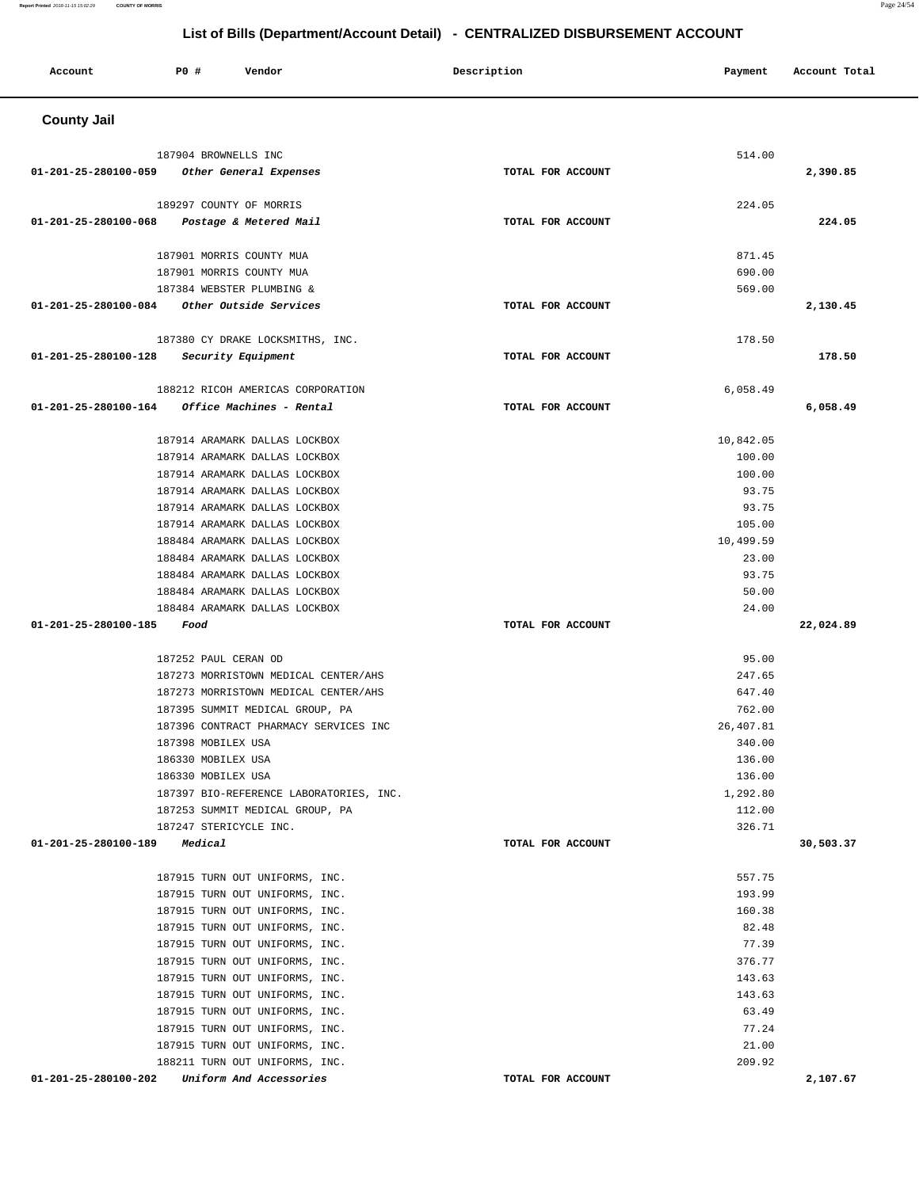# List of Bills (Department/Account Detail) - CENTRALIZED DISBURSEMENT ACCOUNT

| Account | PO # | Vendor | Description | Payment | Account Total |
|---|---|---|---|---|---|

## County Jail

| Account | PO # | Vendor | Description | Payment | Account Total |
|---|---|---|---|---|---|
| | 187904 | BROWNELLS INC | | 514.00 | |
| 01-201-25-280100-059 | | *Other General Expenses* | TOTAL FOR ACCOUNT | | 2,390.85 |
| | 189297 | COUNTY OF MORRIS | | 224.05 | |
| 01-201-25-280100-068 | | *Postage & Metered Mail* | TOTAL FOR ACCOUNT | | 224.05 |
| | 187901 | MORRIS COUNTY MUA | | 871.45 | |
| | 187901 | MORRIS COUNTY MUA | | 690.00 | |
| | 187384 | WEBSTER PLUMBING & | | 569.00 | |
| 01-201-25-280100-084 | | *Other Outside Services* | TOTAL FOR ACCOUNT | | 2,130.45 |
| | 187380 | CY DRAKE LOCKSMITHS, INC. | | 178.50 | |
| 01-201-25-280100-128 | | *Security Equipment* | TOTAL FOR ACCOUNT | | 178.50 |
| | 188212 | RICOH AMERICAS CORPORATION | | 6,058.49 | |
| 01-201-25-280100-164 | | *Office Machines - Rental* | TOTAL FOR ACCOUNT | | 6,058.49 |
| | 187914 | ARAMARK DALLAS LOCKBOX | | 10,842.05 | |
| | 187914 | ARAMARK DALLAS LOCKBOX | | 100.00 | |
| | 187914 | ARAMARK DALLAS LOCKBOX | | 100.00 | |
| | 187914 | ARAMARK DALLAS LOCKBOX | | 93.75 | |
| | 187914 | ARAMARK DALLAS LOCKBOX | | 93.75 | |
| | 187914 | ARAMARK DALLAS LOCKBOX | | 105.00 | |
| | 188484 | ARAMARK DALLAS LOCKBOX | | 10,499.59 | |
| | 188484 | ARAMARK DALLAS LOCKBOX | | 23.00 | |
| | 188484 | ARAMARK DALLAS LOCKBOX | | 93.75 | |
| | 188484 | ARAMARK DALLAS LOCKBOX | | 50.00 | |
| | 188484 | ARAMARK DALLAS LOCKBOX | | 24.00 | |
| 01-201-25-280100-185 | | *Food* | TOTAL FOR ACCOUNT | | 22,024.89 |
| | 187252 | PAUL CERAN OD | | 95.00 | |
| | 187273 | MORRISTOWN MEDICAL CENTER/AHS | | 247.65 | |
| | 187273 | MORRISTOWN MEDICAL CENTER/AHS | | 647.40 | |
| | 187395 | SUMMIT MEDICAL GROUP, PA | | 762.00 | |
| | 187396 | CONTRACT PHARMACY SERVICES INC | | 26,407.81 | |
| | 187398 | MOBILEX USA | | 340.00 | |
| | 186330 | MOBILEX USA | | 136.00 | |
| | 186330 | MOBILEX USA | | 136.00 | |
| | 187397 | BIO-REFERENCE LABORATORIES, INC. | | 1,292.80 | |
| | 187253 | SUMMIT MEDICAL GROUP, PA | | 112.00 | |
| | 187247 | STERICYCLE INC. | | 326.71 | |
| 01-201-25-280100-189 | | *Medical* | TOTAL FOR ACCOUNT | | 30,503.37 |
| | 187915 | TURN OUT UNIFORMS, INC. | | 557.75 | |
| | 187915 | TURN OUT UNIFORMS, INC. | | 193.99 | |
| | 187915 | TURN OUT UNIFORMS, INC. | | 160.38 | |
| | 187915 | TURN OUT UNIFORMS, INC. | | 82.48 | |
| | 187915 | TURN OUT UNIFORMS, INC. | | 77.39 | |
| | 187915 | TURN OUT UNIFORMS, INC. | | 376.77 | |
| | 187915 | TURN OUT UNIFORMS, INC. | | 143.63 | |
| | 187915 | TURN OUT UNIFORMS, INC. | | 143.63 | |
| | 187915 | TURN OUT UNIFORMS, INC. | | 63.49 | |
| | 187915 | TURN OUT UNIFORMS, INC. | | 77.24 | |
| | 187915 | TURN OUT UNIFORMS, INC. | | 21.00 | |
| | 188211 | TURN OUT UNIFORMS, INC. | | 209.92 | |
| 01-201-25-280100-202 | | *Uniform And Accessories* | TOTAL FOR ACCOUNT | | 2,107.67 |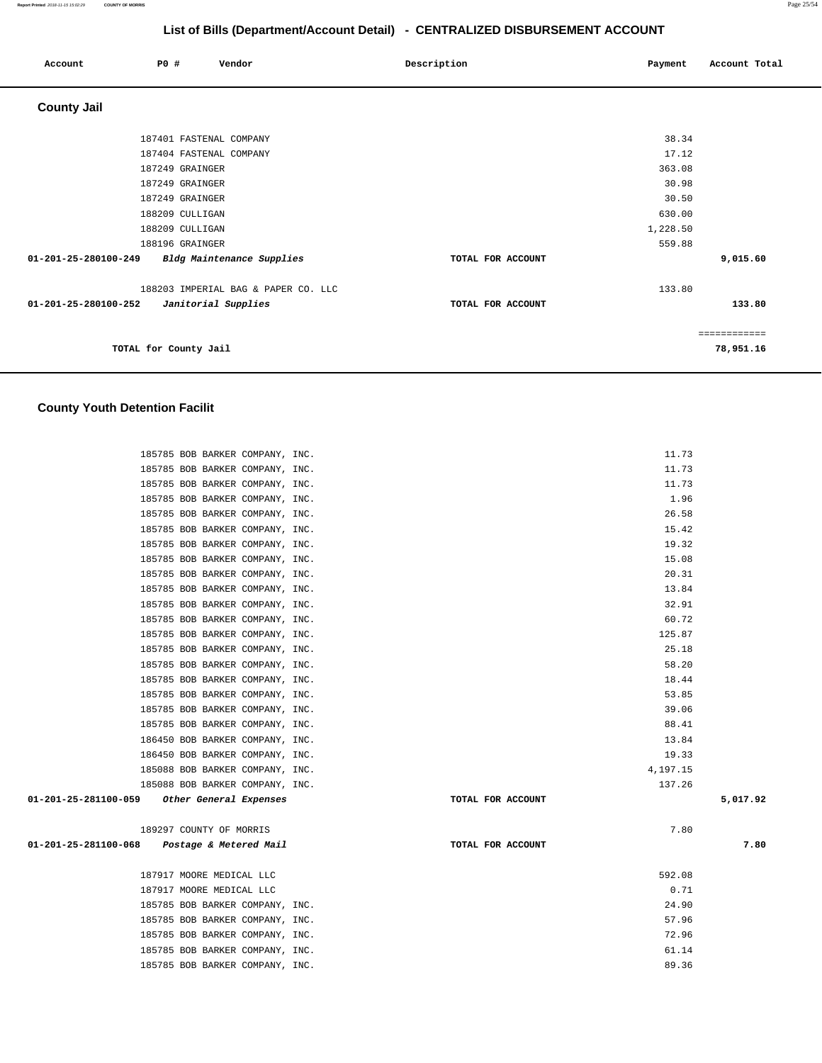## List of Bills (Department/Account Detail) - CENTRALIZED DISBURSEMENT ACCOUNT

| Account | PO # | Vendor | Description | Payment | Account Total |
|---|---|---|---|---|---|

### County Jail

| Account | PO # | Vendor | Description | Payment | Account Total |
|---|---|---|---|---|---|
| | 187401 | FASTENAL COMPANY | | 38.34 | |
| | 187404 | FASTENAL COMPANY | | 17.12 | |
| | 187249 | GRAINGER | | 363.08 | |
| | 187249 | GRAINGER | | 30.98 | |
| | 187249 | GRAINGER | | 30.50 | |
| | 188209 | CULLIGAN | | 630.00 | |
| | 188209 | CULLIGAN | | 1,228.50 | |
| | 188196 | GRAINGER | | 559.88 | |
| **01-201-25-280100-249** | | *Bldg Maintenance Supplies* | TOTAL FOR ACCOUNT | | **9,015.60** |
| | 188203 | IMPERIAL BAG & PAPER CO. LLC | | 133.80 | |
| **01-201-25-280100-252** | | *Janitorial Supplies* | TOTAL FOR ACCOUNT | | **133.80** |
| | | | | | ============ |
| | | **TOTAL for County Jail** | | | **78,951.16** |

### County Youth Detention Facilit

| Account | PO # | Vendor | Description | Payment | Account Total |
|---|---|---|---|---|---|
| | 185785 | BOB BARKER COMPANY, INC. | | 11.73 | |
| | 185785 | BOB BARKER COMPANY, INC. | | 11.73 | |
| | 185785 | BOB BARKER COMPANY, INC. | | 11.73 | |
| | 185785 | BOB BARKER COMPANY, INC. | | 1.96 | |
| | 185785 | BOB BARKER COMPANY, INC. | | 26.58 | |
| | 185785 | BOB BARKER COMPANY, INC. | | 15.42 | |
| | 185785 | BOB BARKER COMPANY, INC. | | 19.32 | |
| | 185785 | BOB BARKER COMPANY, INC. | | 15.08 | |
| | 185785 | BOB BARKER COMPANY, INC. | | 20.31 | |
| | 185785 | BOB BARKER COMPANY, INC. | | 13.84 | |
| | 185785 | BOB BARKER COMPANY, INC. | | 32.91 | |
| | 185785 | BOB BARKER COMPANY, INC. | | 60.72 | |
| | 185785 | BOB BARKER COMPANY, INC. | | 125.87 | |
| | 185785 | BOB BARKER COMPANY, INC. | | 25.18 | |
| | 185785 | BOB BARKER COMPANY, INC. | | 58.20 | |
| | 185785 | BOB BARKER COMPANY, INC. | | 18.44 | |
| | 185785 | BOB BARKER COMPANY, INC. | | 53.85 | |
| | 185785 | BOB BARKER COMPANY, INC. | | 39.06 | |
| | 185785 | BOB BARKER COMPANY, INC. | | 88.41 | |
| | 186450 | BOB BARKER COMPANY, INC. | | 13.84 | |
| | 186450 | BOB BARKER COMPANY, INC. | | 19.33 | |
| | 185088 | BOB BARKER COMPANY, INC. | | 4,197.15 | |
| | 185088 | BOB BARKER COMPANY, INC. | | 137.26 | |
| **01-201-25-281100-059** | | *Other General Expenses* | TOTAL FOR ACCOUNT | | **5,017.92** |
| | 189297 | COUNTY OF MORRIS | | 7.80 | |
| **01-201-25-281100-068** | | *Postage & Metered Mail* | TOTAL FOR ACCOUNT | | **7.80** |
| | 187917 | MOORE MEDICAL LLC | | 592.08 | |
| | 187917 | MOORE MEDICAL LLC | | 0.71 | |
| | 185785 | BOB BARKER COMPANY, INC. | | 24.90 | |
| | 185785 | BOB BARKER COMPANY, INC. | | 57.96 | |
| | 185785 | BOB BARKER COMPANY, INC. | | 72.96 | |
| | 185785 | BOB BARKER COMPANY, INC. | | 61.14 | |
| | 185785 | BOB BARKER COMPANY, INC. | | 89.36 | |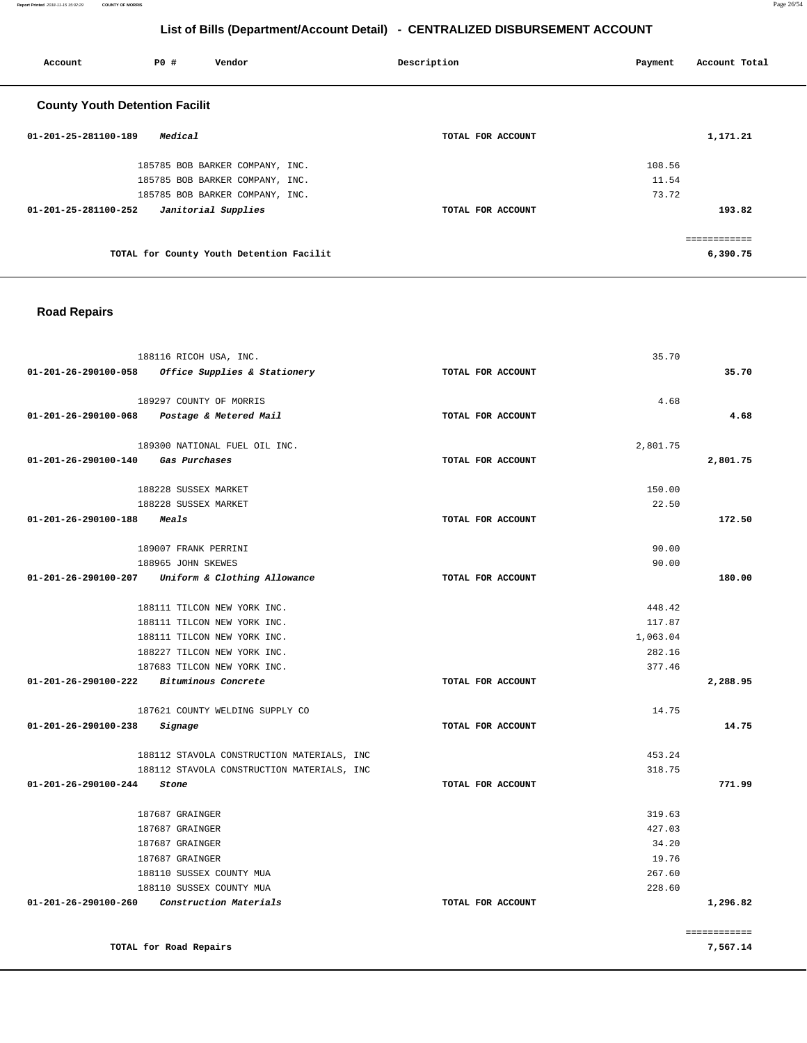# List of Bills (Department/Account Detail) - CENTRALIZED DISBURSEMENT ACCOUNT

| Account | PO # | Vendor | Description | Payment | Account Total |
|---|---|---|---|---|---|

## County Youth Detention Facilit

| Account | PO # | Vendor | Description | Payment | Account Total |
|---|---|---|---|---|---|
| 01-201-25-281100-189 | | *Medical* | TOTAL FOR ACCOUNT | | 1,171.21 |
| | 185785 | BOB BARKER COMPANY, INC. | | 108.56 | |
| | 185785 | BOB BARKER COMPANY, INC. | | 11.54 | |
| | 185785 | BOB BARKER COMPANY, INC. | | 73.72 | |
| 01-201-25-281100-252 | | *Janitorial Supplies* | TOTAL FOR ACCOUNT | | 193.82 |
| | | | | | ============ |
| | | TOTAL for County Youth Detention Facilit | | | 6,390.75 |

## Road Repairs

| Account | PO # | Vendor | Description | Payment | Account Total |
|---|---|---|---|---|---|
| | 188116 | RICOH USA, INC. | | 35.70 | |
| 01-201-26-290100-058 | | *Office Supplies & Stationery* | TOTAL FOR ACCOUNT | | 35.70 |
| | 189297 | COUNTY OF MORRIS | | 4.68 | |
| 01-201-26-290100-068 | | *Postage & Metered Mail* | TOTAL FOR ACCOUNT | | 4.68 |
| | 189300 | NATIONAL FUEL OIL INC. | | 2,801.75 | |
| 01-201-26-290100-140 | | *Gas Purchases* | TOTAL FOR ACCOUNT | | 2,801.75 |
| | 188228 | SUSSEX MARKET | | 150.00 | |
| | 188228 | SUSSEX MARKET | | 22.50 | |
| 01-201-26-290100-188 | | *Meals* | TOTAL FOR ACCOUNT | | 172.50 |
| | 189007 | FRANK PERRINI | | 90.00 | |
| | 188965 | JOHN SKEWES | | 90.00 | |
| 01-201-26-290100-207 | | *Uniform & Clothing Allowance* | TOTAL FOR ACCOUNT | | 180.00 |
| | 188111 | TILCON NEW YORK INC. | | 448.42 | |
| | 188111 | TILCON NEW YORK INC. | | 117.87 | |
| | 188111 | TILCON NEW YORK INC. | | 1,063.04 | |
| | 188227 | TILCON NEW YORK INC. | | 282.16 | |
| | 187683 | TILCON NEW YORK INC. | | 377.46 | |
| 01-201-26-290100-222 | | *Bituminous Concrete* | TOTAL FOR ACCOUNT | | 2,288.95 |
| | 187621 | COUNTY WELDING SUPPLY CO | | 14.75 | |
| 01-201-26-290100-238 | | *Signage* | TOTAL FOR ACCOUNT | | 14.75 |
| | 188112 | STAVOLA CONSTRUCTION MATERIALS, INC | | 453.24 | |
| | 188112 | STAVOLA CONSTRUCTION MATERIALS, INC | | 318.75 | |
| 01-201-26-290100-244 | | *Stone* | TOTAL FOR ACCOUNT | | 771.99 |
| | 187687 | GRAINGER | | 319.63 | |
| | 187687 | GRAINGER | | 427.03 | |
| | 187687 | GRAINGER | | 34.20 | |
| | 187687 | GRAINGER | | 19.76 | |
| | 188110 | SUSSEX COUNTY MUA | | 267.60 | |
| | 188110 | SUSSEX COUNTY MUA | | 228.60 | |
| 01-201-26-290100-260 | | *Construction Materials* | TOTAL FOR ACCOUNT | | 1,296.82 |
| | | | | | ============ |
| | | TOTAL for Road Repairs | | | 7,567.14 |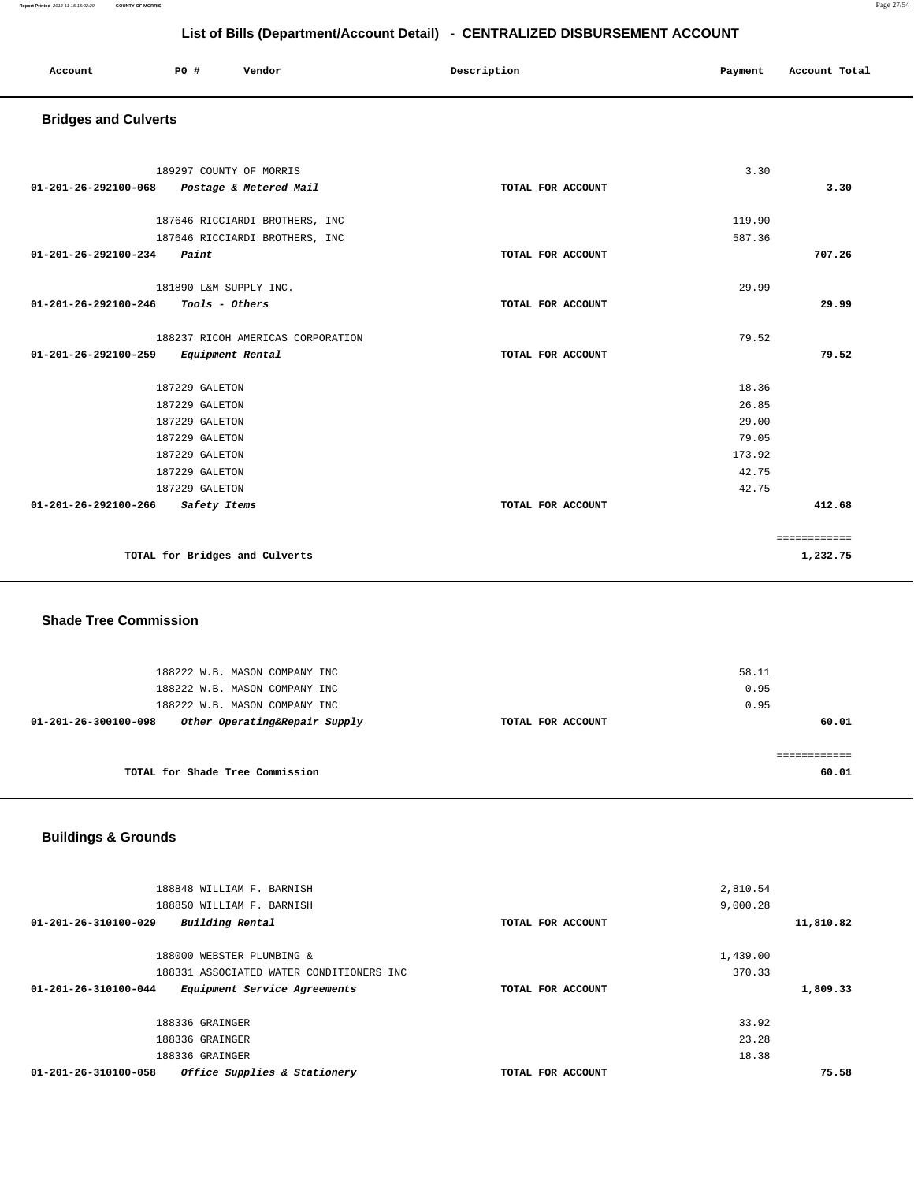# List of Bills (Department/Account Detail) - CENTRALIZED DISBURSEMENT ACCOUNT

| Account | PO # | Vendor | Description | Payment | Account Total |
|---|---|---|---|---|---|

## Bridges and Culverts

| Account | PO # | Vendor | Description | Payment | Account Total |
|---|---|---|---|---|---|
| | 189297 | COUNTY OF MORRIS | | 3.30 | |
| **01-201-26-292100-068** | | ***Postage & Metered Mail*** | **TOTAL FOR ACCOUNT** | | **3.30** |
| | 187646 | RICCIARDI BROTHERS, INC | | 119.90 | |
| | 187646 | RICCIARDI BROTHERS, INC | | 587.36 | |
| **01-201-26-292100-234** | | ***Paint*** | **TOTAL FOR ACCOUNT** | | **707.26** |
| | 181890 | L&M SUPPLY INC. | | 29.99 | |
| **01-201-26-292100-246** | | ***Tools - Others*** | **TOTAL FOR ACCOUNT** | | **29.99** |
| | 188237 | RICOH AMERICAS CORPORATION | | 79.52 | |
| **01-201-26-292100-259** | | ***Equipment Rental*** | **TOTAL FOR ACCOUNT** | | **79.52** |
| | 187229 | GALETON | | 18.36 | |
| | 187229 | GALETON | | 26.85 | |
| | 187229 | GALETON | | 29.00 | |
| | 187229 | GALETON | | 79.05 | |
| | 187229 | GALETON | | 173.92 | |
| | 187229 | GALETON | | 42.75 | |
| | 187229 | GALETON | | 42.75 | |
| **01-201-26-292100-266** | | ***Safety Items*** | **TOTAL FOR ACCOUNT** | | **412.68** |
| | | | | | ============ |
| | | **TOTAL for Bridges and Culverts** | | | **1,232.75** |

## Shade Tree Commission

| Account | PO # | Vendor | Description | Payment | Account Total |
|---|---|---|---|---|---|
| | 188222 | W.B. MASON COMPANY INC | | 58.11 | |
| | 188222 | W.B. MASON COMPANY INC | | 0.95 | |
| | 188222 | W.B. MASON COMPANY INC | | 0.95 | |
| **01-201-26-300100-098** | | ***Other Operating&Repair Supply*** | **TOTAL FOR ACCOUNT** | | **60.01** |
| | | | | | ============ |
| | | **TOTAL for Shade Tree Commission** | | | **60.01** |

## Buildings & Grounds

| Account | PO # | Vendor | Description | Payment | Account Total |
|---|---|---|---|---|---|
| | 188848 | WILLIAM F. BARNISH | | 2,810.54 | |
| | 188850 | WILLIAM F. BARNISH | | 9,000.28 | |
| **01-201-26-310100-029** | | ***Building Rental*** | **TOTAL FOR ACCOUNT** | | **11,810.82** |
| | 188000 | WEBSTER PLUMBING & | | 1,439.00 | |
| | 188331 | ASSOCIATED WATER CONDITIONERS INC | | 370.33 | |
| **01-201-26-310100-044** | | ***Equipment Service Agreements*** | **TOTAL FOR ACCOUNT** | | **1,809.33** |
| | 188336 | GRAINGER | | 33.92 | |
| | 188336 | GRAINGER | | 23.28 | |
| | 188336 | GRAINGER | | 18.38 | |
| **01-201-26-310100-058** | | ***Office Supplies & Stationery*** | **TOTAL FOR ACCOUNT** | | **75.58** |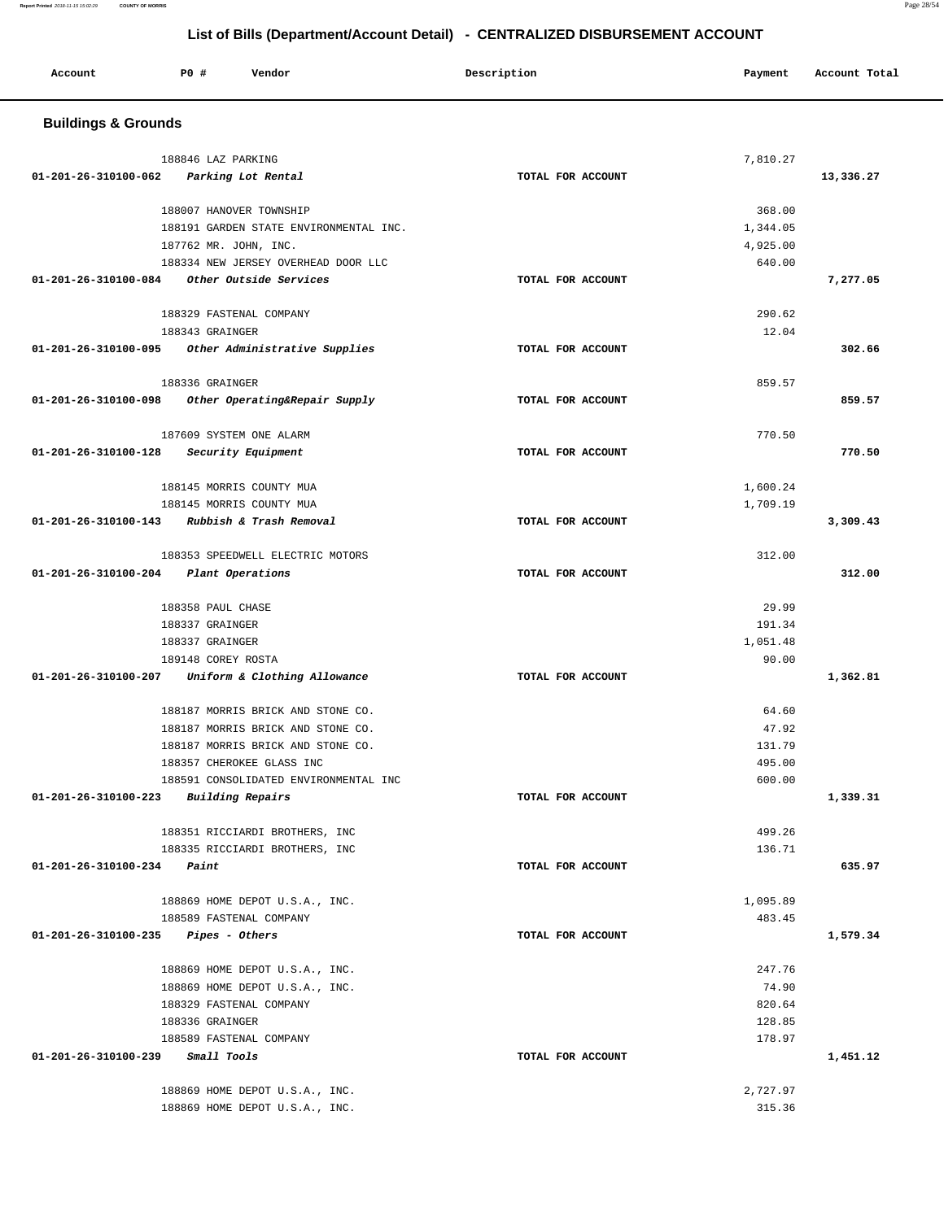# List of Bills (Department/Account Detail) - CENTRALIZED DISBURSEMENT ACCOUNT

| Account | PO # | Vendor | Description | Payment | Account Total |
|---|---|---|---|---|---|

## Buildings & Grounds

| Account | PO # | Vendor | Description | Payment | Account Total |
|---|---|---|---|---|---|
| | 188846 | LAZ PARKING | | 7,810.27 | |
| 01-201-26-310100-062 | | *Parking Lot Rental* | TOTAL FOR ACCOUNT | | 13,336.27 |
| | 188007 | HANOVER TOWNSHIP | | 368.00 | |
| | 188191 | GARDEN STATE ENVIRONMENTAL INC. | | 1,344.05 | |
| | 187762 | MR. JOHN, INC. | | 4,925.00 | |
| | 188334 | NEW JERSEY OVERHEAD DOOR LLC | | 640.00 | |
| 01-201-26-310100-084 | | *Other Outside Services* | TOTAL FOR ACCOUNT | | 7,277.05 |
| | 188329 | FASTENAL COMPANY | | 290.62 | |
| | 188343 | GRAINGER | | 12.04 | |
| 01-201-26-310100-095 | | *Other Administrative Supplies* | TOTAL FOR ACCOUNT | | 302.66 |
| | 188336 | GRAINGER | | 859.57 | |
| 01-201-26-310100-098 | | *Other Operating&Repair Supply* | TOTAL FOR ACCOUNT | | 859.57 |
| | 187609 | SYSTEM ONE ALARM | | 770.50 | |
| 01-201-26-310100-128 | | *Security Equipment* | TOTAL FOR ACCOUNT | | 770.50 |
| | 188145 | MORRIS COUNTY MUA | | 1,600.24 | |
| | 188145 | MORRIS COUNTY MUA | | 1,709.19 | |
| 01-201-26-310100-143 | | *Rubbish & Trash Removal* | TOTAL FOR ACCOUNT | | 3,309.43 |
| | 188353 | SPEEDWELL ELECTRIC MOTORS | | 312.00 | |
| 01-201-26-310100-204 | | *Plant Operations* | TOTAL FOR ACCOUNT | | 312.00 |
| | 188358 | PAUL CHASE | | 29.99 | |
| | 188337 | GRAINGER | | 191.34 | |
| | 188337 | GRAINGER | | 1,051.48 | |
| | 189148 | COREY ROSTA | | 90.00 | |
| 01-201-26-310100-207 | | *Uniform & Clothing Allowance* | TOTAL FOR ACCOUNT | | 1,362.81 |
| | 188187 | MORRIS BRICK AND STONE CO. | | 64.60 | |
| | 188187 | MORRIS BRICK AND STONE CO. | | 47.92 | |
| | 188187 | MORRIS BRICK AND STONE CO. | | 131.79 | |
| | 188357 | CHEROKEE GLASS INC | | 495.00 | |
| | 188591 | CONSOLIDATED ENVIRONMENTAL INC | | 600.00 | |
| 01-201-26-310100-223 | | *Building Repairs* | TOTAL FOR ACCOUNT | | 1,339.31 |
| | 188351 | RICCIARDI BROTHERS, INC | | 499.26 | |
| | 188335 | RICCIARDI BROTHERS, INC | | 136.71 | |
| 01-201-26-310100-234 | | *Paint* | TOTAL FOR ACCOUNT | | 635.97 |
| | 188869 | HOME DEPOT U.S.A., INC. | | 1,095.89 | |
| | 188589 | FASTENAL COMPANY | | 483.45 | |
| 01-201-26-310100-235 | | *Pipes - Others* | TOTAL FOR ACCOUNT | | 1,579.34 |
| | 188869 | HOME DEPOT U.S.A., INC. | | 247.76 | |
| | 188869 | HOME DEPOT U.S.A., INC. | | 74.90 | |
| | 188329 | FASTENAL COMPANY | | 820.64 | |
| | 188336 | GRAINGER | | 128.85 | |
| | 188589 | FASTENAL COMPANY | | 178.97 | |
| 01-201-26-310100-239 | | *Small Tools* | TOTAL FOR ACCOUNT | | 1,451.12 |
| | 188869 | HOME DEPOT U.S.A., INC. | | 2,727.97 | |
| | 188869 | HOME DEPOT U.S.A., INC. | | 315.36 | |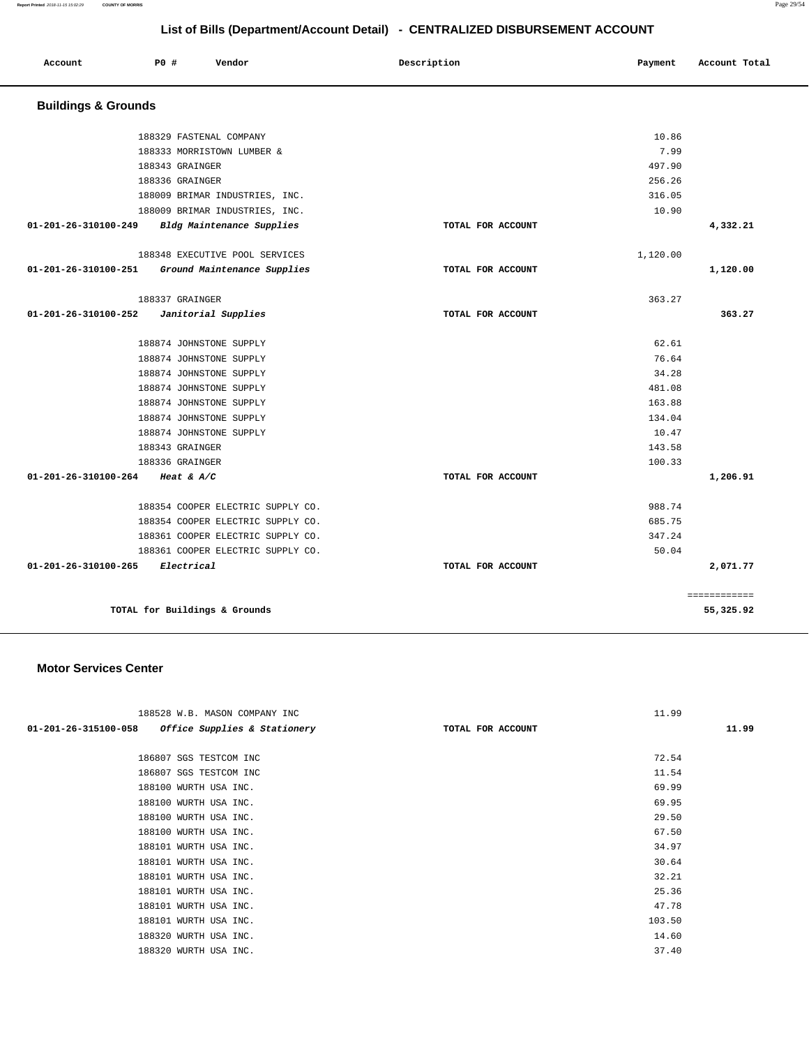## List of Bills (Department/Account Detail) - CENTRALIZED DISBURSEMENT ACCOUNT

| Account | PO # | Vendor | Description | Payment | Account Total |
|---|---|---|---|---|---|

### Buildings & Grounds

| Account | PO # | Vendor | Description | Payment | Account Total |
|---|---|---|---|---|---|
| | 188329 | FASTENAL COMPANY | | 10.86 | |
| | 188333 | MORRISTOWN LUMBER & | | 7.99 | |
| | 188343 | GRAINGER | | 497.90 | |
| | 188336 | GRAINGER | | 256.26 | |
| | 188009 | BRIMAR INDUSTRIES, INC. | | 316.05 | |
| | 188009 | BRIMAR INDUSTRIES, INC. | | 10.90 | |
| **01-201-26-310100-249** | | ***Bldg Maintenance Supplies*** | **TOTAL FOR ACCOUNT** | | **4,332.21** |
| | 188348 | EXECUTIVE POOL SERVICES | | 1,120.00 | |
| **01-201-26-310100-251** | | ***Ground Maintenance Supplies*** | **TOTAL FOR ACCOUNT** | | **1,120.00** |
| | 188337 | GRAINGER | | 363.27 | |
| **01-201-26-310100-252** | | ***Janitorial Supplies*** | **TOTAL FOR ACCOUNT** | | **363.27** |
| | 188874 | JOHNSTONE SUPPLY | | 62.61 | |
| | 188874 | JOHNSTONE SUPPLY | | 76.64 | |
| | 188874 | JOHNSTONE SUPPLY | | 34.28 | |
| | 188874 | JOHNSTONE SUPPLY | | 481.08 | |
| | 188874 | JOHNSTONE SUPPLY | | 163.88 | |
| | 188874 | JOHNSTONE SUPPLY | | 134.04 | |
| | 188874 | JOHNSTONE SUPPLY | | 10.47 | |
| | 188343 | GRAINGER | | 143.58 | |
| | 188336 | GRAINGER | | 100.33 | |
| **01-201-26-310100-264** | | ***Heat & A/C*** | **TOTAL FOR ACCOUNT** | | **1,206.91** |
| | 188354 | COOPER ELECTRIC SUPPLY CO. | | 988.74 | |
| | 188354 | COOPER ELECTRIC SUPPLY CO. | | 685.75 | |
| | 188361 | COOPER ELECTRIC SUPPLY CO. | | 347.24 | |
| | 188361 | COOPER ELECTRIC SUPPLY CO. | | 50.04 | |
| **01-201-26-310100-265** | | ***Electrical*** | **TOTAL FOR ACCOUNT** | | **2,071.77** |
| | | | | | ============ |
| | | **TOTAL for Buildings & Grounds** | | | **55,325.92** |

### Motor Services Center

| Account | PO # | Vendor | Description | Payment | Account Total |
|---|---|---|---|---|---|
| | 188528 | W.B. MASON COMPANY INC | | 11.99 | |
| **01-201-26-315100-058** | | ***Office Supplies & Stationery*** | **TOTAL FOR ACCOUNT** | | **11.99** |
| | 186807 | SGS TESTCOM INC | | 72.54 | |
| | 186807 | SGS TESTCOM INC | | 11.54 | |
| | 188100 | WURTH USA INC. | | 69.99 | |
| | 188100 | WURTH USA INC. | | 69.95 | |
| | 188100 | WURTH USA INC. | | 29.50 | |
| | 188100 | WURTH USA INC. | | 67.50 | |
| | 188101 | WURTH USA INC. | | 34.97 | |
| | 188101 | WURTH USA INC. | | 30.64 | |
| | 188101 | WURTH USA INC. | | 32.21 | |
| | 188101 | WURTH USA INC. | | 25.36 | |
| | 188101 | WURTH USA INC. | | 47.78 | |
| | 188101 | WURTH USA INC. | | 103.50 | |
| | 188320 | WURTH USA INC. | | 14.60 | |
| | 188320 | WURTH USA INC. | | 37.40 | |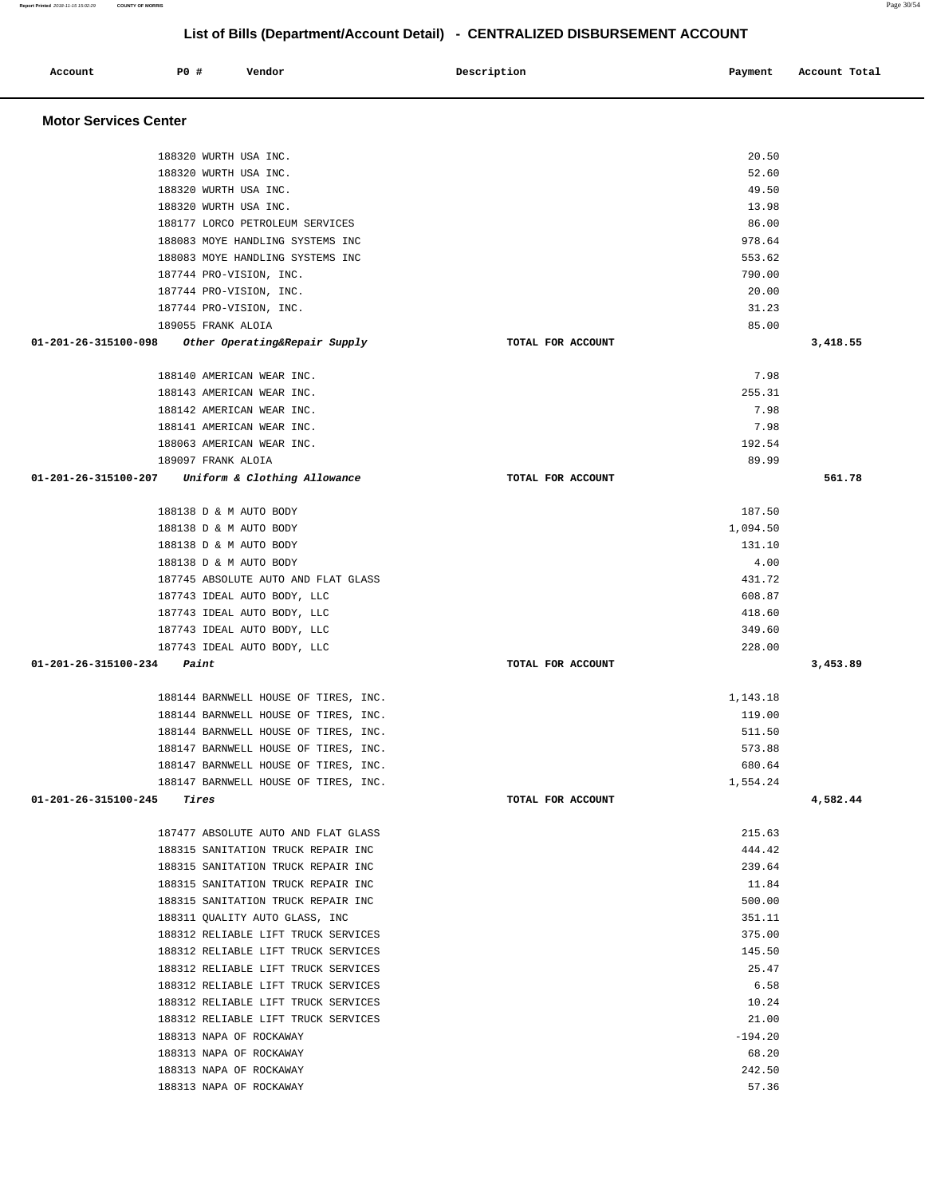# List of Bills (Department/Account Detail) - CENTRALIZED DISBURSEMENT ACCOUNT

| Account | P0 # | Vendor | Description | Payment | Account Total |
|---|---|---|---|---|---|

## Motor Services Center

| Account | P0 # | Vendor | Description | Payment | Account Total |
|---|---|---|---|---|---|
| | 188320 | WURTH USA INC. | | 20.50 | |
| | 188320 | WURTH USA INC. | | 52.60 | |
| | 188320 | WURTH USA INC. | | 49.50 | |
| | 188320 | WURTH USA INC. | | 13.98 | |
| | 188177 | LORCO PETROLEUM SERVICES | | 86.00 | |
| | 188083 | MOYE HANDLING SYSTEMS INC | | 978.64 | |
| | 188083 | MOYE HANDLING SYSTEMS INC | | 553.62 | |
| | 187744 | PRO-VISION, INC. | | 790.00 | |
| | 187744 | PRO-VISION, INC. | | 20.00 | |
| | 187744 | PRO-VISION, INC. | | 31.23 | |
| | 189055 | FRANK ALOIA | | 85.00 | |
| 01-201-26-315100-098 | | *Other Operating&Repair Supply* | TOTAL FOR ACCOUNT | | 3,418.55 |
| | 188140 | AMERICAN WEAR INC. | | 7.98 | |
| | 188143 | AMERICAN WEAR INC. | | 255.31 | |
| | 188142 | AMERICAN WEAR INC. | | 7.98 | |
| | 188141 | AMERICAN WEAR INC. | | 7.98 | |
| | 188063 | AMERICAN WEAR INC. | | 192.54 | |
| | 189097 | FRANK ALOIA | | 89.99 | |
| 01-201-26-315100-207 | | *Uniform & Clothing Allowance* | TOTAL FOR ACCOUNT | | 561.78 |
| | 188138 | D & M AUTO BODY | | 187.50 | |
| | 188138 | D & M AUTO BODY | | 1,094.50 | |
| | 188138 | D & M AUTO BODY | | 131.10 | |
| | 188138 | D & M AUTO BODY | | 4.00 | |
| | 187745 | ABSOLUTE AUTO AND FLAT GLASS | | 431.72 | |
| | 187743 | IDEAL AUTO BODY, LLC | | 608.87 | |
| | 187743 | IDEAL AUTO BODY, LLC | | 418.60 | |
| | 187743 | IDEAL AUTO BODY, LLC | | 349.60 | |
| | 187743 | IDEAL AUTO BODY, LLC | | 228.00 | |
| 01-201-26-315100-234 | | *Paint* | TOTAL FOR ACCOUNT | | 3,453.89 |
| | 188144 | BARNWELL HOUSE OF TIRES, INC. | | 1,143.18 | |
| | 188144 | BARNWELL HOUSE OF TIRES, INC. | | 119.00 | |
| | 188144 | BARNWELL HOUSE OF TIRES, INC. | | 511.50 | |
| | 188147 | BARNWELL HOUSE OF TIRES, INC. | | 573.88 | |
| | 188147 | BARNWELL HOUSE OF TIRES, INC. | | 680.64 | |
| | 188147 | BARNWELL HOUSE OF TIRES, INC. | | 1,554.24 | |
| 01-201-26-315100-245 | | *Tires* | TOTAL FOR ACCOUNT | | 4,582.44 |
| | 187477 | ABSOLUTE AUTO AND FLAT GLASS | | 215.63 | |
| | 188315 | SANITATION TRUCK REPAIR INC | | 444.42 | |
| | 188315 | SANITATION TRUCK REPAIR INC | | 239.64 | |
| | 188315 | SANITATION TRUCK REPAIR INC | | 11.84 | |
| | 188315 | SANITATION TRUCK REPAIR INC | | 500.00 | |
| | 188311 | QUALITY AUTO GLASS, INC | | 351.11 | |
| | 188312 | RELIABLE LIFT TRUCK SERVICES | | 375.00 | |
| | 188312 | RELIABLE LIFT TRUCK SERVICES | | 145.50 | |
| | 188312 | RELIABLE LIFT TRUCK SERVICES | | 25.47 | |
| | 188312 | RELIABLE LIFT TRUCK SERVICES | | 6.58 | |
| | 188312 | RELIABLE LIFT TRUCK SERVICES | | 10.24 | |
| | 188312 | RELIABLE LIFT TRUCK SERVICES | | 21.00 | |
| | 188313 | NAPA OF ROCKAWAY | | -194.20 | |
| | 188313 | NAPA OF ROCKAWAY | | 68.20 | |
| | 188313 | NAPA OF ROCKAWAY | | 242.50 | |
| | 188313 | NAPA OF ROCKAWAY | | 57.36 | |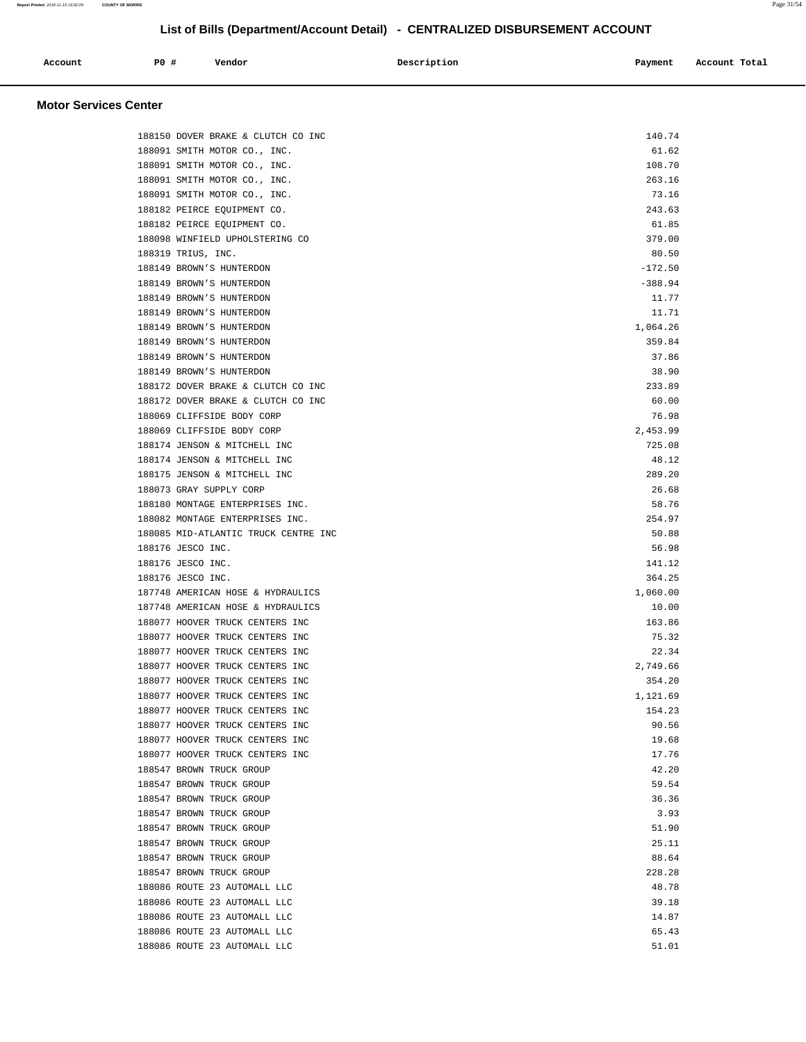# List of Bills (Department/Account Detail) - CENTRALIZED DISBURSEMENT ACCOUNT

## Motor Services Center

| Account | PO # | Vendor | Description | Payment | Account Total |
|---|---|---|---|---|---|
| | 188150 | DOVER BRAKE & CLUTCH CO INC | | 140.74 | |
| | 188091 | SMITH MOTOR CO., INC. | | 61.62 | |
| | 188091 | SMITH MOTOR CO., INC. | | 108.70 | |
| | 188091 | SMITH MOTOR CO., INC. | | 263.16 | |
| | 188091 | SMITH MOTOR CO., INC. | | 73.16 | |
| | 188182 | PEIRCE EQUIPMENT CO. | | 243.63 | |
| | 188182 | PEIRCE EQUIPMENT CO. | | 61.85 | |
| | 188098 | WINFIELD UPHOLSTERING CO | | 379.00 | |
| | 188319 | TRIUS, INC. | | 80.50 | |
| | 188149 | BROWN'S HUNTERDON | | -172.50 | |
| | 188149 | BROWN'S HUNTERDON | | -388.94 | |
| | 188149 | BROWN'S HUNTERDON | | 11.77 | |
| | 188149 | BROWN'S HUNTERDON | | 11.71 | |
| | 188149 | BROWN'S HUNTERDON | | 1,064.26 | |
| | 188149 | BROWN'S HUNTERDON | | 359.84 | |
| | 188149 | BROWN'S HUNTERDON | | 37.86 | |
| | 188149 | BROWN'S HUNTERDON | | 38.90 | |
| | 188172 | DOVER BRAKE & CLUTCH CO INC | | 233.89 | |
| | 188172 | DOVER BRAKE & CLUTCH CO INC | | 60.00 | |
| | 188069 | CLIFFSIDE BODY CORP | | 76.98 | |
| | 188069 | CLIFFSIDE BODY CORP | | 2,453.99 | |
| | 188174 | JENSON & MITCHELL INC | | 725.08 | |
| | 188174 | JENSON & MITCHELL INC | | 48.12 | |
| | 188175 | JENSON & MITCHELL INC | | 289.20 | |
| | 188073 | GRAY SUPPLY CORP | | 26.68 | |
| | 188180 | MONTAGE ENTERPRISES INC. | | 58.76 | |
| | 188082 | MONTAGE ENTERPRISES INC. | | 254.97 | |
| | 188085 | MID-ATLANTIC TRUCK CENTRE INC | | 50.88 | |
| | 188176 | JESCO INC. | | 56.98 | |
| | 188176 | JESCO INC. | | 141.12 | |
| | 188176 | JESCO INC. | | 364.25 | |
| | 187748 | AMERICAN HOSE & HYDRAULICS | | 1,060.00 | |
| | 187748 | AMERICAN HOSE & HYDRAULICS | | 10.00 | |
| | 188077 | HOOVER TRUCK CENTERS INC | | 163.86 | |
| | 188077 | HOOVER TRUCK CENTERS INC | | 75.32 | |
| | 188077 | HOOVER TRUCK CENTERS INC | | 22.34 | |
| | 188077 | HOOVER TRUCK CENTERS INC | | 2,749.66 | |
| | 188077 | HOOVER TRUCK CENTERS INC | | 354.20 | |
| | 188077 | HOOVER TRUCK CENTERS INC | | 1,121.69 | |
| | 188077 | HOOVER TRUCK CENTERS INC | | 154.23 | |
| | 188077 | HOOVER TRUCK CENTERS INC | | 90.56 | |
| | 188077 | HOOVER TRUCK CENTERS INC | | 19.68 | |
| | 188077 | HOOVER TRUCK CENTERS INC | | 17.76 | |
| | 188547 | BROWN TRUCK GROUP | | 42.20 | |
| | 188547 | BROWN TRUCK GROUP | | 59.54 | |
| | 188547 | BROWN TRUCK GROUP | | 36.36 | |
| | 188547 | BROWN TRUCK GROUP | | 3.93 | |
| | 188547 | BROWN TRUCK GROUP | | 51.90 | |
| | 188547 | BROWN TRUCK GROUP | | 25.11 | |
| | 188547 | BROWN TRUCK GROUP | | 88.64 | |
| | 188547 | BROWN TRUCK GROUP | | 228.28 | |
| | 188086 | ROUTE 23 AUTOMALL LLC | | 48.78 | |
| | 188086 | ROUTE 23 AUTOMALL LLC | | 39.18 | |
| | 188086 | ROUTE 23 AUTOMALL LLC | | 14.87 | |
| | 188086 | ROUTE 23 AUTOMALL LLC | | 65.43 | |
| | 188086 | ROUTE 23 AUTOMALL LLC | | 51.01 | |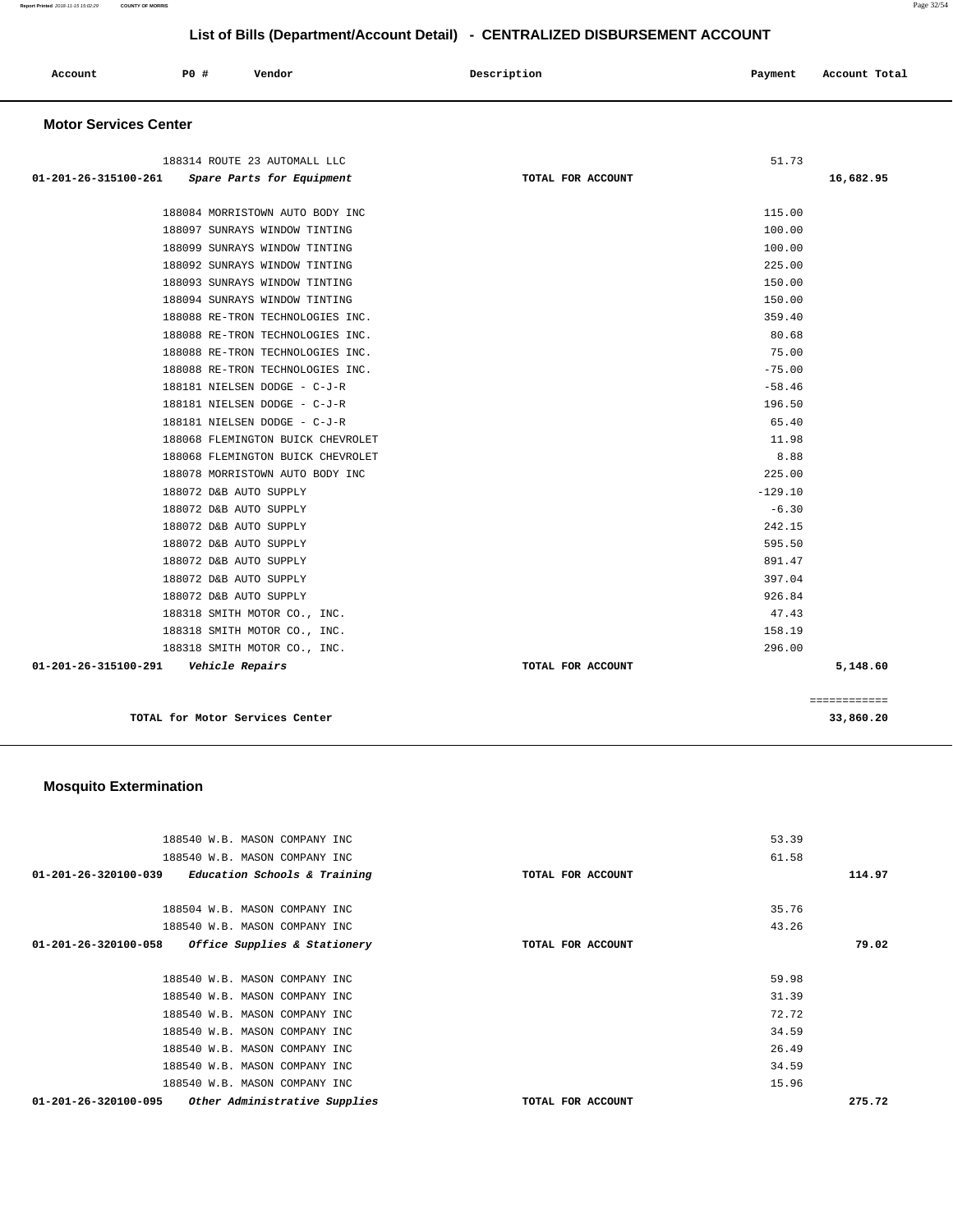## List of Bills (Department/Account Detail) - CENTRALIZED DISBURSEMENT ACCOUNT

| Account | PO # | Vendor | Description | Payment | Account Total |
|---|---|---|---|---|---|

### Motor Services Center

| Account | PO # | Vendor | Description | Payment | Account Total |
|---|---|---|---|---|---|
| | 188314 | ROUTE 23 AUTOMALL LLC | | 51.73 | |
| 01-201-26-315100-261 | | *Spare Parts for Equipment* | TOTAL FOR ACCOUNT | | 16,682.95 |
| | 188084 | MORRISTOWN AUTO BODY INC | | 115.00 | |
| | 188097 | SUNRAYS WINDOW TINTING | | 100.00 | |
| | 188099 | SUNRAYS WINDOW TINTING | | 100.00 | |
| | 188092 | SUNRAYS WINDOW TINTING | | 225.00 | |
| | 188093 | SUNRAYS WINDOW TINTING | | 150.00 | |
| | 188094 | SUNRAYS WINDOW TINTING | | 150.00 | |
| | 188088 | RE-TRON TECHNOLOGIES INC. | | 359.40 | |
| | 188088 | RE-TRON TECHNOLOGIES INC. | | 80.68 | |
| | 188088 | RE-TRON TECHNOLOGIES INC. | | 75.00 | |
| | 188088 | RE-TRON TECHNOLOGIES INC. | | -75.00 | |
| | 188181 | NIELSEN DODGE - C-J-R | | -58.46 | |
| | 188181 | NIELSEN DODGE - C-J-R | | 196.50 | |
| | 188181 | NIELSEN DODGE - C-J-R | | 65.40 | |
| | 188068 | FLEMINGTON BUICK CHEVROLET | | 11.98 | |
| | 188068 | FLEMINGTON BUICK CHEVROLET | | 8.88 | |
| | 188078 | MORRISTOWN AUTO BODY INC | | 225.00 | |
| | 188072 | D&B AUTO SUPPLY | | -129.10 | |
| | 188072 | D&B AUTO SUPPLY | | -6.30 | |
| | 188072 | D&B AUTO SUPPLY | | 242.15 | |
| | 188072 | D&B AUTO SUPPLY | | 595.50 | |
| | 188072 | D&B AUTO SUPPLY | | 891.47 | |
| | 188072 | D&B AUTO SUPPLY | | 397.04 | |
| | 188072 | D&B AUTO SUPPLY | | 926.84 | |
| | 188318 | SMITH MOTOR CO., INC. | | 47.43 | |
| | 188318 | SMITH MOTOR CO., INC. | | 158.19 | |
| | 188318 | SMITH MOTOR CO., INC. | | 296.00 | |
| 01-201-26-315100-291 | | *Vehicle Repairs* | TOTAL FOR ACCOUNT | | 5,148.60 |
| | | TOTAL for Motor Services Center | | | 33,860.20 |

### Mosquito Extermination

| Account | PO # | Vendor | Description | Payment | Account Total |
|---|---|---|---|---|---|
| | 188540 | W.B. MASON COMPANY INC | | 53.39 | |
| | 188540 | W.B. MASON COMPANY INC | | 61.58 | |
| 01-201-26-320100-039 | | *Education Schools & Training* | TOTAL FOR ACCOUNT | | 114.97 |
| | 188504 | W.B. MASON COMPANY INC | | 35.76 | |
| | 188540 | W.B. MASON COMPANY INC | | 43.26 | |
| 01-201-26-320100-058 | | *Office Supplies & Stationery* | TOTAL FOR ACCOUNT | | 79.02 |
| | 188540 | W.B. MASON COMPANY INC | | 59.98 | |
| | 188540 | W.B. MASON COMPANY INC | | 31.39 | |
| | 188540 | W.B. MASON COMPANY INC | | 72.72 | |
| | 188540 | W.B. MASON COMPANY INC | | 34.59 | |
| | 188540 | W.B. MASON COMPANY INC | | 26.49 | |
| | 188540 | W.B. MASON COMPANY INC | | 34.59 | |
| | 188540 | W.B. MASON COMPANY INC | | 15.96 | |
| 01-201-26-320100-095 | | *Other Administrative Supplies* | TOTAL FOR ACCOUNT | | 275.72 |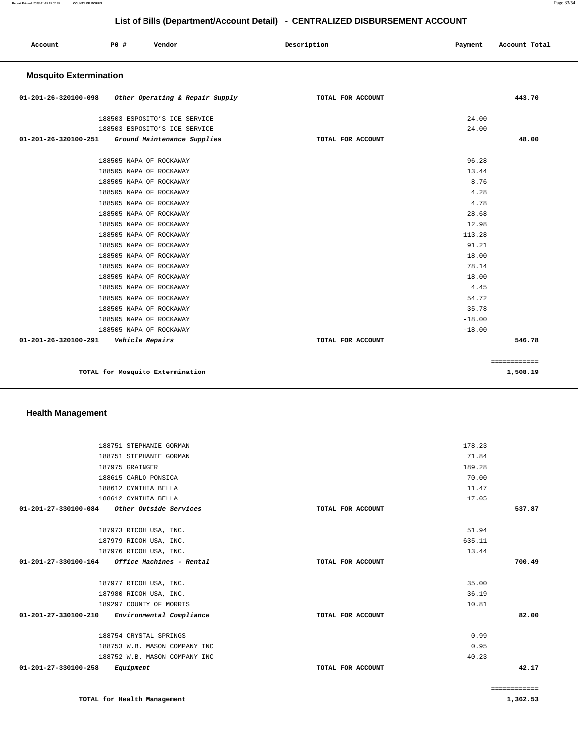# List of Bills (Department/Account Detail) - CENTRALIZED DISBURSEMENT ACCOUNT

| Account | PO # | Vendor | Description | Payment | Account Total |
|---|---|---|---|---|---|

## Mosquito Extermination

| Account | PO # | Vendor | Description | Payment | Account Total |
|---|---|---|---|---|---|
| 01-201-26-320100-098 | | *Other Operating & Repair Supply* | TOTAL FOR ACCOUNT | | 443.70 |
| | 188503 | ESPOSITO'S ICE SERVICE | | 24.00 | |
| | 188503 | ESPOSITO'S ICE SERVICE | | 24.00 | |
| 01-201-26-320100-251 | | *Ground Maintenance Supplies* | TOTAL FOR ACCOUNT | | 48.00 |
| | 188505 | NAPA OF ROCKAWAY | | 96.28 | |
| | 188505 | NAPA OF ROCKAWAY | | 13.44 | |
| | 188505 | NAPA OF ROCKAWAY | | 8.76 | |
| | 188505 | NAPA OF ROCKAWAY | | 4.28 | |
| | 188505 | NAPA OF ROCKAWAY | | 4.78 | |
| | 188505 | NAPA OF ROCKAWAY | | 28.68 | |
| | 188505 | NAPA OF ROCKAWAY | | 12.98 | |
| | 188505 | NAPA OF ROCKAWAY | | 113.28 | |
| | 188505 | NAPA OF ROCKAWAY | | 91.21 | |
| | 188505 | NAPA OF ROCKAWAY | | 18.00 | |
| | 188505 | NAPA OF ROCKAWAY | | 78.14 | |
| | 188505 | NAPA OF ROCKAWAY | | 18.00 | |
| | 188505 | NAPA OF ROCKAWAY | | 4.45 | |
| | 188505 | NAPA OF ROCKAWAY | | 54.72 | |
| | 188505 | NAPA OF ROCKAWAY | | 35.78 | |
| | 188505 | NAPA OF ROCKAWAY | | -18.00 | |
| | 188505 | NAPA OF ROCKAWAY | | -18.00 | |
| 01-201-26-320100-291 | | *Vehicle Repairs* | TOTAL FOR ACCOUNT | | 546.78 |
| | | | | | ============ |
| | | **TOTAL for Mosquito Extermination** | | | **1,508.19** |

## Health Management

| Account | PO # | Vendor | Description | Payment | Account Total |
|---|---|---|---|---|---|
| | 188751 | STEPHANIE GORMAN | | 178.23 | |
| | 188751 | STEPHANIE GORMAN | | 71.84 | |
| | 187975 | GRAINGER | | 189.28 | |
| | 188615 | CARLO PONSICA | | 70.00 | |
| | 188612 | CYNTHIA BELLA | | 11.47 | |
| | 188612 | CYNTHIA BELLA | | 17.05 | |
| 01-201-27-330100-084 | | *Other Outside Services* | TOTAL FOR ACCOUNT | | 537.87 |
| | 187973 | RICOH USA, INC. | | 51.94 | |
| | 187979 | RICOH USA, INC. | | 635.11 | |
| | 187976 | RICOH USA, INC. | | 13.44 | |
| 01-201-27-330100-164 | | *Office Machines - Rental* | TOTAL FOR ACCOUNT | | 700.49 |
| | 187977 | RICOH USA, INC. | | 35.00 | |
| | 187980 | RICOH USA, INC. | | 36.19 | |
| | 189297 | COUNTY OF MORRIS | | 10.81 | |
| 01-201-27-330100-210 | | *Environmental Compliance* | TOTAL FOR ACCOUNT | | 82.00 |
| | 188754 | CRYSTAL SPRINGS | | 0.99 | |
| | 188753 | W.B. MASON COMPANY INC | | 0.95 | |
| | 188752 | W.B. MASON COMPANY INC | | 40.23 | |
| 01-201-27-330100-258 | | *Equipment* | TOTAL FOR ACCOUNT | | 42.17 |
| | | | | | ============ |
| | | **TOTAL for Health Management** | | | **1,362.53** |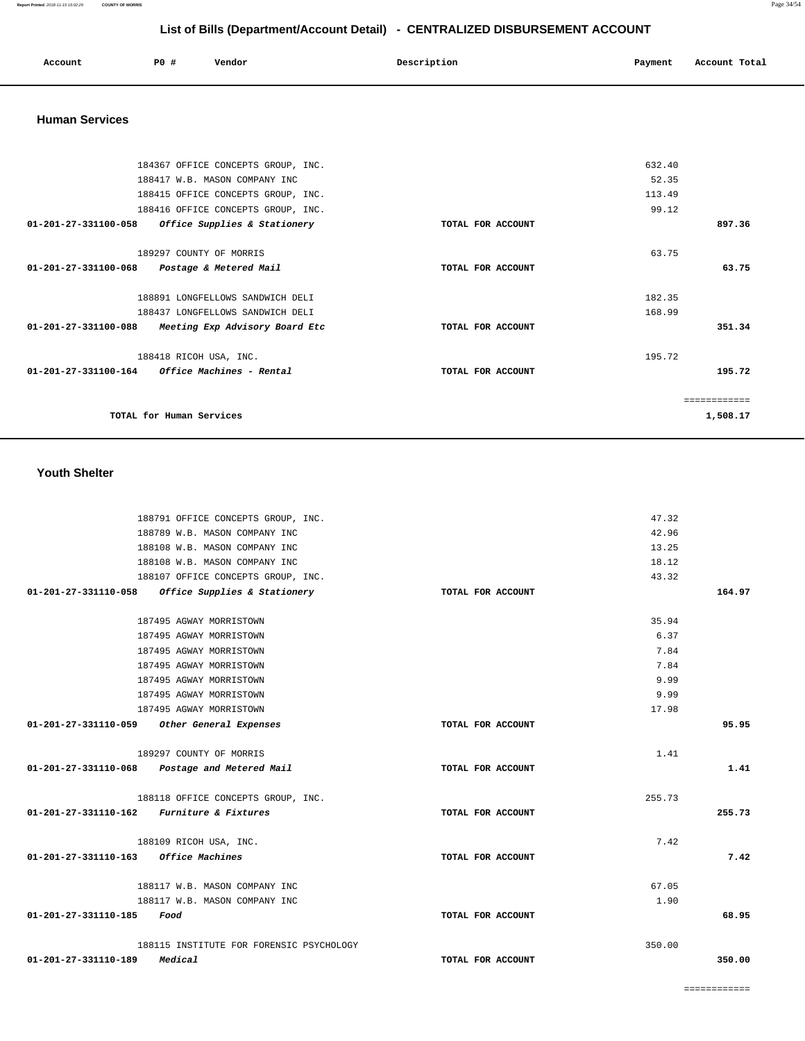## List of Bills (Department/Account Detail) - CENTRALIZED DISBURSEMENT ACCOUNT

| Account | PO # | Vendor | Description | Payment | Account Total |
|---|---|---|---|---|---|

### Human Services

| Account | PO # | Vendor | Description | Payment | Account Total |
|---|---|---|---|---|---|
| | 184367 | OFFICE CONCEPTS GROUP, INC. | | 632.40 | |
| | 188417 | W.B. MASON COMPANY INC | | 52.35 | |
| | 188415 | OFFICE CONCEPTS GROUP, INC. | | 113.49 | |
| | 188416 | OFFICE CONCEPTS GROUP, INC. | | 99.12 | |
| **01-201-27-331100-058** | | ***Office Supplies & Stationery*** | **TOTAL FOR ACCOUNT** | | **897.36** |
| | 189297 | COUNTY OF MORRIS | | 63.75 | |
| **01-201-27-331100-068** | | ***Postage & Metered Mail*** | **TOTAL FOR ACCOUNT** | | **63.75** |
| | 188891 | LONGFELLOWS SANDWICH DELI | | 182.35 | |
| | 188437 | LONGFELLOWS SANDWICH DELI | | 168.99 | |
| **01-201-27-331100-088** | | ***Meeting Exp Advisory Board Etc*** | **TOTAL FOR ACCOUNT** | | **351.34** |
| | 188418 | RICOH USA, INC. | | 195.72 | |
| **01-201-27-331100-164** | | ***Office Machines - Rental*** | **TOTAL FOR ACCOUNT** | | **195.72** |
| | | | | | ============ |
| | | **TOTAL for Human Services** | | | **1,508.17** |

### Youth Shelter

| Account | PO # | Vendor | Description | Payment | Account Total |
|---|---|---|---|---|---|
| | 188791 | OFFICE CONCEPTS GROUP, INC. | | 47.32 | |
| | 188789 | W.B. MASON COMPANY INC | | 42.96 | |
| | 188108 | W.B. MASON COMPANY INC | | 13.25 | |
| | 188108 | W.B. MASON COMPANY INC | | 18.12 | |
| | 188107 | OFFICE CONCEPTS GROUP, INC. | | 43.32 | |
| **01-201-27-331110-058** | | ***Office Supplies & Stationery*** | **TOTAL FOR ACCOUNT** | | **164.97** |
| | 187495 | AGWAY MORRISTOWN | | 35.94 | |
| | 187495 | AGWAY MORRISTOWN | | 6.37 | |
| | 187495 | AGWAY MORRISTOWN | | 7.84 | |
| | 187495 | AGWAY MORRISTOWN | | 7.84 | |
| | 187495 | AGWAY MORRISTOWN | | 9.99 | |
| | 187495 | AGWAY MORRISTOWN | | 9.99 | |
| | 187495 | AGWAY MORRISTOWN | | 17.98 | |
| **01-201-27-331110-059** | | ***Other General Expenses*** | **TOTAL FOR ACCOUNT** | | **95.95** |
| | 189297 | COUNTY OF MORRIS | | 1.41 | |
| **01-201-27-331110-068** | | ***Postage and Metered Mail*** | **TOTAL FOR ACCOUNT** | | **1.41** |
| | 188118 | OFFICE CONCEPTS GROUP, INC. | | 255.73 | |
| **01-201-27-331110-162** | | ***Furniture & Fixtures*** | **TOTAL FOR ACCOUNT** | | **255.73** |
| | 188109 | RICOH USA, INC. | | 7.42 | |
| **01-201-27-331110-163** | | ***Office Machines*** | **TOTAL FOR ACCOUNT** | | **7.42** |
| | 188117 | W.B. MASON COMPANY INC | | 67.05 | |
| | 188117 | W.B. MASON COMPANY INC | | 1.90 | |
| **01-201-27-331110-185** | | ***Food*** | **TOTAL FOR ACCOUNT** | | **68.95** |
| | 188115 | INSTITUTE FOR FORENSIC PSYCHOLOGY | | 350.00 | |
| **01-201-27-331110-189** | | ***Medical*** | **TOTAL FOR ACCOUNT** | | **350.00** |
| | | | | | ============ |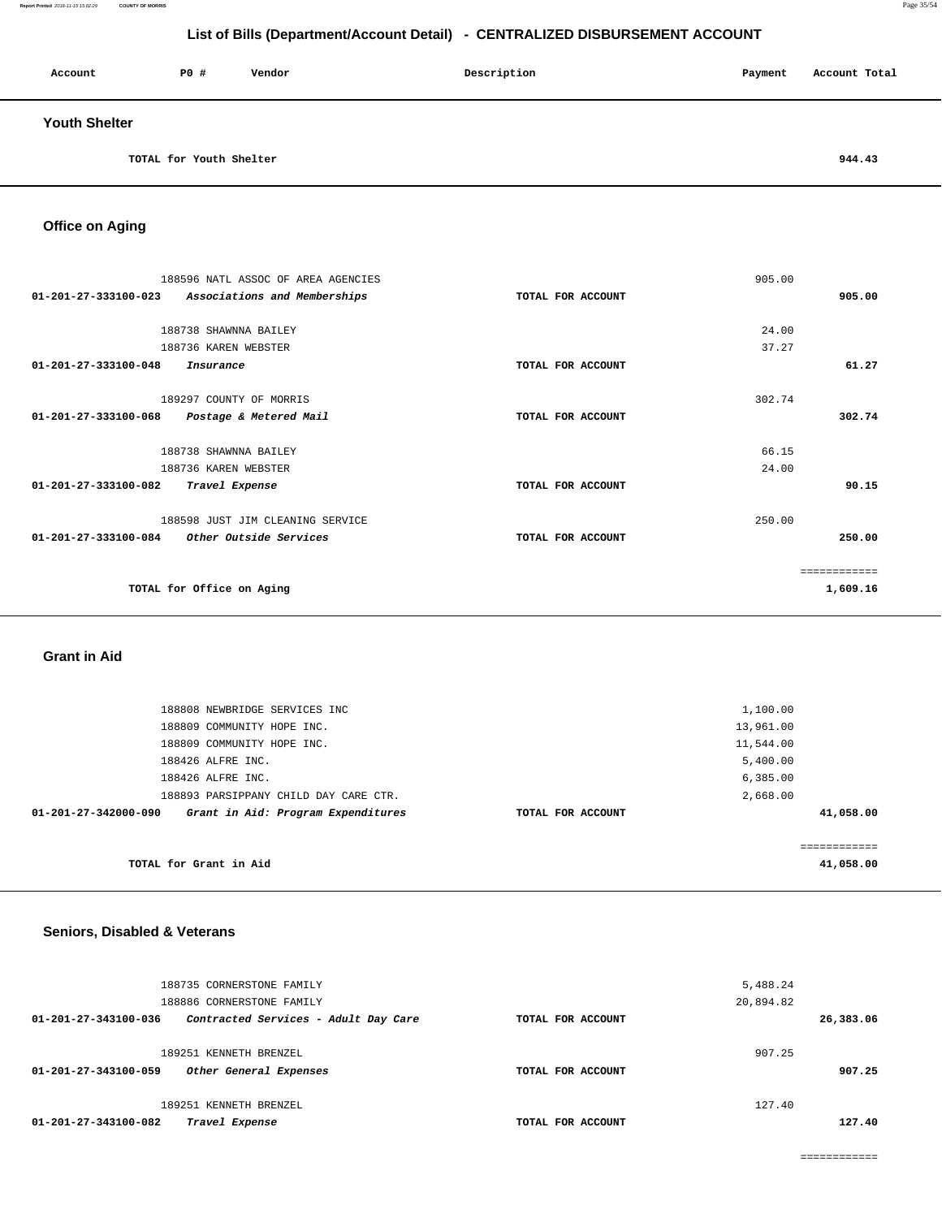## List of Bills (Department/Account Detail) - CENTRALIZED DISBURSEMENT ACCOUNT

| Account | PO # | Vendor | Description | Payment | Account Total |
|---|---|---|---|---|---|

### Youth Shelter

| | | | | | |
|---|---|---|---|---|---|
| | TOTAL for Youth Shelter | | | | 944.43 |

### Office on Aging

| Account | PO # | Vendor | Description | Payment | Account Total |
|---|---|---|---|---|---|
| | 188596 | NATL ASSOC OF AREA AGENCIES | | 905.00 | |
| 01-201-27-333100-023 | | *Associations and Memberships* | TOTAL FOR ACCOUNT | | 905.00 |
| | 188738 | SHAWNNA BAILEY | | 24.00 | |
| | 188736 | KAREN WEBSTER | | 37.27 | |
| 01-201-27-333100-048 | | *Insurance* | TOTAL FOR ACCOUNT | | 61.27 |
| | 189297 | COUNTY OF MORRIS | | 302.74 | |
| 01-201-27-333100-068 | | *Postage & Metered Mail* | TOTAL FOR ACCOUNT | | 302.74 |
| | 188738 | SHAWNNA BAILEY | | 66.15 | |
| | 188736 | KAREN WEBSTER | | 24.00 | |
| 01-201-27-333100-082 | | *Travel Expense* | TOTAL FOR ACCOUNT | | 90.15 |
| | 188598 | JUST JIM CLEANING SERVICE | | 250.00 | |
| 01-201-27-333100-084 | | *Other Outside Services* | TOTAL FOR ACCOUNT | | 250.00 |
| | | | | | ============ |
| | TOTAL for Office on Aging | | | | 1,609.16 |

### Grant in Aid

| Account | PO # | Vendor | Description | Payment | Account Total |
|---|---|---|---|---|---|
| | 188808 | NEWBRIDGE SERVICES INC | | 1,100.00 | |
| | 188809 | COMMUNITY HOPE INC. | | 13,961.00 | |
| | 188809 | COMMUNITY HOPE INC. | | 11,544.00 | |
| | 188426 | ALFRE INC. | | 5,400.00 | |
| | 188426 | ALFRE INC. | | 6,385.00 | |
| | 188893 | PARSIPPANY CHILD DAY CARE CTR. | | 2,668.00 | |
| 01-201-27-342000-090 | | *Grant in Aid: Program Expenditures* | TOTAL FOR ACCOUNT | | 41,058.00 |
| | | | | | ============ |
| | TOTAL for Grant in Aid | | | | 41,058.00 |

### Seniors, Disabled & Veterans

| Account | PO # | Vendor | Description | Payment | Account Total |
|---|---|---|---|---|---|
| | 188735 | CORNERSTONE FAMILY | | 5,488.24 | |
| | 188886 | CORNERSTONE FAMILY | | 20,894.82 | |
| 01-201-27-343100-036 | | *Contracted Services - Adult Day Care* | TOTAL FOR ACCOUNT | | 26,383.06 |
| | 189251 | KENNETH BRENZEL | | 907.25 | |
| 01-201-27-343100-059 | | *Other General Expenses* | TOTAL FOR ACCOUNT | | 907.25 |
| | 189251 | KENNETH BRENZEL | | 127.40 | |
| 01-201-27-343100-082 | | *Travel Expense* | TOTAL FOR ACCOUNT | | 127.40 |
| | | | | | ============ |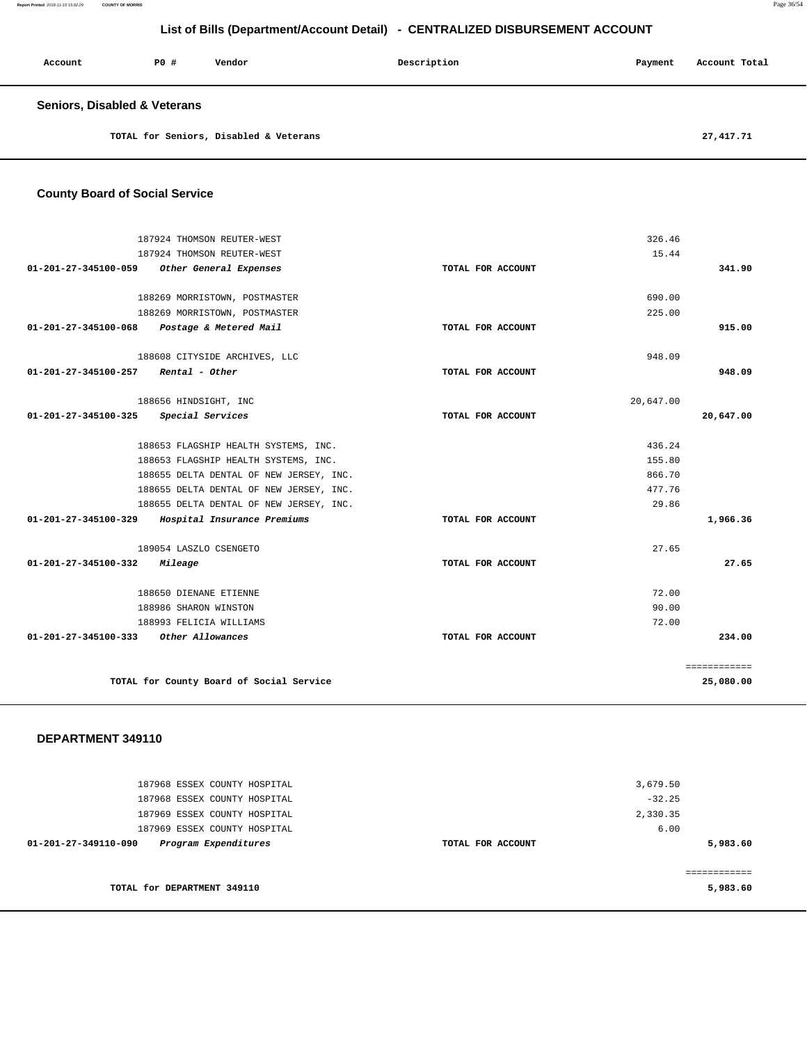## List of Bills (Department/Account Detail) - CENTRALIZED DISBURSEMENT ACCOUNT

| Account | PO # | Vendor | Description | Payment | Account Total |
|---|---|---|---|---|---|

### Seniors, Disabled & Veterans

| | | | | | |
|---|---|---|---|---|---|
| | | TOTAL for Seniors, Disabled & Veterans | | | 27,417.71 |

### County Board of Social Service

| Account | PO # | Vendor | Description | Payment | Account Total |
|---|---|---|---|---|---|
| | 187924 | THOMSON REUTER-WEST | | 326.46 | |
| | 187924 | THOMSON REUTER-WEST | | 15.44 | |
| 01-201-27-345100-059 | | *Other General Expenses* | TOTAL FOR ACCOUNT | | 341.90 |
| | 188269 | MORRISTOWN, POSTMASTER | | 690.00 | |
| | 188269 | MORRISTOWN, POSTMASTER | | 225.00 | |
| 01-201-27-345100-068 | | *Postage & Metered Mail* | TOTAL FOR ACCOUNT | | 915.00 |
| | 188608 | CITYSIDE ARCHIVES, LLC | | 948.09 | |
| 01-201-27-345100-257 | | *Rental - Other* | TOTAL FOR ACCOUNT | | 948.09 |
| | 188656 | HINDSIGHT, INC | | 20,647.00 | |
| 01-201-27-345100-325 | | *Special Services* | TOTAL FOR ACCOUNT | | 20,647.00 |
| | 188653 | FLAGSHIP HEALTH SYSTEMS, INC. | | 436.24 | |
| | 188653 | FLAGSHIP HEALTH SYSTEMS, INC. | | 155.80 | |
| | 188655 | DELTA DENTAL OF NEW JERSEY, INC. | | 866.70 | |
| | 188655 | DELTA DENTAL OF NEW JERSEY, INC. | | 477.76 | |
| | 188655 | DELTA DENTAL OF NEW JERSEY, INC. | | 29.86 | |
| 01-201-27-345100-329 | | *Hospital Insurance Premiums* | TOTAL FOR ACCOUNT | | 1,966.36 |
| | 189054 | LASZLO CSENGETO | | 27.65 | |
| 01-201-27-345100-332 | | *Mileage* | TOTAL FOR ACCOUNT | | 27.65 |
| | 188650 | DIENANE ETIENNE | | 72.00 | |
| | 188986 | SHARON WINSTON | | 90.00 | |
| | 188993 | FELICIA WILLIAMS | | 72.00 | |
| 01-201-27-345100-333 | | *Other Allowances* | TOTAL FOR ACCOUNT | | 234.00 |
| | | | | | ============ |
| | | TOTAL for County Board of Social Service | | | 25,080.00 |

### DEPARTMENT 349110

| Account | PO # | Vendor | Description | Payment | Account Total |
|---|---|---|---|---|---|
| | 187968 | ESSEX COUNTY HOSPITAL | | 3,679.50 | |
| | 187968 | ESSEX COUNTY HOSPITAL | | -32.25 | |
| | 187969 | ESSEX COUNTY HOSPITAL | | 2,330.35 | |
| | 187969 | ESSEX COUNTY HOSPITAL | | 6.00 | |
| 01-201-27-349110-090 | | *Program Expenditures* | TOTAL FOR ACCOUNT | | 5,983.60 |
| | | | | | ============ |
| | | TOTAL for DEPARTMENT 349110 | | | 5,983.60 |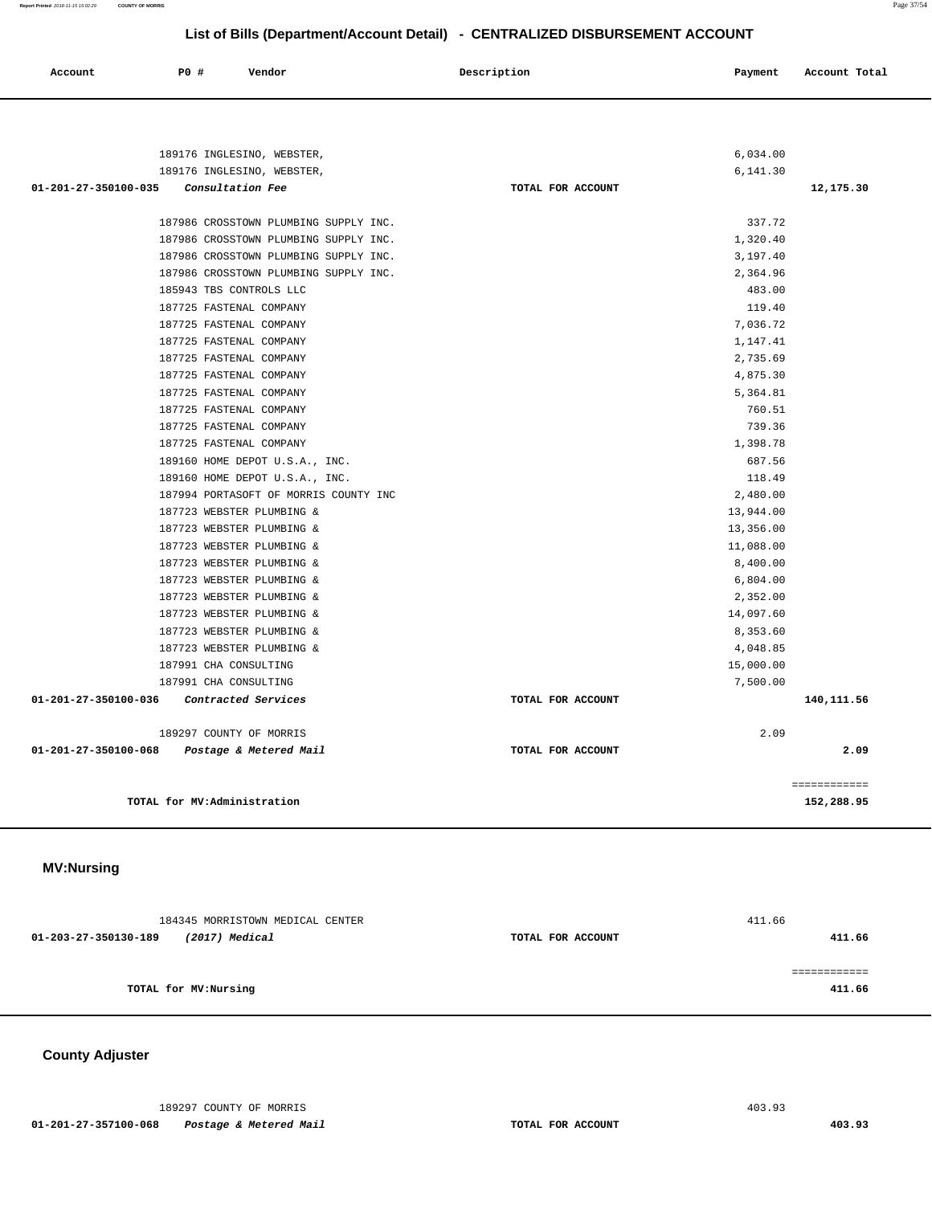# List of Bills (Department/Account Detail) - CENTRALIZED DISBURSEMENT ACCOUNT

| Account | PO # | Vendor | Description | Payment | Account Total |
|---|---|---|---|---|---|
| | 189176 | INGLESINO, WEBSTER, | | 6,034.00 | |
| | 189176 | INGLESINO, WEBSTER, | | 6,141.30 | |
| **01-201-27-350100-035** | | ***Consultation Fee*** | **TOTAL FOR ACCOUNT** | | **12,175.30** |
| | 187986 | CROSSTOWN PLUMBING SUPPLY INC. | | 337.72 | |
| | 187986 | CROSSTOWN PLUMBING SUPPLY INC. | | 1,320.40 | |
| | 187986 | CROSSTOWN PLUMBING SUPPLY INC. | | 3,197.40 | |
| | 187986 | CROSSTOWN PLUMBING SUPPLY INC. | | 2,364.96 | |
| | 185943 | TBS CONTROLS LLC | | 483.00 | |
| | 187725 | FASTENAL COMPANY | | 119.40 | |
| | 187725 | FASTENAL COMPANY | | 7,036.72 | |
| | 187725 | FASTENAL COMPANY | | 1,147.41 | |
| | 187725 | FASTENAL COMPANY | | 2,735.69 | |
| | 187725 | FASTENAL COMPANY | | 4,875.30 | |
| | 187725 | FASTENAL COMPANY | | 5,364.81 | |
| | 187725 | FASTENAL COMPANY | | 760.51 | |
| | 187725 | FASTENAL COMPANY | | 739.36 | |
| | 187725 | FASTENAL COMPANY | | 1,398.78 | |
| | 189160 | HOME DEPOT U.S.A., INC. | | 687.56 | |
| | 189160 | HOME DEPOT U.S.A., INC. | | 118.49 | |
| | 187994 | PORTASOFT OF MORRIS COUNTY INC | | 2,480.00 | |
| | 187723 | WEBSTER PLUMBING & | | 13,944.00 | |
| | 187723 | WEBSTER PLUMBING & | | 13,356.00 | |
| | 187723 | WEBSTER PLUMBING & | | 11,088.00 | |
| | 187723 | WEBSTER PLUMBING & | | 8,400.00 | |
| | 187723 | WEBSTER PLUMBING & | | 6,804.00 | |
| | 187723 | WEBSTER PLUMBING & | | 2,352.00 | |
| | 187723 | WEBSTER PLUMBING & | | 14,097.60 | |
| | 187723 | WEBSTER PLUMBING & | | 8,353.60 | |
| | 187723 | WEBSTER PLUMBING & | | 4,048.85 | |
| | 187991 | CHA CONSULTING | | 15,000.00 | |
| | 187991 | CHA CONSULTING | | 7,500.00 | |
| **01-201-27-350100-036** | | ***Contracted Services*** | **TOTAL FOR ACCOUNT** | | **140,111.56** |
| | 189297 | COUNTY OF MORRIS | | 2.09 | |
| **01-201-27-350100-068** | | ***Postage & Metered Mail*** | **TOTAL FOR ACCOUNT** | | **2.09** |
| | | **TOTAL for MV:Administration** | | | **152,288.95** |

## MV:Nursing

| Account | PO # | Vendor | Description | Payment | Account Total |
|---|---|---|---|---|---|
| | 184345 | MORRISTOWN MEDICAL CENTER | | 411.66 | |
| **01-203-27-350130-189** | | ***(2017) Medical*** | **TOTAL FOR ACCOUNT** | | **411.66** |
| | | **TOTAL for MV:Nursing** | | | **411.66** |

## County Adjuster

| Account | PO # | Vendor | Description | Payment | Account Total |
|---|---|---|---|---|---|
| | 189297 | COUNTY OF MORRIS | | 403.93 | |
| **01-201-27-357100-068** | | ***Postage & Metered Mail*** | **TOTAL FOR ACCOUNT** | | **403.93** |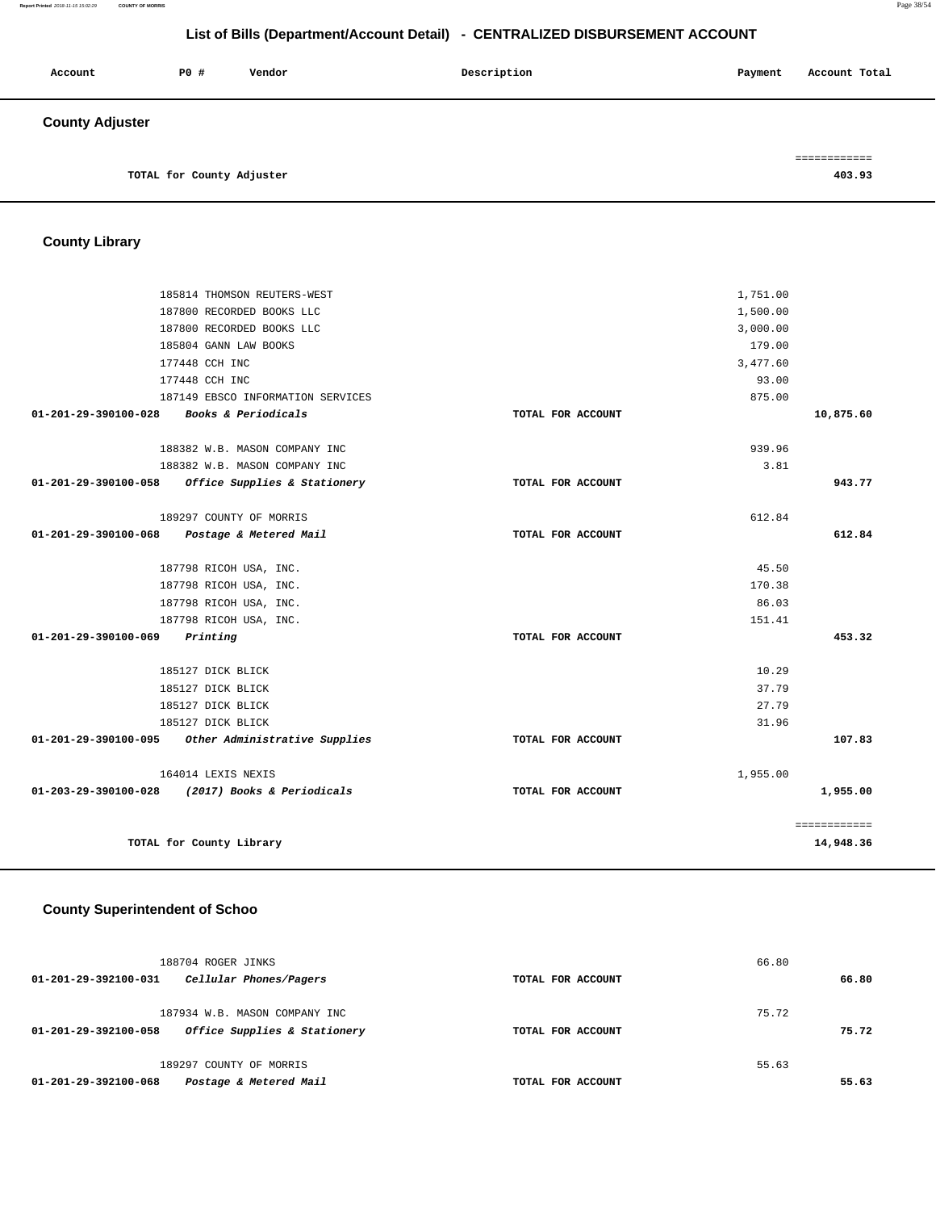# List of Bills (Department/Account Detail) - CENTRALIZED DISBURSEMENT ACCOUNT

| Account | PO # | Vendor | Description | Payment | Account Total |
|---|---|---|---|---|---|

## County Adjuster

| | | |
|---|---|---|
| TOTAL for County Adjuster | | 403.93 |

## County Library

| Account | PO # | Vendor | Description | Payment | Account Total |
|---|---|---|---|---|---|
| | 185814 | THOMSON REUTERS-WEST | | 1,751.00 | |
| | 187800 | RECORDED BOOKS LLC | | 1,500.00 | |
| | 187800 | RECORDED BOOKS LLC | | 3,000.00 | |
| | 185804 | GANN LAW BOOKS | | 179.00 | |
| | 177448 | CCH INC | | 3,477.60 | |
| | 177448 | CCH INC | | 93.00 | |
| | 187149 | EBSCO INFORMATION SERVICES | | 875.00 | |
| 01-201-29-390100-028 | | *Books & Periodicals* | TOTAL FOR ACCOUNT | | 10,875.60 |
| | 188382 | W.B. MASON COMPANY INC | | 939.96 | |
| | 188382 | W.B. MASON COMPANY INC | | 3.81 | |
| 01-201-29-390100-058 | | *Office Supplies & Stationery* | TOTAL FOR ACCOUNT | | 943.77 |
| | 189297 | COUNTY OF MORRIS | | 612.84 | |
| 01-201-29-390100-068 | | *Postage & Metered Mail* | TOTAL FOR ACCOUNT | | 612.84 |
| | 187798 | RICOH USA, INC. | | 45.50 | |
| | 187798 | RICOH USA, INC. | | 170.38 | |
| | 187798 | RICOH USA, INC. | | 86.03 | |
| | 187798 | RICOH USA, INC. | | 151.41 | |
| 01-201-29-390100-069 | | *Printing* | TOTAL FOR ACCOUNT | | 453.32 |
| | 185127 | DICK BLICK | | 10.29 | |
| | 185127 | DICK BLICK | | 37.79 | |
| | 185127 | DICK BLICK | | 27.79 | |
| | 185127 | DICK BLICK | | 31.96 | |
| 01-201-29-390100-095 | | *Other Administrative Supplies* | TOTAL FOR ACCOUNT | | 107.83 |
| | 164014 | LEXIS NEXIS | | 1,955.00 | |
| 01-203-29-390100-028 | | *(2017) Books & Periodicals* | TOTAL FOR ACCOUNT | | 1,955.00 |
| TOTAL for County Library | | | | | 14,948.36 |

## County Superintendent of Schoo

| Account | PO # | Vendor | Description | Payment | Account Total |
|---|---|---|---|---|---|
| | 188704 | ROGER JINKS | | 66.80 | |
| 01-201-29-392100-031 | | *Cellular Phones/Pagers* | TOTAL FOR ACCOUNT | | 66.80 |
| | 187934 | W.B. MASON COMPANY INC | | 75.72 | |
| 01-201-29-392100-058 | | *Office Supplies & Stationery* | TOTAL FOR ACCOUNT | | 75.72 |
| | 189297 | COUNTY OF MORRIS | | 55.63 | |
| 01-201-29-392100-068 | | *Postage & Metered Mail* | TOTAL FOR ACCOUNT | | 55.63 |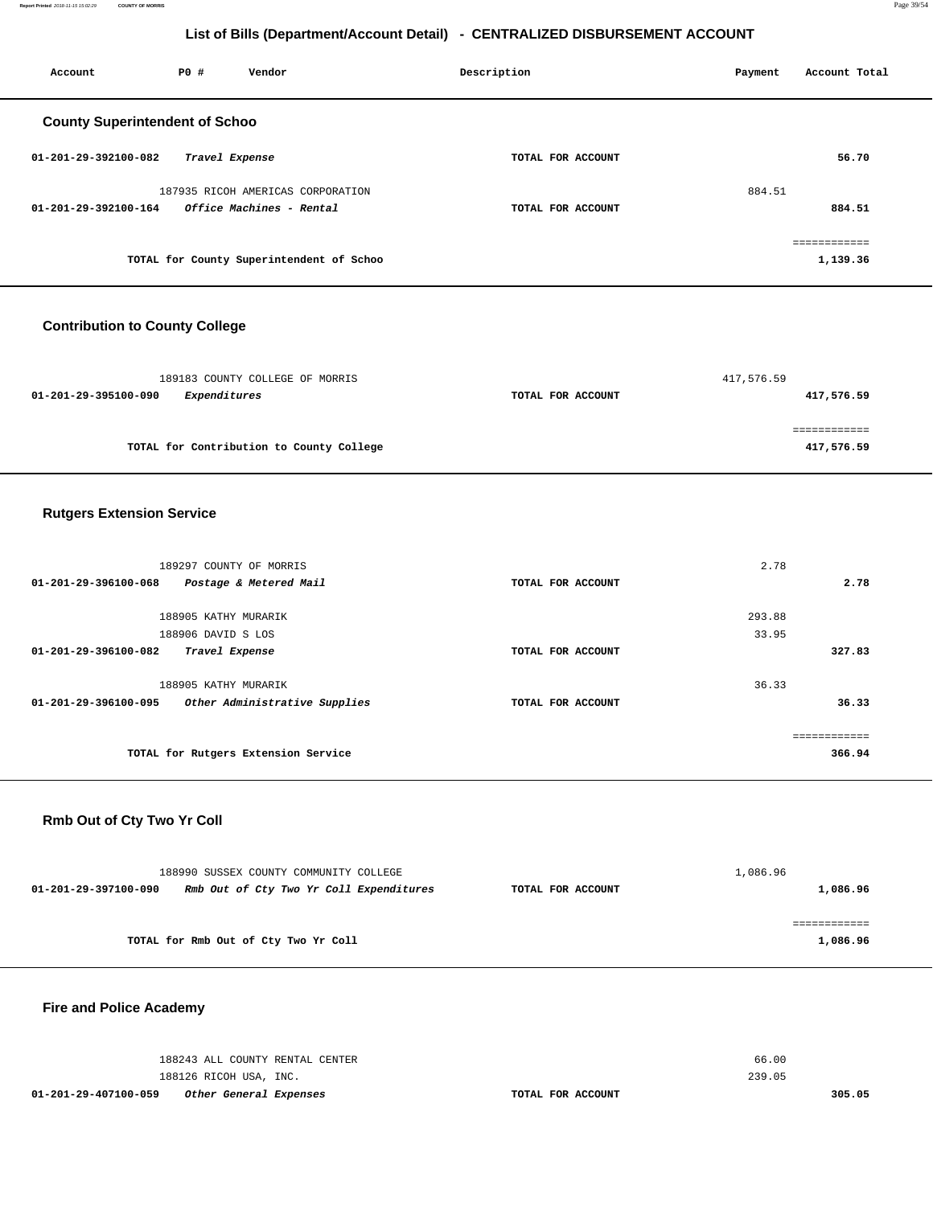## List of Bills (Department/Account Detail) - CENTRALIZED DISBURSEMENT ACCOUNT

| Account | PO # | Vendor | Description | Payment | Account Total |
|---|---|---|---|---|---|

### County Superintendent of Schoo

| Account | PO # / Vendor | Description | Payment | Account Total |
|---|---|---|---|---|
| **01-201-29-392100-082** | ***Travel Expense*** | **TOTAL FOR ACCOUNT** | | **56.70** |
| | 187935 RICOH AMERICAS CORPORATION | | 884.51 | |
| **01-201-29-392100-164** | ***Office Machines - Rental*** | **TOTAL FOR ACCOUNT** | | **884.51** |
| | | | | ============ |
| | **TOTAL for County Superintendent of Schoo** | | | **1,139.36** |

### Contribution to County College

| Account | PO # / Vendor | Description | Payment | Account Total |
|---|---|---|---|---|
| | 189183 COUNTY COLLEGE OF MORRIS | | 417,576.59 | |
| **01-201-29-395100-090** | ***Expenditures*** | **TOTAL FOR ACCOUNT** | | **417,576.59** |
| | | | | ============ |
| | **TOTAL for Contribution to County College** | | | **417,576.59** |

### Rutgers Extension Service

| Account | PO # / Vendor | Description | Payment | Account Total |
|---|---|---|---|---|
| | 189297 COUNTY OF MORRIS | | 2.78 | |
| **01-201-29-396100-068** | ***Postage & Metered Mail*** | **TOTAL FOR ACCOUNT** | | **2.78** |
| | 188905 KATHY MURARIK | | 293.88 | |
| | 188906 DAVID S LOS | | 33.95 | |
| **01-201-29-396100-082** | ***Travel Expense*** | **TOTAL FOR ACCOUNT** | | **327.83** |
| | 188905 KATHY MURARIK | | 36.33 | |
| **01-201-29-396100-095** | ***Other Administrative Supplies*** | **TOTAL FOR ACCOUNT** | | **36.33** |
| | | | | ============ |
| | **TOTAL for Rutgers Extension Service** | | | **366.94** |

### Rmb Out of Cty Two Yr Coll

| Account | PO # / Vendor | Description | Payment | Account Total |
|---|---|---|---|---|
| | 188990 SUSSEX COUNTY COMMUNITY COLLEGE | | 1,086.96 | |
| **01-201-29-397100-090** | ***Rmb Out of Cty Two Yr Coll Expenditures*** | **TOTAL FOR ACCOUNT** | | **1,086.96** |
| | | | | ============ |
| | **TOTAL for Rmb Out of Cty Two Yr Coll** | | | **1,086.96** |

### Fire and Police Academy

| Account | PO # / Vendor | Description | Payment | Account Total |
|---|---|---|---|---|
| | 188243 ALL COUNTY RENTAL CENTER | | 66.00 | |
| | 188126 RICOH USA, INC. | | 239.05 | |
| **01-201-29-407100-059** | ***Other General Expenses*** | **TOTAL FOR ACCOUNT** | | **305.05** |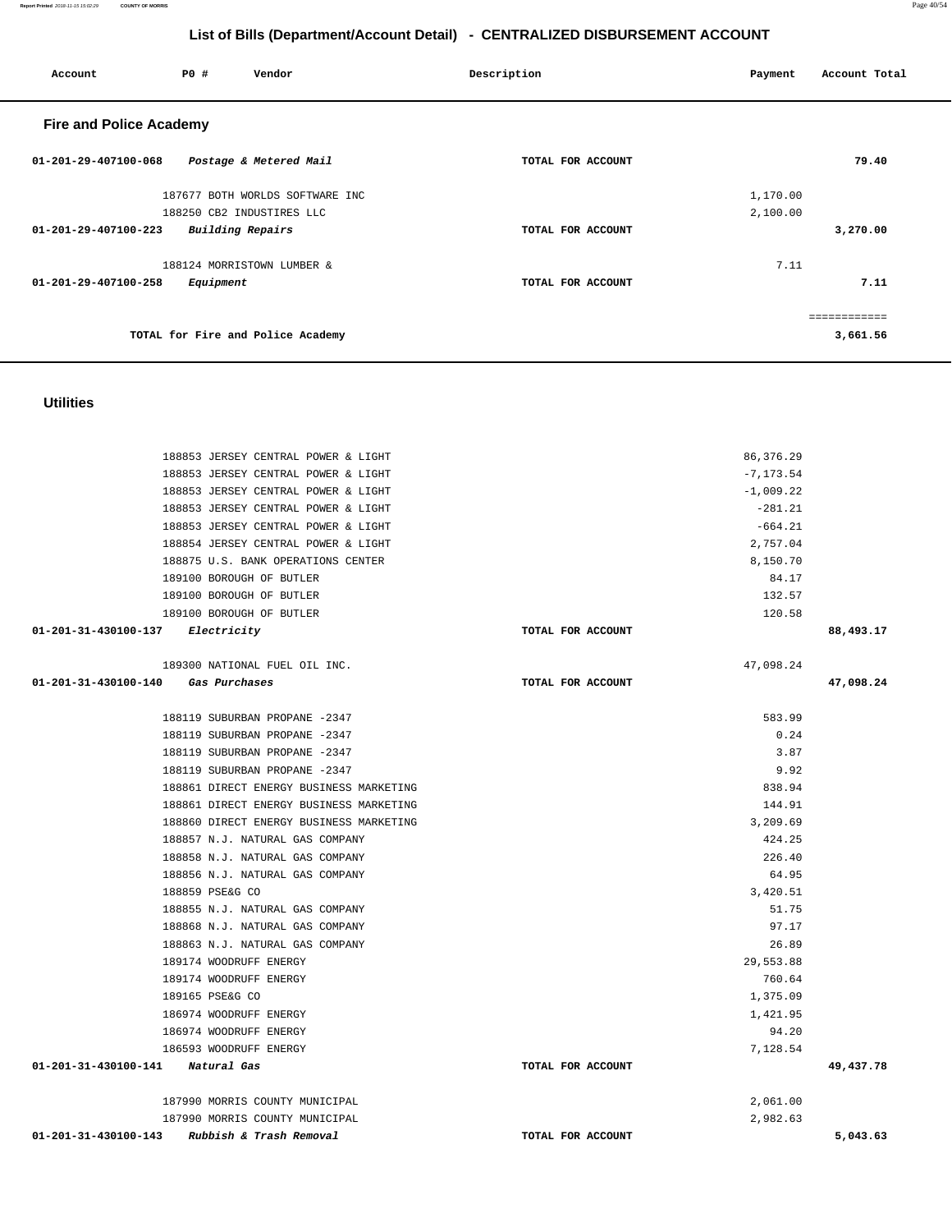# List of Bills (Department/Account Detail) - CENTRALIZED DISBURSEMENT ACCOUNT

| Account | PO # | Vendor | Description | Payment | Account Total |
|---|---|---|---|---|---|

## Fire and Police Academy

| Account | PO # | Vendor | Description | Payment | Account Total |
|---|---|---|---|---|---|
| 01-201-29-407100-068 | | *Postage & Metered Mail* | TOTAL FOR ACCOUNT | | 79.40 |
| | 187677 | BOTH WORLDS SOFTWARE INC | | 1,170.00 | |
| | 188250 | CB2 INDUSTIRES LLC | | 2,100.00 | |
| 01-201-29-407100-223 | | *Building Repairs* | TOTAL FOR ACCOUNT | | 3,270.00 |
| | 188124 | MORRISTOWN LUMBER & | | 7.11 | |
| 01-201-29-407100-258 | | *Equipment* | TOTAL FOR ACCOUNT | | 7.11 |
| | | | | | ============ |
| | | TOTAL for Fire and Police Academy | | | 3,661.56 |

## Utilities

| Account | PO # | Vendor | Description | Payment | Account Total |
|---|---|---|---|---|---|
| | 188853 | JERSEY CENTRAL POWER & LIGHT | | 86,376.29 | |
| | 188853 | JERSEY CENTRAL POWER & LIGHT | | -7,173.54 | |
| | 188853 | JERSEY CENTRAL POWER & LIGHT | | -1,009.22 | |
| | 188853 | JERSEY CENTRAL POWER & LIGHT | | -281.21 | |
| | 188853 | JERSEY CENTRAL POWER & LIGHT | | -664.21 | |
| | 188854 | JERSEY CENTRAL POWER & LIGHT | | 2,757.04 | |
| | 188875 | U.S. BANK OPERATIONS CENTER | | 8,150.70 | |
| | 189100 | BOROUGH OF BUTLER | | 84.17 | |
| | 189100 | BOROUGH OF BUTLER | | 132.57 | |
| | 189100 | BOROUGH OF BUTLER | | 120.58 | |
| 01-201-31-430100-137 | | *Electricity* | TOTAL FOR ACCOUNT | | 88,493.17 |
| | 189300 | NATIONAL FUEL OIL INC. | | 47,098.24 | |
| 01-201-31-430100-140 | | *Gas Purchases* | TOTAL FOR ACCOUNT | | 47,098.24 |
| | 188119 | SUBURBAN PROPANE -2347 | | 583.99 | |
| | 188119 | SUBURBAN PROPANE -2347 | | 0.24 | |
| | 188119 | SUBURBAN PROPANE -2347 | | 3.87 | |
| | 188119 | SUBURBAN PROPANE -2347 | | 9.92 | |
| | 188861 | DIRECT ENERGY BUSINESS MARKETING | | 838.94 | |
| | 188861 | DIRECT ENERGY BUSINESS MARKETING | | 144.91 | |
| | 188860 | DIRECT ENERGY BUSINESS MARKETING | | 3,209.69 | |
| | 188857 | N.J. NATURAL GAS COMPANY | | 424.25 | |
| | 188858 | N.J. NATURAL GAS COMPANY | | 226.40 | |
| | 188856 | N.J. NATURAL GAS COMPANY | | 64.95 | |
| | 188859 | PSE&G CO | | 3,420.51 | |
| | 188855 | N.J. NATURAL GAS COMPANY | | 51.75 | |
| | 188868 | N.J. NATURAL GAS COMPANY | | 97.17 | |
| | 188863 | N.J. NATURAL GAS COMPANY | | 26.89 | |
| | 189174 | WOODRUFF ENERGY | | 29,553.88 | |
| | 189174 | WOODRUFF ENERGY | | 760.64 | |
| | 189165 | PSE&G CO | | 1,375.09 | |
| | 186974 | WOODRUFF ENERGY | | 1,421.95 | |
| | 186974 | WOODRUFF ENERGY | | 94.20 | |
| | 186593 | WOODRUFF ENERGY | | 7,128.54 | |
| 01-201-31-430100-141 | | *Natural Gas* | TOTAL FOR ACCOUNT | | 49,437.78 |
| | 187990 | MORRIS COUNTY MUNICIPAL | | 2,061.00 | |
| | 187990 | MORRIS COUNTY MUNICIPAL | | 2,982.63 | |
| 01-201-31-430100-143 | | *Rubbish & Trash Removal* | TOTAL FOR ACCOUNT | | 5,043.63 |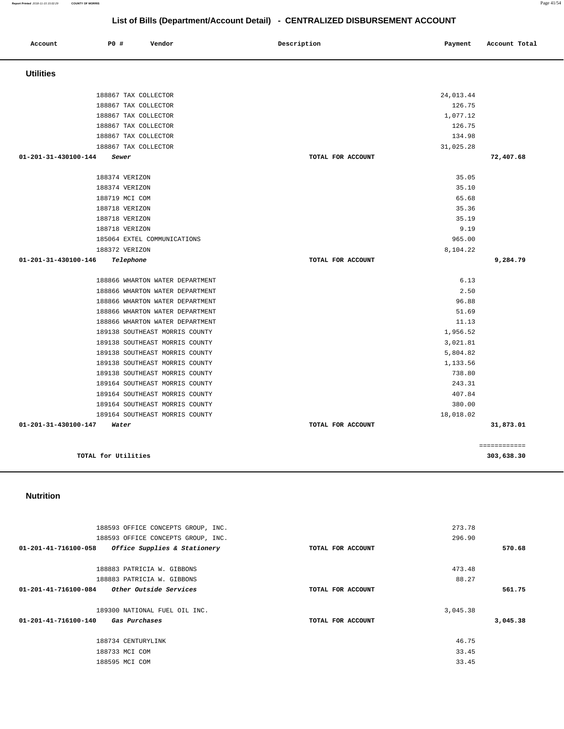## List of Bills (Department/Account Detail) - CENTRALIZED DISBURSEMENT ACCOUNT

| Account | PO # | Vendor | Description | Payment | Account Total |
|---|---|---|---|---|---|

### Utilities

| Account | PO # | Vendor | Description | Payment | Account Total |
|---|---|---|---|---|---|
| | 188867 | TAX COLLECTOR | | 24,013.44 | |
| | 188867 | TAX COLLECTOR | | 126.75 | |
| | 188867 | TAX COLLECTOR | | 1,077.12 | |
| | 188867 | TAX COLLECTOR | | 126.75 | |
| | 188867 | TAX COLLECTOR | | 134.98 | |
| | 188867 | TAX COLLECTOR | | 31,025.28 | |
| **01-201-31-430100-144** | | ***Sewer*** | **TOTAL FOR ACCOUNT** | | **72,407.68** |
| | 188374 | VERIZON | | 35.05 | |
| | 188374 | VERIZON | | 35.10 | |
| | 188719 | MCI COM | | 65.68 | |
| | 188718 | VERIZON | | 35.36 | |
| | 188718 | VERIZON | | 35.19 | |
| | 188718 | VERIZON | | 9.19 | |
| | 185064 | EXTEL COMMUNICATIONS | | 965.00 | |
| | 188372 | VERIZON | | 8,104.22 | |
| **01-201-31-430100-146** | | ***Telephone*** | **TOTAL FOR ACCOUNT** | | **9,284.79** |
| | 188866 | WHARTON WATER DEPARTMENT | | 6.13 | |
| | 188866 | WHARTON WATER DEPARTMENT | | 2.50 | |
| | 188866 | WHARTON WATER DEPARTMENT | | 96.88 | |
| | 188866 | WHARTON WATER DEPARTMENT | | 51.69 | |
| | 188866 | WHARTON WATER DEPARTMENT | | 11.13 | |
| | 189138 | SOUTHEAST MORRIS COUNTY | | 1,956.52 | |
| | 189138 | SOUTHEAST MORRIS COUNTY | | 3,021.81 | |
| | 189138 | SOUTHEAST MORRIS COUNTY | | 5,804.82 | |
| | 189138 | SOUTHEAST MORRIS COUNTY | | 1,133.56 | |
| | 189138 | SOUTHEAST MORRIS COUNTY | | 738.80 | |
| | 189164 | SOUTHEAST MORRIS COUNTY | | 243.31 | |
| | 189164 | SOUTHEAST MORRIS COUNTY | | 407.84 | |
| | 189164 | SOUTHEAST MORRIS COUNTY | | 380.00 | |
| | 189164 | SOUTHEAST MORRIS COUNTY | | 18,018.02 | |
| **01-201-31-430100-147** | | ***Water*** | **TOTAL FOR ACCOUNT** | | **31,873.01** |
| | | | | | ============ |
| | **TOTAL for Utilities** | | | | **303,638.30** |

### Nutrition

| Account | PO # | Vendor | Description | Payment | Account Total |
|---|---|---|---|---|---|
| | 188593 | OFFICE CONCEPTS GROUP, INC. | | 273.78 | |
| | 188593 | OFFICE CONCEPTS GROUP, INC. | | 296.90 | |
| **01-201-41-716100-058** | | ***Office Supplies & Stationery*** | **TOTAL FOR ACCOUNT** | | **570.68** |
| | 188883 | PATRICIA W. GIBBONS | | 473.48 | |
| | 188883 | PATRICIA W. GIBBONS | | 88.27 | |
| **01-201-41-716100-084** | | ***Other Outside Services*** | **TOTAL FOR ACCOUNT** | | **561.75** |
| | 189300 | NATIONAL FUEL OIL INC. | | 3,045.38 | |
| **01-201-41-716100-140** | | ***Gas Purchases*** | **TOTAL FOR ACCOUNT** | | **3,045.38** |
| | 188734 | CENTURYLINK | | 46.75 | |
| | 188733 | MCI COM | | 33.45 | |
| | 188595 | MCI COM | | 33.45 | |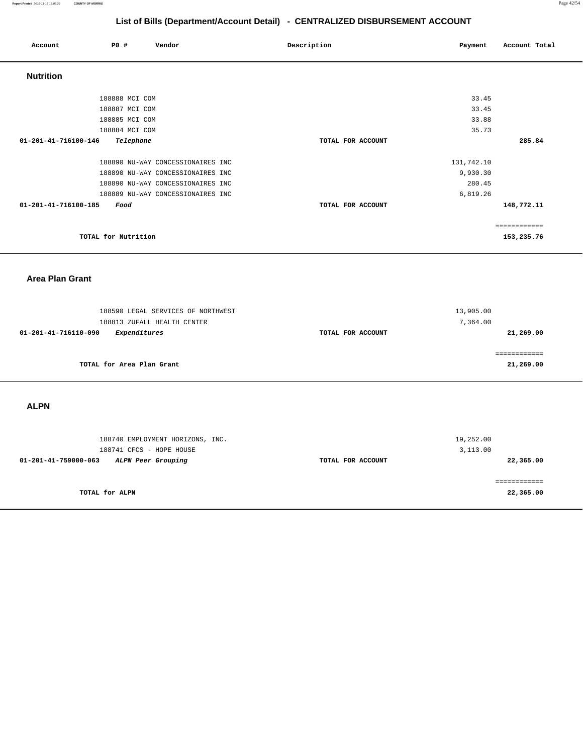# List of Bills (Department/Account Detail) - CENTRALIZED DISBURSEMENT ACCOUNT

| Account | PO # | Vendor | Description | Payment | Account Total |
|---|---|---|---|---|---|

## Nutrition

| Account | PO # | Vendor | Description | Payment | Account Total |
|---|---|---|---|---|---|
| | 188888 | MCI COM | | 33.45 | |
| | 188887 | MCI COM | | 33.45 | |
| | 188885 | MCI COM | | 33.88 | |
| | 188884 | MCI COM | | 35.73 | |
| **01-201-41-716100-146** | | ***Telephone*** | **TOTAL FOR ACCOUNT** | | **285.84** |
| | 188890 | NU-WAY CONCESSIONAIRES INC | | 131,742.10 | |
| | 188890 | NU-WAY CONCESSIONAIRES INC | | 9,930.30 | |
| | 188890 | NU-WAY CONCESSIONAIRES INC | | 280.45 | |
| | 188889 | NU-WAY CONCESSIONAIRES INC | | 6,819.26 | |
| **01-201-41-716100-185** | | ***Food*** | **TOTAL FOR ACCOUNT** | | **148,772.11** |
| | | | | | ============ |
| | **TOTAL for Nutrition** | | | | **153,235.76** |

## Area Plan Grant

| Account | PO # | Vendor | Description | Payment | Account Total |
|---|---|---|---|---|---|
| | 188590 | LEGAL SERVICES OF NORTHWEST | | 13,905.00 | |
| | 188813 | ZUFALL HEALTH CENTER | | 7,364.00 | |
| **01-201-41-716110-090** | | ***Expenditures*** | **TOTAL FOR ACCOUNT** | | **21,269.00** |
| | | | | | ============ |
| | **TOTAL for Area Plan Grant** | | | | **21,269.00** |

## ALPN

| Account | PO # | Vendor | Description | Payment | Account Total |
|---|---|---|---|---|---|
| | 188740 | EMPLOYMENT HORIZONS, INC. | | 19,252.00 | |
| | 188741 | CFCS - HOPE HOUSE | | 3,113.00 | |
| **01-201-41-759000-063** | | ***ALPN Peer Grouping*** | **TOTAL FOR ACCOUNT** | | **22,365.00** |
| | | | | | ============ |
| | **TOTAL for ALPN** | | | | **22,365.00** |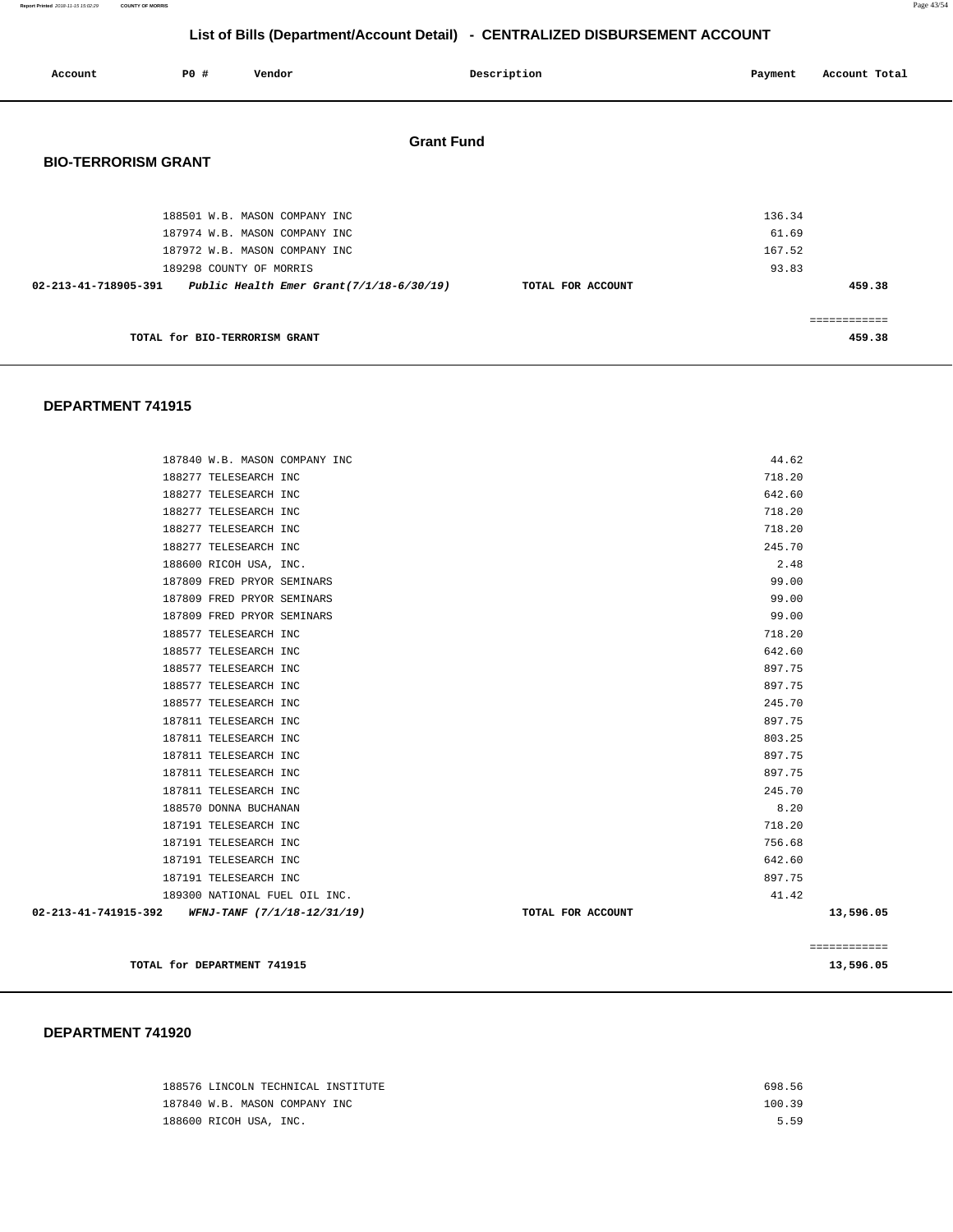## List of Bills (Department/Account Detail) - CENTRALIZED DISBURSEMENT ACCOUNT

| Account | PO # | Vendor | Description | Payment | Account Total |
|---|---|---|---|---|---|

### Grant Fund

#### BIO-TERRORISM GRANT

| Account | PO # | Vendor | Description | Payment | Account Total |
|---|---|---|---|---|---|
| | 188501 | W.B. MASON COMPANY INC | | 136.34 | |
| | 187974 | W.B. MASON COMPANY INC | | 61.69 | |
| | 187972 | W.B. MASON COMPANY INC | | 167.52 | |
| | 189298 | COUNTY OF MORRIS | | 93.83 | |
| **02-213-41-718905-391** | | ***Public Health Emer Grant(7/1/18-6/30/19)*** | **TOTAL FOR ACCOUNT** | | **459.38** |
| | | | | | ============ |
| | | **TOTAL for BIO-TERRORISM GRANT** | | | **459.38** |

#### DEPARTMENT 741915

| Account | PO # | Vendor | Description | Payment | Account Total |
|---|---|---|---|---|---|
| | 187840 | W.B. MASON COMPANY INC | | 44.62 | |
| | 188277 | TELESEARCH INC | | 718.20 | |
| | 188277 | TELESEARCH INC | | 642.60 | |
| | 188277 | TELESEARCH INC | | 718.20 | |
| | 188277 | TELESEARCH INC | | 718.20 | |
| | 188277 | TELESEARCH INC | | 245.70 | |
| | 188600 | RICOH USA, INC. | | 2.48 | |
| | 187809 | FRED PRYOR SEMINARS | | 99.00 | |
| | 187809 | FRED PRYOR SEMINARS | | 99.00 | |
| | 187809 | FRED PRYOR SEMINARS | | 99.00 | |
| | 188577 | TELESEARCH INC | | 718.20 | |
| | 188577 | TELESEARCH INC | | 642.60 | |
| | 188577 | TELESEARCH INC | | 897.75 | |
| | 188577 | TELESEARCH INC | | 897.75 | |
| | 188577 | TELESEARCH INC | | 245.70 | |
| | 187811 | TELESEARCH INC | | 897.75 | |
| | 187811 | TELESEARCH INC | | 803.25 | |
| | 187811 | TELESEARCH INC | | 897.75 | |
| | 187811 | TELESEARCH INC | | 897.75 | |
| | 187811 | TELESEARCH INC | | 245.70 | |
| | 188570 | DONNA BUCHANAN | | 8.20 | |
| | 187191 | TELESEARCH INC | | 718.20 | |
| | 187191 | TELESEARCH INC | | 756.68 | |
| | 187191 | TELESEARCH INC | | 642.60 | |
| | 187191 | TELESEARCH INC | | 897.75 | |
| | 189300 | NATIONAL FUEL OIL INC. | | 41.42 | |
| **02-213-41-741915-392** | | ***WFNJ-TANF (7/1/18-12/31/19)*** | **TOTAL FOR ACCOUNT** | | **13,596.05** |
| | | | | | ============ |
| | | **TOTAL for DEPARTMENT 741915** | | | **13,596.05** |

#### DEPARTMENT 741920

| Account | PO # | Vendor | Description | Payment | Account Total |
|---|---|---|---|---|---|
| | 188576 | LINCOLN TECHNICAL INSTITUTE | | 698.56 | |
| | 187840 | W.B. MASON COMPANY INC | | 100.39 | |
| | 188600 | RICOH USA, INC. | | 5.59 | |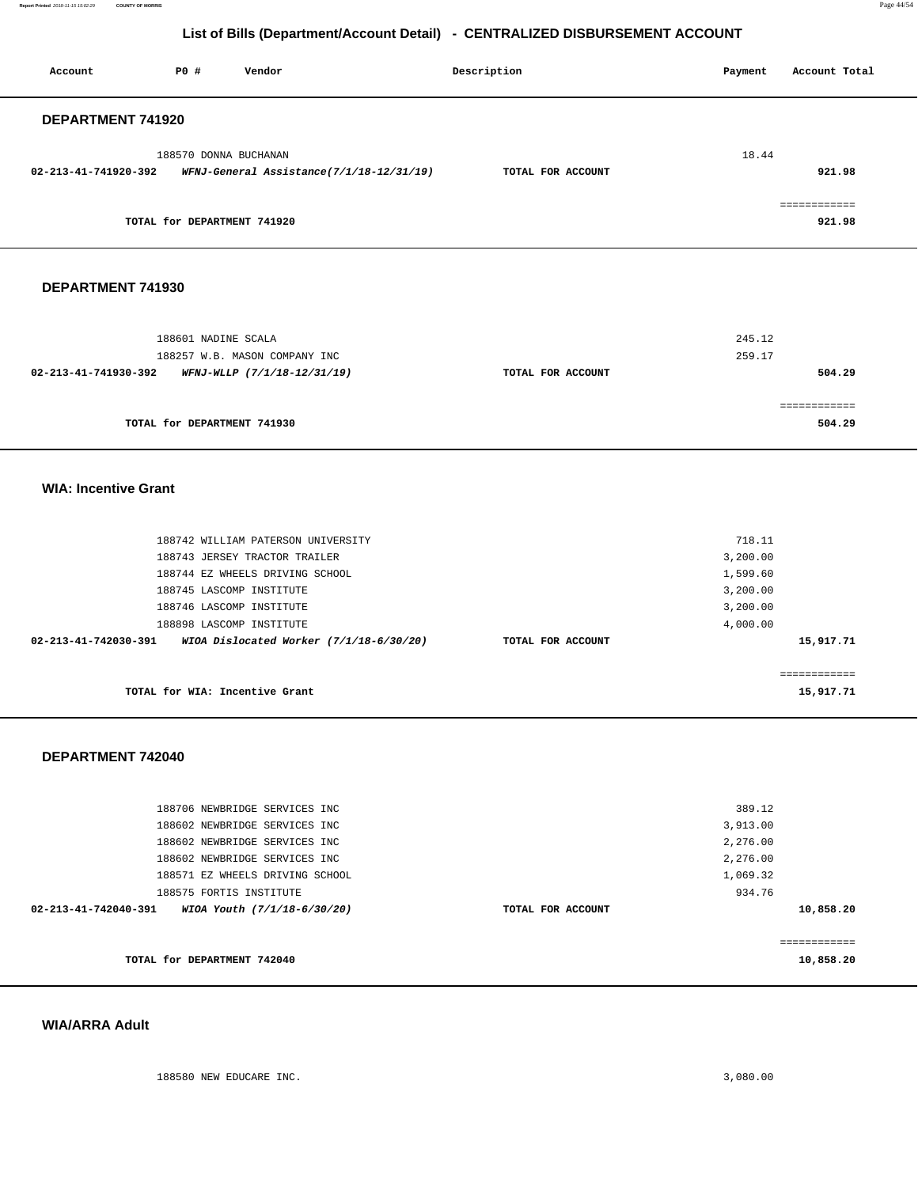## List of Bills (Department/Account Detail) - CENTRALIZED DISBURSEMENT ACCOUNT

| Account | PO # | Vendor | Description | Payment | Account Total |
|---|---|---|---|---|---|

### DEPARTMENT 741920

| Account | PO # | Vendor | Description | Payment | Account Total |
|---|---|---|---|---|---|
| | 188570 | DONNA BUCHANAN | | 18.44 | |
| **02-213-41-741920-392** | | ***WFNJ-General Assistance(7/1/18-12/31/19)*** | **TOTAL FOR ACCOUNT** | | **921.98** |
| | | | | | ============ |
| | | **TOTAL for DEPARTMENT 741920** | | | **921.98** |

### DEPARTMENT 741930

| Account | PO # | Vendor | Description | Payment | Account Total |
|---|---|---|---|---|---|
| | 188601 | NADINE SCALA | | 245.12 | |
| | 188257 | W.B. MASON COMPANY INC | | 259.17 | |
| **02-213-41-741930-392** | | ***WFNJ-WLLP (7/1/18-12/31/19)*** | **TOTAL FOR ACCOUNT** | | **504.29** |
| | | | | | ============ |
| | | **TOTAL for DEPARTMENT 741930** | | | **504.29** |

### WIA: Incentive Grant

| Account | PO # | Vendor | Description | Payment | Account Total |
|---|---|---|---|---|---|
| | 188742 | WILLIAM PATERSON UNIVERSITY | | 718.11 | |
| | 188743 | JERSEY TRACTOR TRAILER | | 3,200.00 | |
| | 188744 | EZ WHEELS DRIVING SCHOOL | | 1,599.60 | |
| | 188745 | LASCOMP INSTITUTE | | 3,200.00 | |
| | 188746 | LASCOMP INSTITUTE | | 3,200.00 | |
| | 188898 | LASCOMP INSTITUTE | | 4,000.00 | |
| **02-213-41-742030-391** | | ***WIOA Dislocated Worker (7/1/18-6/30/20)*** | **TOTAL FOR ACCOUNT** | | **15,917.71** |
| | | | | | ============ |
| | | **TOTAL for WIA: Incentive Grant** | | | **15,917.71** |

### DEPARTMENT 742040

| Account | PO # | Vendor | Description | Payment | Account Total |
|---|---|---|---|---|---|
| | 188706 | NEWBRIDGE SERVICES INC | | 389.12 | |
| | 188602 | NEWBRIDGE SERVICES INC | | 3,913.00 | |
| | 188602 | NEWBRIDGE SERVICES INC | | 2,276.00 | |
| | 188602 | NEWBRIDGE SERVICES INC | | 2,276.00 | |
| | 188571 | EZ WHEELS DRIVING SCHOOL | | 1,069.32 | |
| | 188575 | FORTIS INSTITUTE | | 934.76 | |
| **02-213-41-742040-391** | | ***WIOA Youth (7/1/18-6/30/20)*** | **TOTAL FOR ACCOUNT** | | **10,858.20** |
| | | | | | ============ |
| | | **TOTAL for DEPARTMENT 742040** | | | **10,858.20** |

### WIA/ARRA Adult

| Account | PO # | Vendor | Description | Payment | Account Total |
|---|---|---|---|---|---|
| | 188580 | NEW EDUCARE INC. | | 3,080.00 | |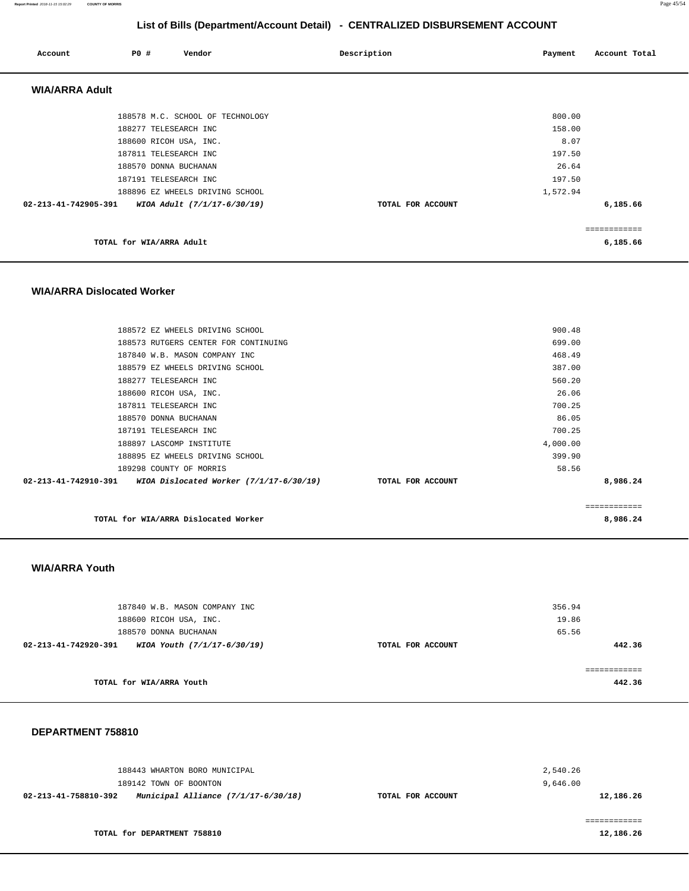## List of Bills (Department/Account Detail) - CENTRALIZED DISBURSEMENT ACCOUNT

| Account | PO # | Vendor | Description | Payment | Account Total |
|---|---|---|---|---|---|

### WIA/ARRA Adult

| Account | PO # | Vendor | Description | Payment | Account Total |
|---|---|---|---|---|---|
| | 188578 | M.C. SCHOOL OF TECHNOLOGY | | 800.00 | |
| | 188277 | TELESEARCH INC | | 158.00 | |
| | 188600 | RICOH USA, INC. | | 8.07 | |
| | 187811 | TELESEARCH INC | | 197.50 | |
| | 188570 | DONNA BUCHANAN | | 26.64 | |
| | 187191 | TELESEARCH INC | | 197.50 | |
| | 188896 | EZ WHEELS DRIVING SCHOOL | | 1,572.94 | |
| **02-213-41-742905-391** | | ***WIOA Adult (7/1/17-6/30/19)*** | **TOTAL FOR ACCOUNT** | | **6,185.66** |

**TOTAL for WIA/ARRA Adult** **6,185.66**

### WIA/ARRA Dislocated Worker

| Account | PO # | Vendor | Description | Payment | Account Total |
|---|---|---|---|---|---|
| | 188572 | EZ WHEELS DRIVING SCHOOL | | 900.48 | |
| | 188573 | RUTGERS CENTER FOR CONTINUING | | 699.00 | |
| | 187840 | W.B. MASON COMPANY INC | | 468.49 | |
| | 188579 | EZ WHEELS DRIVING SCHOOL | | 387.00 | |
| | 188277 | TELESEARCH INC | | 560.20 | |
| | 188600 | RICOH USA, INC. | | 26.06 | |
| | 187811 | TELESEARCH INC | | 700.25 | |
| | 188570 | DONNA BUCHANAN | | 86.05 | |
| | 187191 | TELESEARCH INC | | 700.25 | |
| | 188897 | LASCOMP INSTITUTE | | 4,000.00 | |
| | 188895 | EZ WHEELS DRIVING SCHOOL | | 399.90 | |
| | 189298 | COUNTY OF MORRIS | | 58.56 | |
| **02-213-41-742910-391** | | ***WIOA Dislocated Worker (7/1/17-6/30/19)*** | **TOTAL FOR ACCOUNT** | | **8,986.24** |

**TOTAL for WIA/ARRA Dislocated Worker** **8,986.24**

### WIA/ARRA Youth

| Account | PO # | Vendor | Description | Payment | Account Total |
|---|---|---|---|---|---|
| | 187840 | W.B. MASON COMPANY INC | | 356.94 | |
| | 188600 | RICOH USA, INC. | | 19.86 | |
| | 188570 | DONNA BUCHANAN | | 65.56 | |
| **02-213-41-742920-391** | | ***WIOA Youth (7/1/17-6/30/19)*** | **TOTAL FOR ACCOUNT** | | **442.36** |

**TOTAL for WIA/ARRA Youth** **442.36**

### DEPARTMENT 758810

| Account | PO # | Vendor | Description | Payment | Account Total |
|---|---|---|---|---|---|
| | 188443 | WHARTON BORO MUNICIPAL | | 2,540.26 | |
| | 189142 | TOWN OF BOONTON | | 9,646.00 | |
| **02-213-41-758810-392** | | ***Municipal Alliance (7/1/17-6/30/18)*** | **TOTAL FOR ACCOUNT** | | **12,186.26** |

**TOTAL for DEPARTMENT 758810** **12,186.26**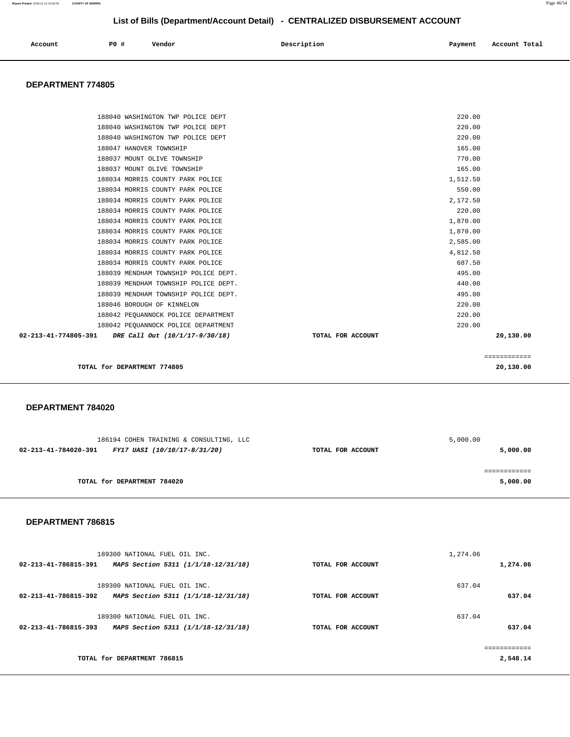## List of Bills (Department/Account Detail) - CENTRALIZED DISBURSEMENT ACCOUNT

| Account | PO # | Vendor | Description | Payment | Account Total |
|---|---|---|---|---|---|

### DEPARTMENT 774805

| Account | PO # | Vendor | Description | Payment | Account Total |
|---|---|---|---|---|---|
| | 188040 | WASHINGTON TWP POLICE DEPT | | 220.00 | |
| | 188040 | WASHINGTON TWP POLICE DEPT | | 220.00 | |
| | 188040 | WASHINGTON TWP POLICE DEPT | | 220.00 | |
| | 188047 | HANOVER TOWNSHIP | | 165.00 | |
| | 188037 | MOUNT OLIVE TOWNSHIP | | 770.00 | |
| | 188037 | MOUNT OLIVE TOWNSHIP | | 165.00 | |
| | 188034 | MORRIS COUNTY PARK POLICE | | 1,512.50 | |
| | 188034 | MORRIS COUNTY PARK POLICE | | 550.00 | |
| | 188034 | MORRIS COUNTY PARK POLICE | | 2,172.50 | |
| | 188034 | MORRIS COUNTY PARK POLICE | | 220.00 | |
| | 188034 | MORRIS COUNTY PARK POLICE | | 1,870.00 | |
| | 188034 | MORRIS COUNTY PARK POLICE | | 1,870.00 | |
| | 188034 | MORRIS COUNTY PARK POLICE | | 2,585.00 | |
| | 188034 | MORRIS COUNTY PARK POLICE | | 4,812.50 | |
| | 188034 | MORRIS COUNTY PARK POLICE | | 687.50 | |
| | 188039 | MENDHAM TOWNSHIP POLICE DEPT. | | 495.00 | |
| | 188039 | MENDHAM TOWNSHIP POLICE DEPT. | | 440.00 | |
| | 188039 | MENDHAM TOWNSHIP POLICE DEPT. | | 495.00 | |
| | 188046 | BOROUGH OF KINNELON | | 220.00 | |
| | 188042 | PEQUANNOCK POLICE DEPARTMENT | | 220.00 | |
| | 188042 | PEQUANNOCK POLICE DEPARTMENT | | 220.00 | |
| **02-213-41-774805-391** | | ***DRE Call Out (10/1/17-9/30/18)*** | **TOTAL FOR ACCOUNT** | | **20,130.00** |

**TOTAL for DEPARTMENT 774805** ============ **20,130.00**

### DEPARTMENT 784020

| Account | PO # | Vendor | Description | Payment | Account Total |
|---|---|---|---|---|---|
| | 186194 | COHEN TRAINING & CONSULTING, LLC | | 5,000.00 | |
| **02-213-41-784020-391** | | ***FY17 UASI (10/10/17-8/31/20)*** | **TOTAL FOR ACCOUNT** | | **5,000.00** |

**TOTAL for DEPARTMENT 784020** ============ **5,000.00**

### DEPARTMENT 786815

| Account | PO # | Vendor | Description | Payment | Account Total |
|---|---|---|---|---|---|
| | 189300 | NATIONAL FUEL OIL INC. | | 1,274.06 | |
| **02-213-41-786815-391** | | ***MAPS Section 5311 (1/1/18-12/31/18)*** | **TOTAL FOR ACCOUNT** | | **1,274.06** |
| | 189300 | NATIONAL FUEL OIL INC. | | 637.04 | |
| **02-213-41-786815-392** | | ***MAPS Section 5311 (1/1/18-12/31/18)*** | **TOTAL FOR ACCOUNT** | | **637.04** |
| | 189300 | NATIONAL FUEL OIL INC. | | 637.04 | |
| **02-213-41-786815-393** | | ***MAPS Section 5311 (1/1/18-12/31/18)*** | **TOTAL FOR ACCOUNT** | | **637.04** |

**TOTAL for DEPARTMENT 786815** ============ **2,548.14**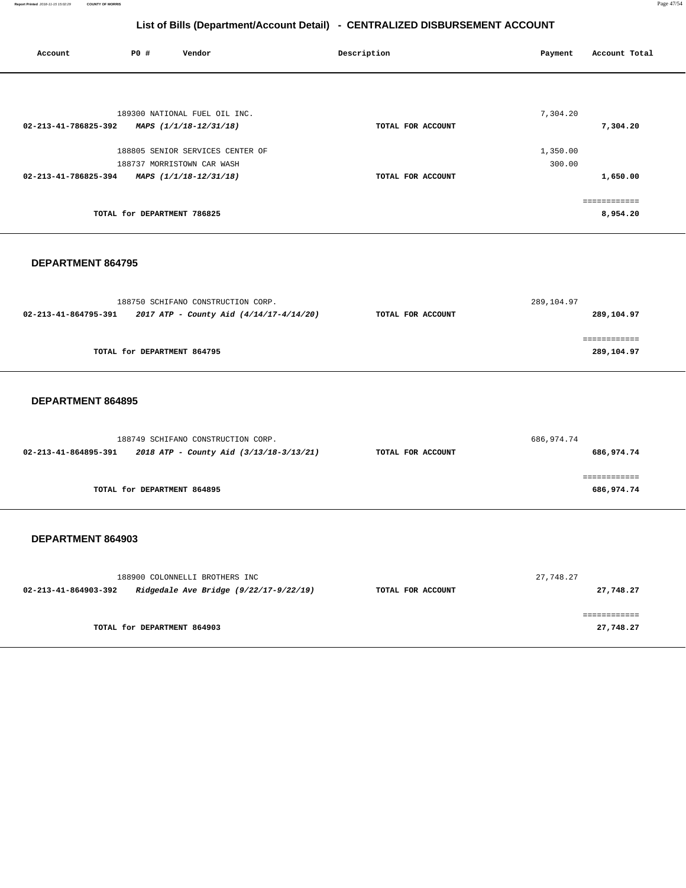## List of Bills (Department/Account Detail) - CENTRALIZED DISBURSEMENT ACCOUNT

| Account | PO # | Vendor | Description | Payment | Account Total |
|---|---|---|---|---|---|
| | 189300 | NATIONAL FUEL OIL INC. | | 7,304.20 | |
| **02-213-41-786825-392** | | ***MAPS (1/1/18-12/31/18)*** | **TOTAL FOR ACCOUNT** | | **7,304.20** |
| | 188805 | SENIOR SERVICES CENTER OF | | 1,350.00 | |
| | 188737 | MORRISTOWN CAR WASH | | 300.00 | |
| **02-213-41-786825-394** | | ***MAPS (1/1/18-12/31/18)*** | **TOTAL FOR ACCOUNT** | | **1,650.00** |
| | | | | | ============ |
| | | **TOTAL for DEPARTMENT 786825** | | | **8,954.20** |

### DEPARTMENT 864795

| Account | PO # | Vendor | Description | Payment | Account Total |
|---|---|---|---|---|---|
| | 188750 | SCHIFANO CONSTRUCTION CORP. | | 289,104.97 | |
| **02-213-41-864795-391** | | ***2017 ATP - County Aid (4/14/17-4/14/20)*** | **TOTAL FOR ACCOUNT** | | **289,104.97** |
| | | | | | ============ |
| | | **TOTAL for DEPARTMENT 864795** | | | **289,104.97** |

### DEPARTMENT 864895

| Account | PO # | Vendor | Description | Payment | Account Total |
|---|---|---|---|---|---|
| | 188749 | SCHIFANO CONSTRUCTION CORP. | | 686,974.74 | |
| **02-213-41-864895-391** | | ***2018 ATP - County Aid (3/13/18-3/13/21)*** | **TOTAL FOR ACCOUNT** | | **686,974.74** |
| | | | | | ============ |
| | | **TOTAL for DEPARTMENT 864895** | | | **686,974.74** |

### DEPARTMENT 864903

| Account | PO # | Vendor | Description | Payment | Account Total |
|---|---|---|---|---|---|
| | 188900 | COLONNELLI BROTHERS INC | | 27,748.27 | |
| **02-213-41-864903-392** | | ***Ridgedale Ave Bridge (9/22/17-9/22/19)*** | **TOTAL FOR ACCOUNT** | | **27,748.27** |
| | | | | | ============ |
| | | **TOTAL for DEPARTMENT 864903** | | | **27,748.27** |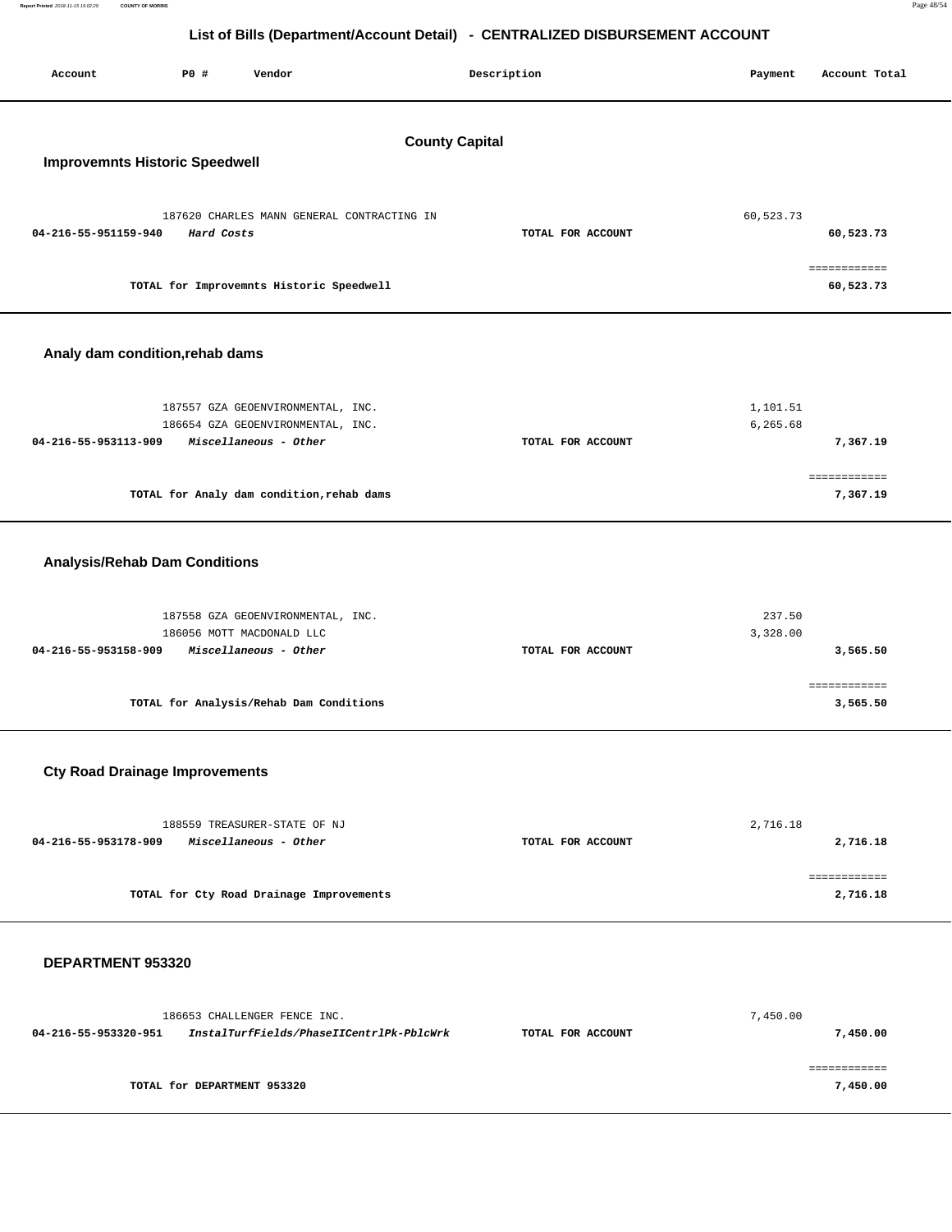# List of Bills (Department/Account Detail) - CENTRALIZED DISBURSEMENT ACCOUNT

| Account | PO # | Vendor | Description | Payment | Account Total |
|---|---|---|---|---|---|

## County Capital

### Improvemnts Historic Speedwell

| Account | PO # | Vendor | Description | Payment | Account Total |
|---|---|---|---|---|---|
| | 187620 | CHARLES MANN GENERAL CONTRACTING IN | | 60,523.73 | |
| **04-216-55-951159-940** | | ***Hard Costs*** | **TOTAL FOR ACCOUNT** | | **60,523.73** |
| | | **TOTAL for Improvemnts Historic Speedwell** | | | **60,523.73** |

### Analy dam condition,rehab dams

| Account | PO # | Vendor | Description | Payment | Account Total |
|---|---|---|---|---|---|
| | 187557 | GZA GEOENVIRONMENTAL, INC. | | 1,101.51 | |
| | 186654 | GZA GEOENVIRONMENTAL, INC. | | 6,265.68 | |
| **04-216-55-953113-909** | | ***Miscellaneous - Other*** | **TOTAL FOR ACCOUNT** | | **7,367.19** |
| | | **TOTAL for Analy dam condition,rehab dams** | | | **7,367.19** |

### Analysis/Rehab Dam Conditions

| Account | PO # | Vendor | Description | Payment | Account Total |
|---|---|---|---|---|---|
| | 187558 | GZA GEOENVIRONMENTAL, INC. | | 237.50 | |
| | 186056 | MOTT MACDONALD LLC | | 3,328.00 | |
| **04-216-55-953158-909** | | ***Miscellaneous - Other*** | **TOTAL FOR ACCOUNT** | | **3,565.50** |
| | | **TOTAL for Analysis/Rehab Dam Conditions** | | | **3,565.50** |

### Cty Road Drainage Improvements

| Account | PO # | Vendor | Description | Payment | Account Total |
|---|---|---|---|---|---|
| | 188559 | TREASURER-STATE OF NJ | | 2,716.18 | |
| **04-216-55-953178-909** | | ***Miscellaneous - Other*** | **TOTAL FOR ACCOUNT** | | **2,716.18** |
| | | **TOTAL for Cty Road Drainage Improvements** | | | **2,716.18** |

### DEPARTMENT 953320

| Account | PO # | Vendor | Description | Payment | Account Total |
|---|---|---|---|---|---|
| | 186653 | CHALLENGER FENCE INC. | | 7,450.00 | |
| **04-216-55-953320-951** | | ***InstalTurfFields/PhaseIICentrlPk-PblcWrk*** | **TOTAL FOR ACCOUNT** | | **7,450.00** |
| | | **TOTAL for DEPARTMENT 953320** | | | **7,450.00** |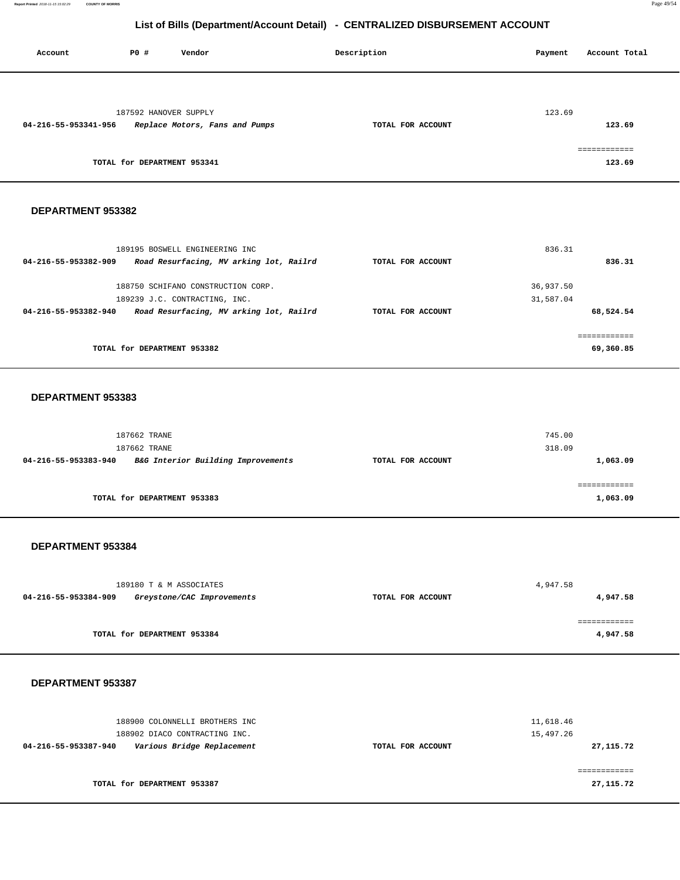# List of Bills (Department/Account Detail) - CENTRALIZED DISBURSEMENT ACCOUNT

| Account | PO # | Vendor | Description | Payment | Account Total |
|---|---|---|---|---|---|
| | 187592 | HANOVER SUPPLY | | 123.69 | |
| 04-216-55-953341-956 | | *Replace Motors, Fans and Pumps* | TOTAL FOR ACCOUNT | | 123.69 |
| | | | | | ============ |
| | | TOTAL for DEPARTMENT 953341 | | | 123.69 |

## DEPARTMENT 953382

| Account | PO # | Vendor | Description | Payment | Account Total |
|---|---|---|---|---|---|
| | 189195 | BOSWELL ENGINEERING INC | | 836.31 | |
| 04-216-55-953382-909 | | *Road Resurfacing, MV arking lot, Railrd* | TOTAL FOR ACCOUNT | | 836.31 |
| | 188750 | SCHIFANO CONSTRUCTION CORP. | | 36,937.50 | |
| | 189239 | J.C. CONTRACTING, INC. | | 31,587.04 | |
| 04-216-55-953382-940 | | *Road Resurfacing, MV arking lot, Railrd* | TOTAL FOR ACCOUNT | | 68,524.54 |
| | | | | | ============ |
| | | TOTAL for DEPARTMENT 953382 | | | 69,360.85 |

## DEPARTMENT 953383

| Account | PO # | Vendor | Description | Payment | Account Total |
|---|---|---|---|---|---|
| | 187662 | TRANE | | 745.00 | |
| | 187662 | TRANE | | 318.09 | |
| 04-216-55-953383-940 | | *B&G Interior Building Improvements* | TOTAL FOR ACCOUNT | | 1,063.09 |
| | | | | | ============ |
| | | TOTAL for DEPARTMENT 953383 | | | 1,063.09 |

## DEPARTMENT 953384

| Account | PO # | Vendor | Description | Payment | Account Total |
|---|---|---|---|---|---|
| | 189180 | T & M ASSOCIATES | | 4,947.58 | |
| 04-216-55-953384-909 | | *Greystone/CAC Improvements* | TOTAL FOR ACCOUNT | | 4,947.58 |
| | | | | | ============ |
| | | TOTAL for DEPARTMENT 953384 | | | 4,947.58 |

## DEPARTMENT 953387

| Account | PO # | Vendor | Description | Payment | Account Total |
|---|---|---|---|---|---|
| | 188900 | COLONNELLI BROTHERS INC | | 11,618.46 | |
| | 188902 | DIACO CONTRACTING INC. | | 15,497.26 | |
| 04-216-55-953387-940 | | *Various Bridge Replacement* | TOTAL FOR ACCOUNT | | 27,115.72 |
| | | | | | ============ |
| | | TOTAL for DEPARTMENT 953387 | | | 27,115.72 |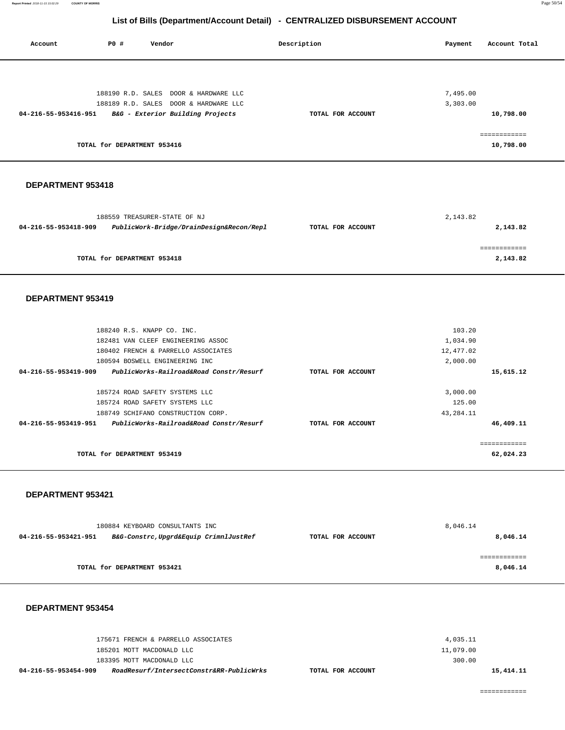## List of Bills (Department/Account Detail) - CENTRALIZED DISBURSEMENT ACCOUNT

| Account | PO # | Vendor | Description | Payment | Account Total |
|---|---|---|---|---|---|
| | 188190 | R.D. SALES DOOR & HARDWARE LLC | | 7,495.00 | |
| | 188189 | R.D. SALES DOOR & HARDWARE LLC | | 3,303.00 | |
| 04-216-55-953416-951 | | *B&G - Exterior Building Projects* | TOTAL FOR ACCOUNT | | 10,798.00 |
| | | | | | ============ |
| | | TOTAL for DEPARTMENT 953416 | | | 10,798.00 |

### DEPARTMENT 953418

| Account | PO # | Vendor | Description | Payment | Account Total |
|---|---|---|---|---|---|
| | 188559 | TREASURER-STATE OF NJ | | 2,143.82 | |
| 04-216-55-953418-909 | | *PublicWork-Bridge/DrainDesign&Recon/Repl* | TOTAL FOR ACCOUNT | | 2,143.82 |
| | | | | | ============ |
| | | TOTAL for DEPARTMENT 953418 | | | 2,143.82 |

### DEPARTMENT 953419

| Account | PO # | Vendor | Description | Payment | Account Total |
|---|---|---|---|---|---|
| | 188240 | R.S. KNAPP CO. INC. | | 103.20 | |
| | 182481 | VAN CLEEF ENGINEERING ASSOC | | 1,034.90 | |
| | 180402 | FRENCH & PARRELLO ASSOCIATES | | 12,477.02 | |
| | 180594 | BOSWELL ENGINEERING INC | | 2,000.00 | |
| 04-216-55-953419-909 | | *PublicWorks-Railroad&Road Constr/Resurf* | TOTAL FOR ACCOUNT | | 15,615.12 |
| | 185724 | ROAD SAFETY SYSTEMS LLC | | 3,000.00 | |
| | 185724 | ROAD SAFETY SYSTEMS LLC | | 125.00 | |
| | 188749 | SCHIFANO CONSTRUCTION CORP. | | 43,284.11 | |
| 04-216-55-953419-951 | | *PublicWorks-Railroad&Road Constr/Resurf* | TOTAL FOR ACCOUNT | | 46,409.11 |
| | | | | | ============ |
| | | TOTAL for DEPARTMENT 953419 | | | 62,024.23 |

### DEPARTMENT 953421

| Account | PO # | Vendor | Description | Payment | Account Total |
|---|---|---|---|---|---|
| | 180884 | KEYBOARD CONSULTANTS INC | | 8,046.14 | |
| 04-216-55-953421-951 | | *B&G-Constrc,Upgrd&Equip CrimnlJustRef* | TOTAL FOR ACCOUNT | | 8,046.14 |
| | | | | | ============ |
| | | TOTAL for DEPARTMENT 953421 | | | 8,046.14 |

### DEPARTMENT 953454

| Account | PO # | Vendor | Description | Payment | Account Total |
|---|---|---|---|---|---|
| | 175671 | FRENCH & PARRELLO ASSOCIATES | | 4,035.11 | |
| | 185201 | MOTT MACDONALD LLC | | 11,079.00 | |
| | 183395 | MOTT MACDONALD LLC | | 300.00 | |
| 04-216-55-953454-909 | | *RoadResurf/IntersectConstr&RR-PublicWrks* | TOTAL FOR ACCOUNT | | 15,414.11 |
| | | | | | ============ |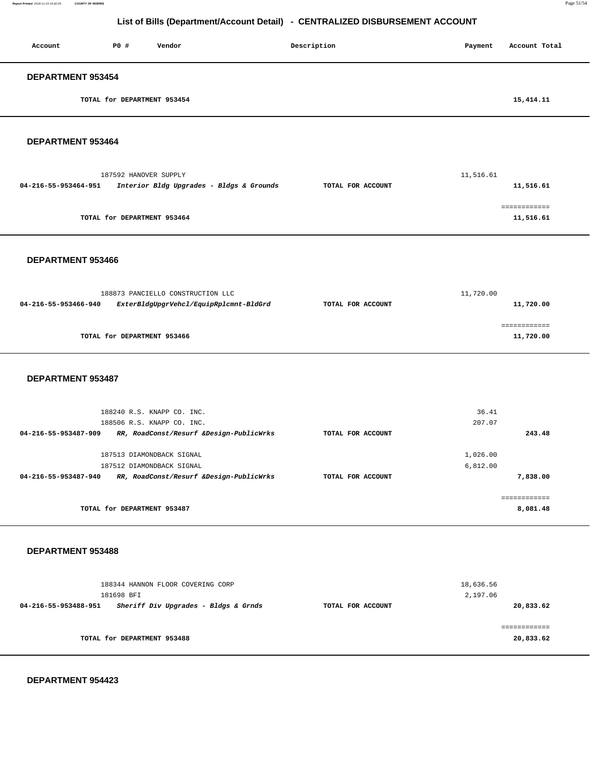## List of Bills (Department/Account Detail) - CENTRALIZED DISBURSEMENT ACCOUNT

| Account | PO # | Vendor | Description | Payment | Account Total |
|---|---|---|---|---|---|

### DEPARTMENT 953454

| | | |
|---|---|---|
| TOTAL for DEPARTMENT 953454 | | 15,414.11 |

### DEPARTMENT 953464

| Account | PO # / Vendor | Description | Payment | Account Total |
|---|---|---|---|---|
| | 187592 HANOVER SUPPLY | | 11,516.61 | |
| 04-216-55-953464-951 | *Interior Bldg Upgrades - Bldgs & Grounds* | TOTAL FOR ACCOUNT | | 11,516.61 |
| | TOTAL for DEPARTMENT 953464 | | | 11,516.61 |

### DEPARTMENT 953466

| Account | PO # / Vendor | Description | Payment | Account Total |
|---|---|---|---|---|
| | 188873 PANCIELLO CONSTRUCTION LLC | | 11,720.00 | |
| 04-216-55-953466-940 | *ExterBldgUpgrVehcl/EquipRplcmnt-BldGrd* | TOTAL FOR ACCOUNT | | 11,720.00 |
| | TOTAL for DEPARTMENT 953466 | | | 11,720.00 |

### DEPARTMENT 953487

| Account | PO # / Vendor | Description | Payment | Account Total |
|---|---|---|---|---|
| | 188240 R.S. KNAPP CO. INC. | | 36.41 | |
| | 188506 R.S. KNAPP CO. INC. | | 207.07 | |
| 04-216-55-953487-909 | *RR, RoadConst/Resurf &Design-PublicWrks* | TOTAL FOR ACCOUNT | | 243.48 |
| | 187513 DIAMONDBACK SIGNAL | | 1,026.00 | |
| | 187512 DIAMONDBACK SIGNAL | | 6,812.00 | |
| 04-216-55-953487-940 | *RR, RoadConst/Resurf &Design-PublicWrks* | TOTAL FOR ACCOUNT | | 7,838.00 |
| | TOTAL for DEPARTMENT 953487 | | | 8,081.48 |

### DEPARTMENT 953488

| Account | PO # / Vendor | Description | Payment | Account Total |
|---|---|---|---|---|
| | 188344 HANNON FLOOR COVERING CORP | | 18,636.56 | |
| | 181698 BFI | | 2,197.06 | |
| 04-216-55-953488-951 | *Sheriff Div Upgrades - Bldgs & Grnds* | TOTAL FOR ACCOUNT | | 20,833.62 |
| | TOTAL for DEPARTMENT 953488 | | | 20,833.62 |

### DEPARTMENT 954423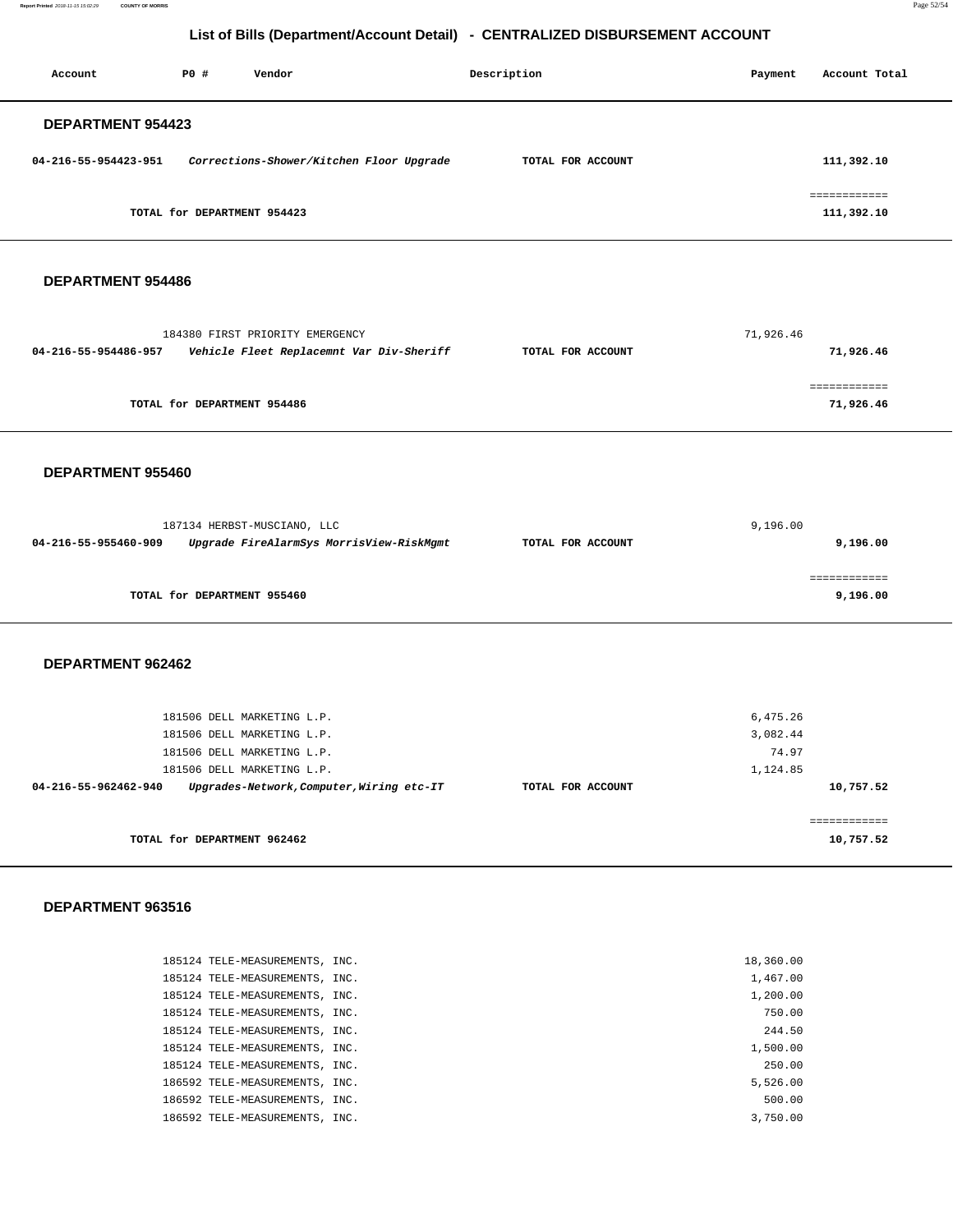# List of Bills (Department/Account Detail) - CENTRALIZED DISBURSEMENT ACCOUNT

| Account | PO # | Vendor | Description | Payment | Account Total |
|---|---|---|---|---|---|

## DEPARTMENT 954423

| Account | PO # | Vendor | Description | Payment | Account Total |
|---|---|---|---|---|---|
| 04-216-55-954423-951 | | *Corrections-Shower/Kitchen Floor Upgrade* | TOTAL FOR ACCOUNT | | 111,392.10 |
| | | | | | ============ |
| | TOTAL for DEPARTMENT 954423 | | | | 111,392.10 |

## DEPARTMENT 954486

| Account | PO # | Vendor | Description | Payment | Account Total |
|---|---|---|---|---|---|
| | 184380 | FIRST PRIORITY EMERGENCY | | 71,926.46 | |
| 04-216-55-954486-957 | | *Vehicle Fleet Replacemnt Var Div-Sheriff* | TOTAL FOR ACCOUNT | | 71,926.46 |
| | | | | | ============ |
| | TOTAL for DEPARTMENT 954486 | | | | 71,926.46 |

## DEPARTMENT 955460

| Account | PO # | Vendor | Description | Payment | Account Total |
|---|---|---|---|---|---|
| | 187134 | HERBST-MUSCIANO, LLC | | 9,196.00 | |
| 04-216-55-955460-909 | | *Upgrade FireAlarmSys MorrisView-RiskMgmt* | TOTAL FOR ACCOUNT | | 9,196.00 |
| | | | | | ============ |
| | TOTAL for DEPARTMENT 955460 | | | | 9,196.00 |

## DEPARTMENT 962462

| Account | PO # | Vendor | Description | Payment | Account Total |
|---|---|---|---|---|---|
| | 181506 | DELL MARKETING L.P. | | 6,475.26 | |
| | 181506 | DELL MARKETING L.P. | | 3,082.44 | |
| | 181506 | DELL MARKETING L.P. | | 74.97 | |
| | 181506 | DELL MARKETING L.P. | | 1,124.85 | |
| 04-216-55-962462-940 | | *Upgrades-Network,Computer,Wiring etc-IT* | TOTAL FOR ACCOUNT | | 10,757.52 |
| | | | | | ============ |
| | TOTAL for DEPARTMENT 962462 | | | | 10,757.52 |

## DEPARTMENT 963516

| Account | PO # | Vendor | Description | Payment | Account Total |
|---|---|---|---|---|---|
| | 185124 | TELE-MEASUREMENTS, INC. | | 18,360.00 | |
| | 185124 | TELE-MEASUREMENTS, INC. | | 1,467.00 | |
| | 185124 | TELE-MEASUREMENTS, INC. | | 1,200.00 | |
| | 185124 | TELE-MEASUREMENTS, INC. | | 750.00 | |
| | 185124 | TELE-MEASUREMENTS, INC. | | 244.50 | |
| | 185124 | TELE-MEASUREMENTS, INC. | | 1,500.00 | |
| | 185124 | TELE-MEASUREMENTS, INC. | | 250.00 | |
| | 186592 | TELE-MEASUREMENTS, INC. | | 5,526.00 | |
| | 186592 | TELE-MEASUREMENTS, INC. | | 500.00 | |
| | 186592 | TELE-MEASUREMENTS, INC. | | 3,750.00 | |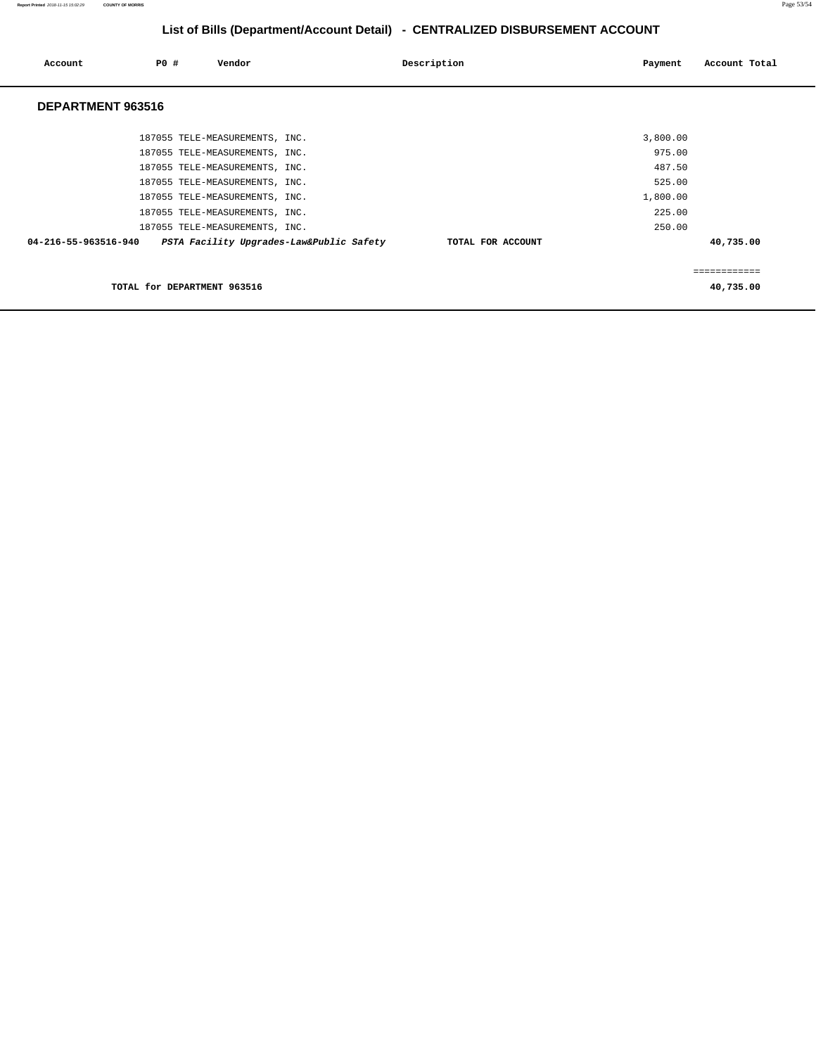# List of Bills (Department/Account Detail) - CENTRALIZED DISBURSEMENT ACCOUNT

| Account | PO # | Vendor | Description | Payment | Account Total |
|---|---|---|---|---|---|
| **DEPARTMENT 963516** | | | | | |
| | 187055 | TELE-MEASUREMENTS, INC. | | 3,800.00 | |
| | 187055 | TELE-MEASUREMENTS, INC. | | 975.00 | |
| | 187055 | TELE-MEASUREMENTS, INC. | | 487.50 | |
| | 187055 | TELE-MEASUREMENTS, INC. | | 525.00 | |
| | 187055 | TELE-MEASUREMENTS, INC. | | 1,800.00 | |
| | 187055 | TELE-MEASUREMENTS, INC. | | 225.00 | |
| | 187055 | TELE-MEASUREMENTS, INC. | | 250.00 | |
| **04-216-55-963516-940** | | ***PSTA Facility Upgrades-Law&Public Safety*** | **TOTAL FOR ACCOUNT** | | **40,735.00** |
| | | | | | ============ |
| | **TOTAL for DEPARTMENT 963516** | | | | **40,735.00** |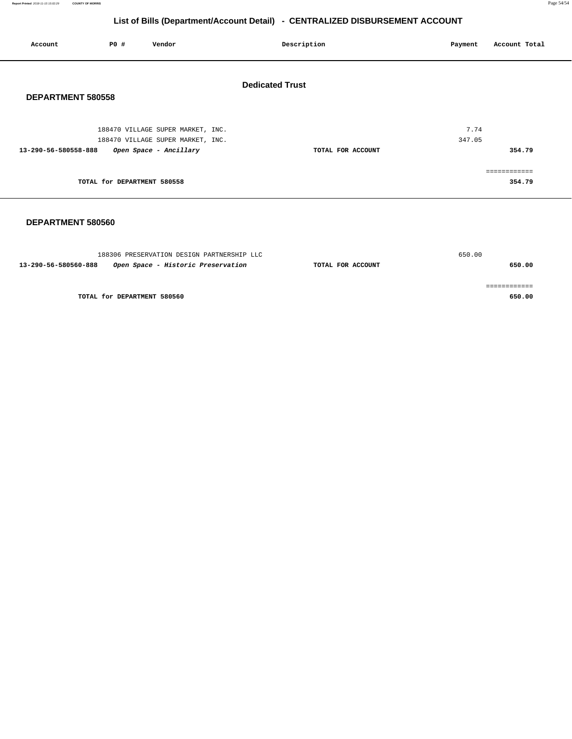# List of Bills (Department/Account Detail) - CENTRALIZED DISBURSEMENT ACCOUNT

| Account | PO # | Vendor | Description | Payment | Account Total |
|---|---|---|---|---|---|

## Dedicated Trust

### DEPARTMENT 580558

| Account | PO # | Vendor | Description | Payment | Account Total |
|---|---|---|---|---|---|
| | 188470 | VILLAGE SUPER MARKET, INC. | | 7.74 | |
| | 188470 | VILLAGE SUPER MARKET, INC. | | 347.05 | |
| **13-290-56-580558-888** | | ***Open Space - Ancillary*** | **TOTAL FOR ACCOUNT** | | **354.79** |

============

**TOTAL for DEPARTMENT 580558** **354.79**

### DEPARTMENT 580560

| Account | PO # | Vendor | Description | Payment | Account Total |
|---|---|---|---|---|---|
| | 188306 | PRESERVATION DESIGN PARTNERSHIP LLC | | 650.00 | |
| **13-290-56-580560-888** | | ***Open Space - Historic Preservation*** | **TOTAL FOR ACCOUNT** | | **650.00** |

============

**TOTAL for DEPARTMENT 580560** **650.00**